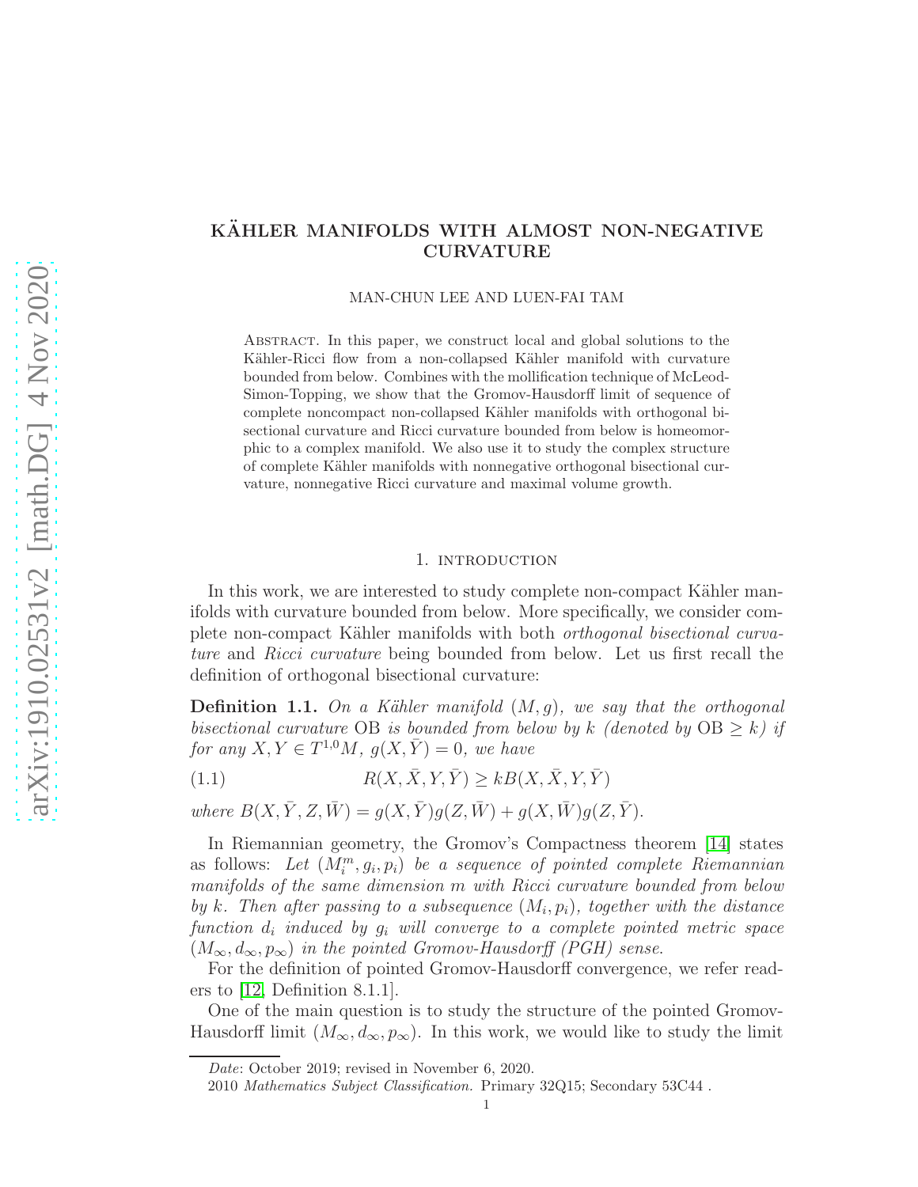# KÄHLER MANIFOLDS WITH ALMOST NON-NEGATIVE CURVATURE

MAN-CHUN LEE AND LUEN-FAI TAM

Abstract. In this paper, we construct local and global solutions to the Kähler-Ricci flow from a non-collapsed Kähler manifold with curvature bounded from below. Combines with the mollification technique of McLeod-Simon-Topping, we show that the Gromov-Hausdorff limit of sequence of complete noncompact non-collapsed Kähler manifolds with orthogonal bisectional curvature and Ricci curvature bounded from below is homeomorphic to a complex manifold. We also use it to study the complex structure of complete Kähler manifolds with nonnegative orthogonal bisectional curvature, nonnegative Ricci curvature and maximal volume growth.

## 1. introduction

In this work, we are interested to study complete non-compact Kähler manifolds with curvature bounded from below. More specifically, we consider complete non-compact Kähler manifolds with both *orthogonal bisectional curvature* and *Ricci curvature* being bounded from below. Let us first recall the definition of orthogonal bisectional curvature:

**Definition 1.1.** *On a Kähler manifold $(M, g)$, we say that the orthogonal bisectional curvature* OB *is bounded from below by $k$ (denoted by $\mathrm{OB} \geq k$) if for any $X, Y \in T^{1,0}M$, $g(X, \bar{Y}) = 0$, we have*

$$R(X, \bar{X}, Y, \bar{Y}) \geq kB(X, \bar{X}, Y, \bar{Y}) \tag{1.1}$$

*where $B(X, \bar{Y}, Z, \bar{W}) = g(X, \bar{Y})g(Z, \bar{W}) + g(X, \bar{W})g(Z, \bar{Y})$.*

In Riemannian geometry, the Gromov's Compactness theorem [14] states as follows: *Let $(M_i^m, g_i, p_i)$ be a sequence of pointed complete Riemannian manifolds of the same dimension $m$ with Ricci curvature bounded from below by $k$. Then after passing to a subsequence $(M_i, p_i)$, together with the distance function $d_i$ induced by $g_i$ will converge to a complete pointed metric space $(M_\infty, d_\infty, p_\infty)$ in the pointed Gromov-Hausdorff (PGH) sense.*

For the definition of pointed Gromov-Hausdorff convergence, we refer readers to [12, Definition 8.1.1].

One of the main question is to study the structure of the pointed Gromov-Hausdorff limit $(M_\infty, d_\infty, p_\infty)$. In this work, we would like to study the limit

---

*Date*: October 2019; revised in November 6, 2020.

2010 *Mathematics Subject Classification.* Primary 32Q15; Secondary 53C44 .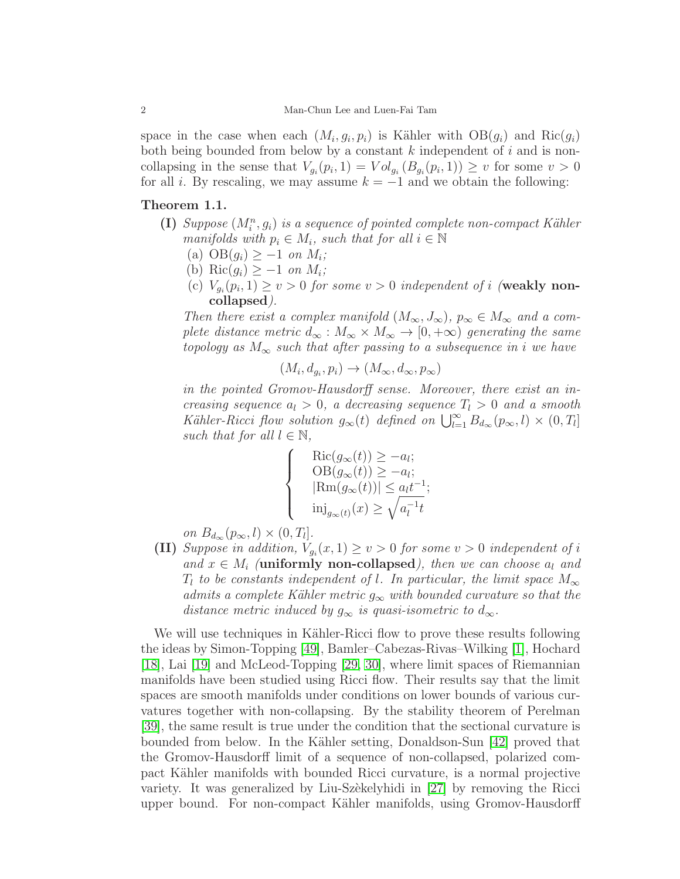space in the case when each $(M_i, g_i, p_i)$ is Kähler with $\mathrm{OB}(g_i)$ and $\mathrm{Ric}(g_i)$ both being bounded from below by a constant $k$ independent of $i$ and is non-collapsing in the sense that $V_{g_i}(p_i, 1) = Vol_{g_i}(B_{g_i}(p_i, 1)) \geq v$ for some $v > 0$ for all $i$. By rescaling, we may assume $k = -1$ and we obtain the following:

**Theorem 1.1.**

**(I)** *Suppose $(M_i^n, g_i)$ is a sequence of pointed complete non-compact Kähler manifolds with $p_i \in M_i$, such that for all $i \in \mathbb{N}$*

(a) $\mathrm{OB}(g_i) \geq -1$ *on* $M_i$*;*

(b) $\mathrm{Ric}(g_i) \geq -1$ *on* $M_i$*;*

(c) $V_{g_i}(p_i, 1) \geq v > 0$ *for some $v > 0$ independent of $i$ (***weakly non-collapsed***).*

*Then there exist a complex manifold $(M_\infty, J_\infty)$, $p_\infty \in M_\infty$ and a complete distance metric $d_\infty : M_\infty \times M_\infty \to [0, +\infty)$ generating the same topology as $M_\infty$ such that after passing to a subsequence in $i$ we have*

$$(M_i, d_{g_i}, p_i) \to (M_\infty, d_\infty, p_\infty)$$

*in the pointed Gromov-Hausdorff sense. Moreover, there exist an increasing sequence $a_l > 0$, a decreasing sequence $T_l > 0$ and a smooth Kähler-Ricci flow solution $g_\infty(t)$ defined on $\bigcup_{l=1}^\infty B_{d_\infty}(p_\infty, l) \times (0, T_l]$ such that for all $l \in \mathbb{N}$,*

$$\begin{cases} \mathrm{Ric}(g_\infty(t)) \geq -a_l; \\ \mathrm{OB}(g_\infty(t)) \geq -a_l; \\ |\mathrm{Rm}(g_\infty(t))| \leq a_l t^{-1}; \\ \mathrm{inj}_{g_\infty(t)}(x) \geq \sqrt{a_l^{-1} t} \end{cases}$$

*on $B_{d_\infty}(p_\infty, l) \times (0, T_l]$.*

**(II)** *Suppose in addition, $V_{g_i}(x, 1) \geq v > 0$ for some $v > 0$ independent of $i$ and $x \in M_i$ (***uniformly non-collapsed***), then we can choose $a_l$ and $T_l$ to be constants independent of $l$. In particular, the limit space $M_\infty$ admits a complete Kähler metric $g_\infty$ with bounded curvature so that the distance metric induced by $g_\infty$ is quasi-isometric to $d_\infty$.*

We will use techniques in Kähler-Ricci flow to prove these results following the ideas by Simon-Topping [49], Bamler–Cabezas-Rivas–Wilking [1], Hochard [18], Lai [19] and McLeod-Topping [29, 30], where limit spaces of Riemannian manifolds have been studied using Ricci flow. Their results say that the limit spaces are smooth manifolds under conditions on lower bounds of various curvatures together with non-collapsing. By the stability theorem of Perelman [39], the same result is true under the condition that the sectional curvature is bounded from below. In the Kähler setting, Donaldson-Sun [42] proved that the Gromov-Hausdorff limit of a sequence of non-collapsed, polarized compact Kähler manifolds with bounded Ricci curvature, is a normal projective variety. It was generalized by Liu-Szèkelyhidi in [27] by removing the Ricci upper bound. For non-compact Kähler manifolds, using Gromov-Hausdorff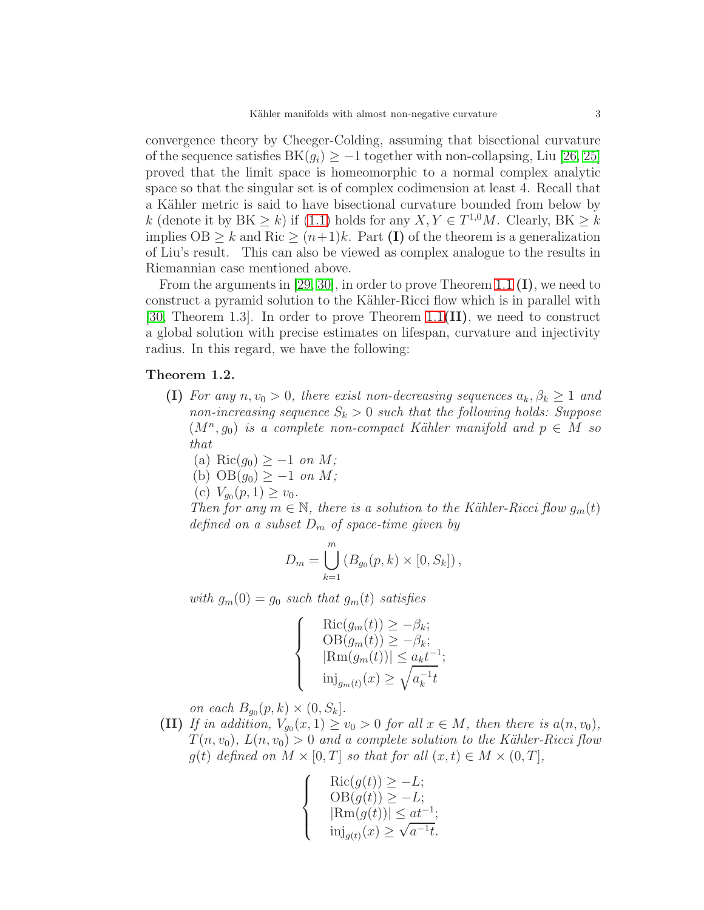convergence theory by Cheeger-Colding, assuming that bisectional curvature of the sequence satisfies $\mathrm{BK}(g_i) \geq -1$ together with non-collapsing, Liu [26, 25] proved that the limit space is homeomorphic to a normal complex analytic space so that the singular set is of complex codimension at least 4. Recall that a Kähler metric is said to have bisectional curvature bounded from below by $k$ (denote it by $\mathrm{BK} \geq k$) if (1.1) holds for any $X, Y \in T^{1,0}M$. Clearly, $\mathrm{BK} \geq k$ implies $\mathrm{OB} \geq k$ and $\mathrm{Ric} \geq (n+1)k$. Part **(I)** of the theorem is a generalization of Liu's result. This can also be viewed as complex analogue to the results in Riemannian case mentioned above.

From the arguments in [29, 30], in order to prove Theorem 1.1 **(I)**, we need to construct a pyramid solution to the Kähler-Ricci flow which is in parallel with [30, Theorem 1.3]. In order to prove Theorem 1.1**(II)**, we need to construct a global solution with precise estimates on lifespan, curvature and injectivity radius. In this regard, we have the following:

**Theorem 1.2.**

**(I)** *For any $n, v_0 > 0$, there exist non-decreasing sequences $a_k, \beta_k \geq 1$ and non-increasing sequence $S_k > 0$ such that the following holds: Suppose $(M^n, g_0)$ is a complete non-compact Kähler manifold and $p \in M$ so that*

(a) $\mathrm{Ric}(g_0) \geq -1$ *on* $M$*;*
(b) $\mathrm{OB}(g_0) \geq -1$ *on* $M$*;*
(c) $V_{g_0}(p, 1) \geq v_0$.

*Then for any $m \in \mathbb{N}$, there is a solution to the Kähler-Ricci flow $g_m(t)$ defined on a subset $D_m$ of space-time given by*

$$D_m = \bigcup_{k=1}^{m} \left( B_{g_0}(p, k) \times [0, S_k] \right),$$

*with $g_m(0) = g_0$ such that $g_m(t)$ satisfies*

$$\left\{ \begin{array}{l} \mathrm{Ric}(g_m(t)) \geq -\beta_k; \\ \mathrm{OB}(g_m(t)) \geq -\beta_k; \\ |\mathrm{Rm}(g_m(t))| \leq a_k t^{-1}; \\ \mathrm{inj}_{g_m(t)}(x) \geq \sqrt{a_k^{-1} t} \end{array} \right.$$

*on each $B_{g_0}(p, k) \times (0, S_k]$.*

**(II)** *If in addition, $V_{g_0}(x, 1) \geq v_0 > 0$ for all $x \in M$, then there is $a(n, v_0)$, $T(n, v_0)$, $L(n, v_0) > 0$ and a complete solution to the Kähler-Ricci flow $g(t)$ defined on $M \times [0, T]$ so that for all $(x, t) \in M \times (0, T]$,*

$$\left\{ \begin{array}{l} \mathrm{Ric}(g(t)) \geq -L; \\ \mathrm{OB}(g(t)) \geq -L; \\ |\mathrm{Rm}(g(t))| \leq a t^{-1}; \\ \mathrm{inj}_{g(t)}(x) \geq \sqrt{a^{-1} t}. \end{array} \right.$$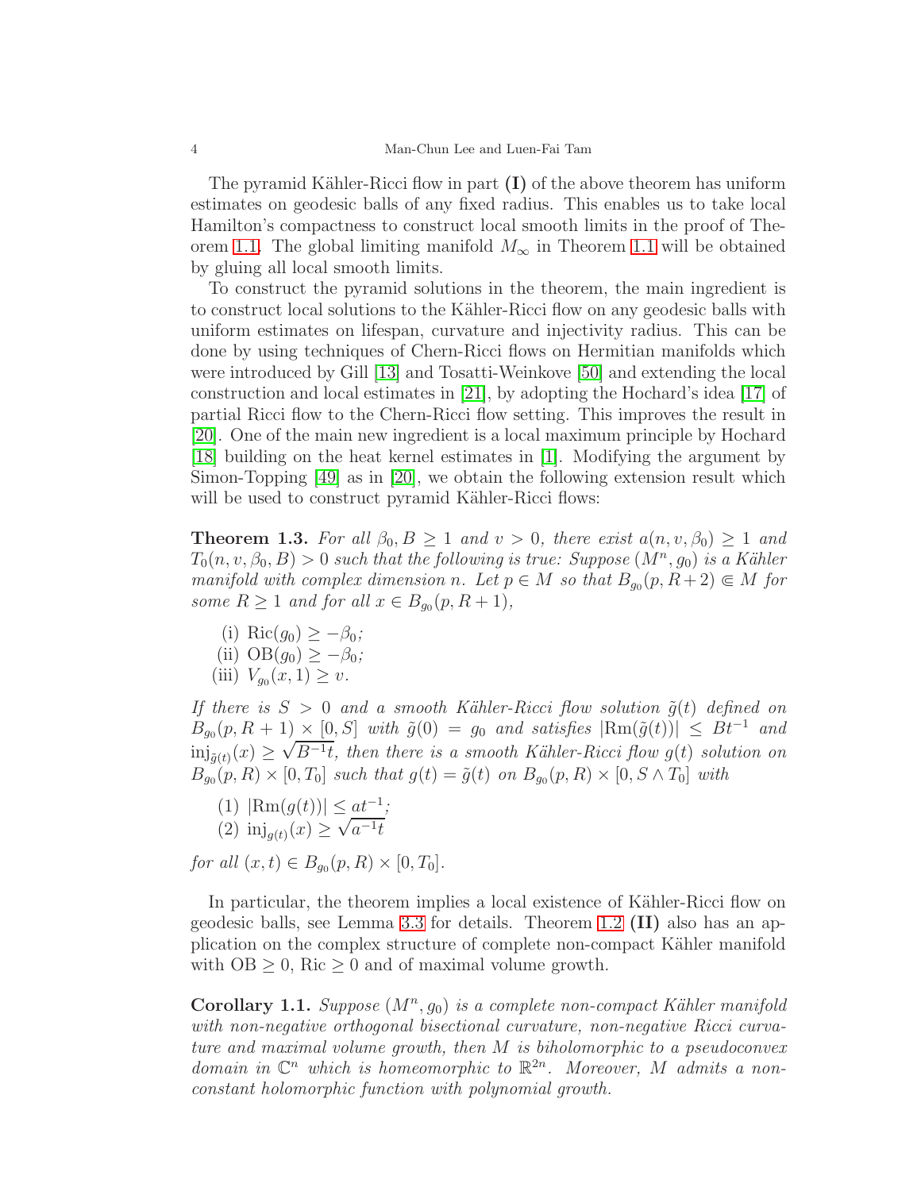The pyramid Kähler-Ricci flow in part **(I)** of the above theorem has uniform estimates on geodesic balls of any fixed radius. This enables us to take local Hamilton's compactness to construct local smooth limits in the proof of Theorem 1.1. The global limiting manifold $M_\infty$ in Theorem 1.1 will be obtained by gluing all local smooth limits.

To construct the pyramid solutions in the theorem, the main ingredient is to construct local solutions to the Kähler-Ricci flow on any geodesic balls with uniform estimates on lifespan, curvature and injectivity radius. This can be done by using techniques of Chern-Ricci flows on Hermitian manifolds which were introduced by Gill [13] and Tosatti-Weinkove [50] and extending the local construction and local estimates in [21], by adopting the Hochard's idea [17] of partial Ricci flow to the Chern-Ricci flow setting. This improves the result in [20]. One of the main new ingredient is a local maximum principle by Hochard [18] building on the heat kernel estimates in [1]. Modifying the argument by Simon-Topping [49] as in [20], we obtain the following extension result which will be used to construct pyramid Kähler-Ricci flows:

**Theorem 1.3.** *For all $\beta_0, B \geq 1$ and $v > 0$, there exist $a(n, v, \beta_0) \geq 1$ and $T_0(n, v, \beta_0, B) > 0$ such that the following is true: Suppose $(M^n, g_0)$ is a Kähler manifold with complex dimension $n$. Let $p \in M$ so that $B_{g_0}(p, R+2) \Subset M$ for some $R \geq 1$ and for all $x \in B_{g_0}(p, R+1)$,*

(i) $\mathrm{Ric}(g_0) \geq -\beta_0$;
(ii) $\mathrm{OB}(g_0) \geq -\beta_0$;
(iii) $V_{g_0}(x, 1) \geq v$.

*If there is $S > 0$ and a smooth Kähler-Ricci flow solution $\tilde{g}(t)$ defined on $B_{g_0}(p, R+1) \times [0, S]$ with $\tilde{g}(0) = g_0$ and satisfies $|\mathrm{Rm}(\tilde{g}(t))| \leq Bt^{-1}$ and $\mathrm{inj}_{\tilde{g}(t)}(x) \geq \sqrt{B^{-1}t}$, then there is a smooth Kähler-Ricci flow $g(t)$ solution on $B_{g_0}(p, R) \times [0, T_0]$ such that $g(t) = \tilde{g}(t)$ on $B_{g_0}(p, R) \times [0, S \wedge T_0]$ with*

(1) $|\mathrm{Rm}(g(t))| \leq at^{-1}$;
(2) $\mathrm{inj}_{g(t)}(x) \geq \sqrt{a^{-1}t}$

*for all $(x, t) \in B_{g_0}(p, R) \times [0, T_0]$.*

In particular, the theorem implies a local existence of Kähler-Ricci flow on geodesic balls, see Lemma 3.3 for details. Theorem 1.2 **(II)** also has an application on the complex structure of complete non-compact Kähler manifold with $\mathrm{OB} \geq 0$, $\mathrm{Ric} \geq 0$ and of maximal volume growth.

**Corollary 1.1.** *Suppose $(M^n, g_0)$ is a complete non-compact Kähler manifold with non-negative orthogonal bisectional curvature, non-negative Ricci curvature and maximal volume growth, then $M$ is biholomorphic to a pseudoconvex domain in $\mathbb{C}^n$ which is homeomorphic to $\mathbb{R}^{2n}$. Moreover, $M$ admits a non-constant holomorphic function with polynomial growth.*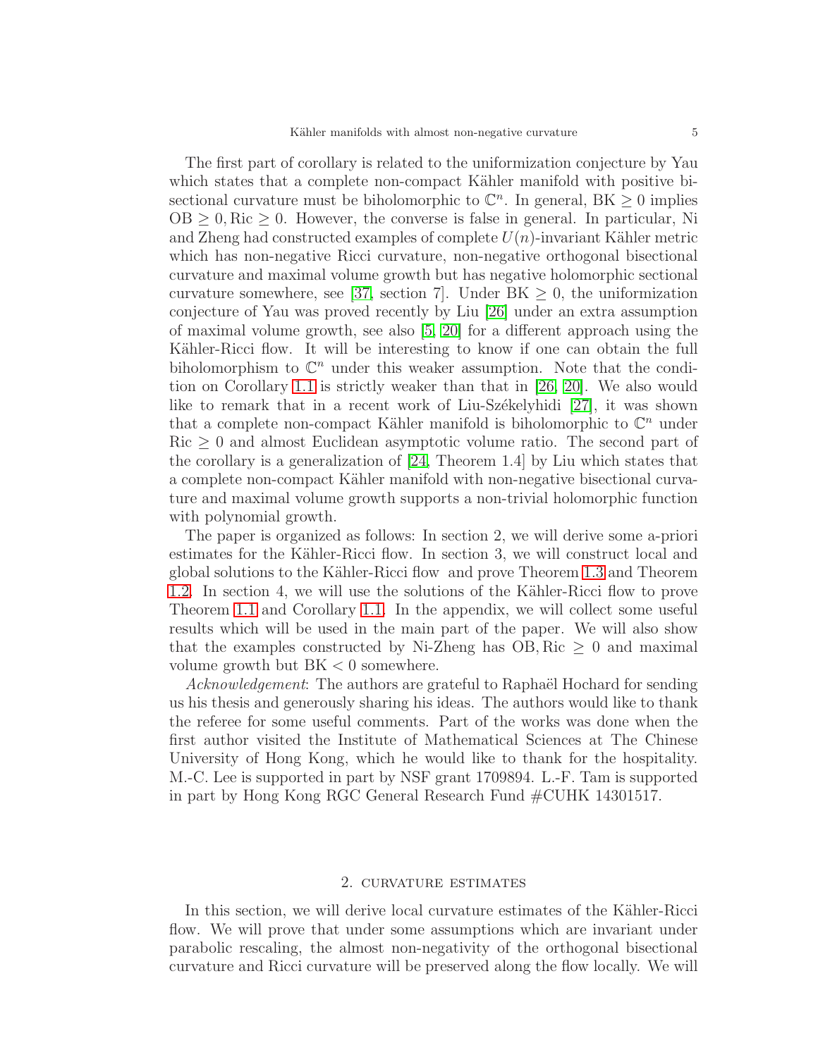The first part of corollary is related to the uniformization conjecture by Yau which states that a complete non-compact Kähler manifold with positive bisectional curvature must be biholomorphic to $\mathbb{C}^n$. In general, $\mathrm{BK} \geq 0$ implies $\mathrm{OB} \geq 0, \mathrm{Ric} \geq 0$. However, the converse is false in general. In particular, Ni and Zheng had constructed examples of complete $U(n)$-invariant Kähler metric which has non-negative Ricci curvature, non-negative orthogonal bisectional curvature and maximal volume growth but has negative holomorphic sectional curvature somewhere, see [37, section 7]. Under $\mathrm{BK} \geq 0$, the uniformization conjecture of Yau was proved recently by Liu [26] under an extra assumption of maximal volume growth, see also [5, 20] for a different approach using the Kähler-Ricci flow. It will be interesting to know if one can obtain the full biholomorphism to $\mathbb{C}^n$ under this weaker assumption. Note that the condition on Corollary 1.1 is strictly weaker than that in [26, 20]. We also would like to remark that in a recent work of Liu-Székelyhidi [27], it was shown that a complete non-compact Kähler manifold is biholomorphic to $\mathbb{C}^n$ under $\mathrm{Ric} \geq 0$ and almost Euclidean asymptotic volume ratio. The second part of the corollary is a generalization of [24, Theorem 1.4] by Liu which states that a complete non-compact Kähler manifold with non-negative bisectional curvature and maximal volume growth supports a non-trivial holomorphic function with polynomial growth.

The paper is organized as follows: In section 2, we will derive some a-priori estimates for the Kähler-Ricci flow. In section 3, we will construct local and global solutions to the Kähler-Ricci flow and prove Theorem 1.3 and Theorem 1.2. In section 4, we will use the solutions of the Kähler-Ricci flow to prove Theorem 1.1 and Corollary 1.1. In the appendix, we will collect some useful results which will be used in the main part of the paper. We will also show that the examples constructed by Ni-Zheng has $\mathrm{OB}, \mathrm{Ric} \geq 0$ and maximal volume growth but $\mathrm{BK} < 0$ somewhere.

*Acknowledgement*: The authors are grateful to Raphaël Hochard for sending us his thesis and generously sharing his ideas. The authors would like to thank the referee for some useful comments. Part of the works was done when the first author visited the Institute of Mathematical Sciences at The Chinese University of Hong Kong, which he would like to thank for the hospitality. M.-C. Lee is supported in part by NSF grant 1709894. L.-F. Tam is supported in part by Hong Kong RGC General Research Fund #CUHK 14301517.

## 2. Curvature estimates

In this section, we will derive local curvature estimates of the Kähler-Ricci flow. We will prove that under some assumptions which are invariant under parabolic rescaling, the almost non-negativity of the orthogonal bisectional curvature and Ricci curvature will be preserved along the flow locally. We will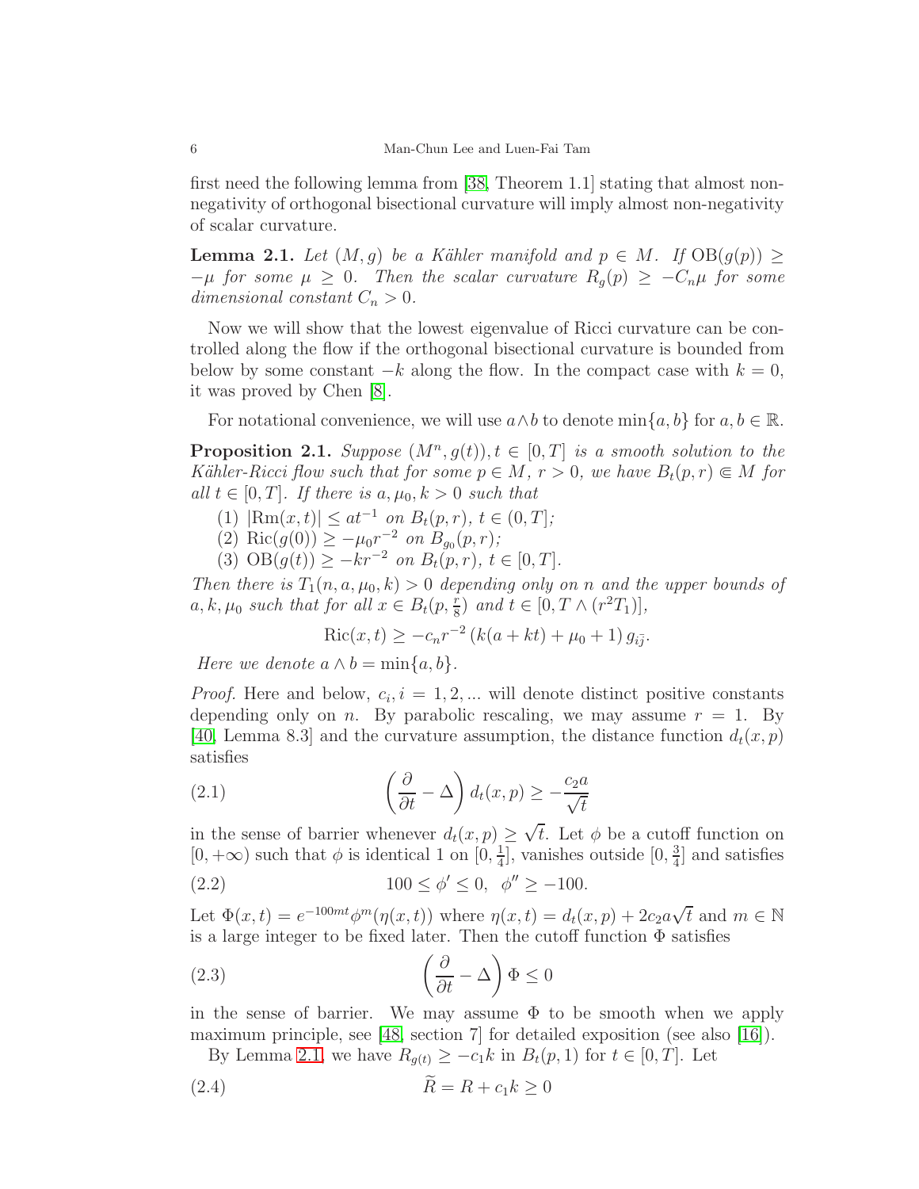first need the following lemma from [38, Theorem 1.1] stating that almost non-negativity of orthogonal bisectional curvature will imply almost non-negativity of scalar curvature.

**Lemma 2.1.** *Let $(M, g)$ be a Kähler manifold and $p \in M$. If $\mathrm{OB}(g(p)) \geq -\mu$ for some $\mu \geq 0$. Then the scalar curvature $R_g(p) \geq -C_n\mu$ for some dimensional constant $C_n > 0$.*

Now we will show that the lowest eigenvalue of Ricci curvature can be controlled along the flow if the orthogonal bisectional curvature is bounded from below by some constant $-k$ along the flow. In the compact case with $k = 0$, it was proved by Chen [8].

For notational convenience, we will use $a \wedge b$ to denote $\min\{a, b\}$ for $a, b \in \mathbb{R}$.

**Proposition 2.1.** *Suppose $(M^n, g(t)), t \in [0, T]$ is a smooth solution to the Kähler-Ricci flow such that for some $p \in M$, $r > 0$, we have $B_t(p, r) \Subset M$ for all $t \in [0, T]$. If there is $a, \mu_0, k > 0$ such that*

1. *$|\mathrm{Rm}(x, t)| \leq at^{-1}$ on $B_t(p, r)$, $t \in (0, T]$;*
2. *$\mathrm{Ric}(g(0)) \geq -\mu_0 r^{-2}$ on $B_{g_0}(p, r)$;*
3. *$\mathrm{OB}(g(t)) \geq -kr^{-2}$ on $B_t(p, r)$, $t \in [0, T]$.*

*Then there is $T_1(n, a, \mu_0, k) > 0$ depending only on $n$ and the upper bounds of $a, k, \mu_0$ such that for all $x \in B_t(p, \frac{r}{8})$ and $t \in [0, T \wedge (r^2 T_1)]$,*

$$\mathrm{Ric}(x, t) \geq -c_n r^{-2} \left(k(a + kt) + \mu_0 + 1\right) g_{i\bar{j}}.$$

*Here we denote $a \wedge b = \min\{a, b\}$.*

*Proof.* Here and below, $c_i, i = 1, 2, ...$ will denote distinct positive constants depending only on $n$. By parabolic rescaling, we may assume $r = 1$. By [40, Lemma 8.3] and the curvature assumption, the distance function $d_t(x, p)$ satisfies

$$\left(\frac{\partial}{\partial t} - \Delta\right) d_t(x, p) \geq -\frac{c_2 a}{\sqrt{t}} \tag{2.1}$$

in the sense of barrier whenever $d_t(x, p) \geq \sqrt{t}$. Let $\phi$ be a cutoff function on $[0, +\infty)$ such that $\phi$ is identical 1 on $[0, \frac{1}{4}]$, vanishes outside $[0, \frac{3}{4}]$ and satisfies

$$100 \leq \phi' \leq 0, \quad \phi'' \geq -100. \tag{2.2}$$

Let $\Phi(x, t) = e^{-100mt}\phi^m(\eta(x, t))$ where $\eta(x, t) = d_t(x, p) + 2c_2 a\sqrt{t}$ and $m \in \mathbb{N}$ is a large integer to be fixed later. Then the cutoff function $\Phi$ satisfies

$$\left(\frac{\partial}{\partial t} - \Delta\right) \Phi \leq 0 \tag{2.3}$$

in the sense of barrier. We may assume $\Phi$ to be smooth when we apply maximum principle, see [48, section 7] for detailed exposition (see also [16]).

By Lemma 2.1, we have $R_{g(t)} \geq -c_1 k$ in $B_t(p, 1)$ for $t \in [0, T]$. Let

$$\widetilde{R} = R + c_1 k \geq 0 \tag{2.4}$$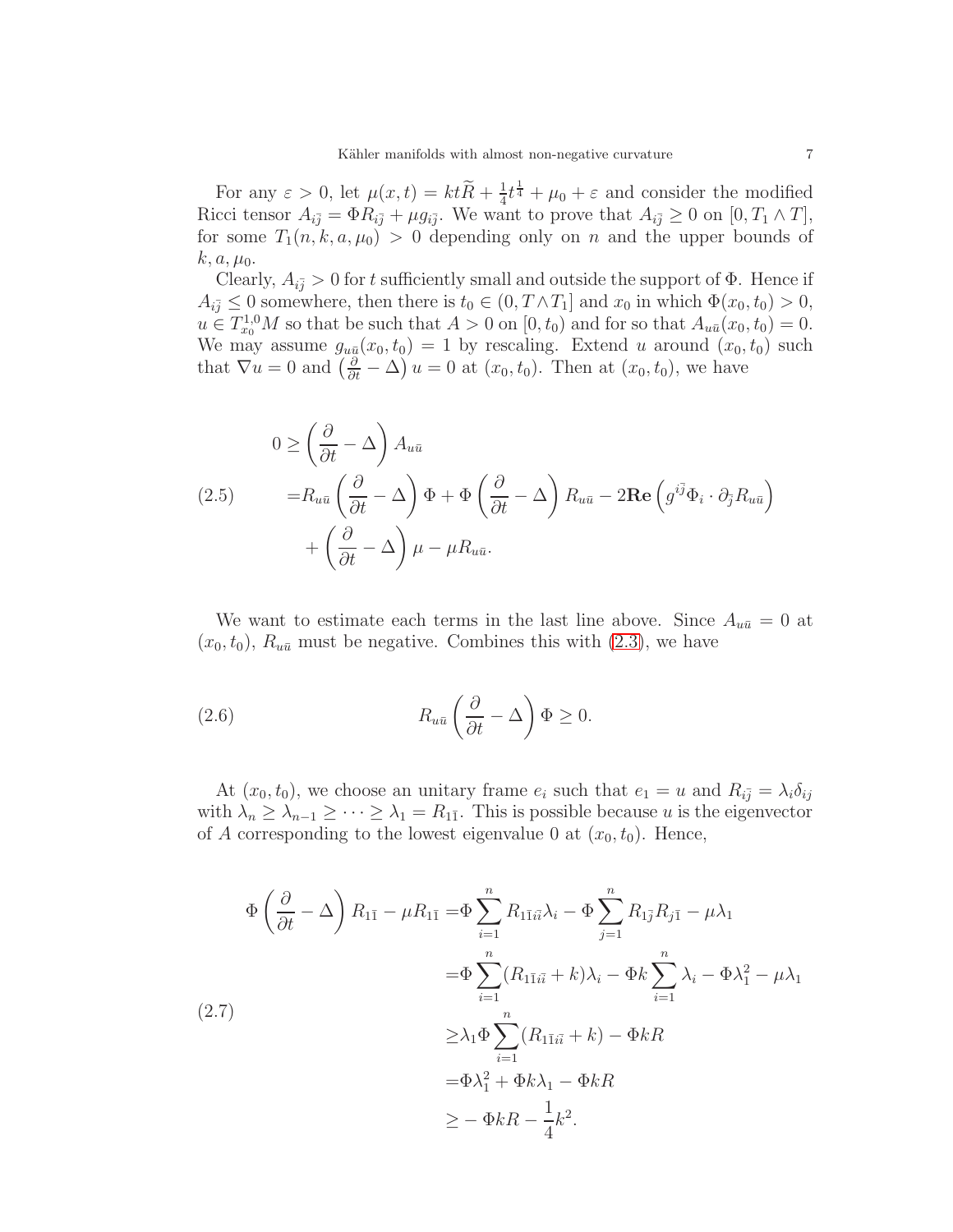For any $\varepsilon > 0$, let $\mu(x,t) = kt\widetilde{R} + \frac{1}{4}t^{\frac{1}{4}} + \mu_0 + \varepsilon$ and consider the modified Ricci tensor $A_{i\bar{j}} = \Phi R_{i\bar{j}} + \mu g_{i\bar{j}}$. We want to prove that $A_{i\bar{j}} \geq 0$ on $[0, T_1 \wedge T]$, for some $T_1(n,k,a,\mu_0) > 0$ depending only on $n$ and the upper bounds of $k, a, \mu_0$.

Clearly, $A_{i\bar{j}} > 0$ for $t$ sufficiently small and outside the support of $\Phi$. Hence if $A_{i\bar{j}} \leq 0$ somewhere, then there is $t_0 \in (0, T \wedge T_1]$ and $x_0$ in which $\Phi(x_0, t_0) > 0$, $u \in T^{1,0}_{x_0}M$ so that be such that $A > 0$ on $[0, t_0)$ and for so that $A_{u\bar{u}}(x_0, t_0) = 0$. We may assume $g_{u\bar{u}}(x_0, t_0) = 1$ by rescaling. Extend $u$ around $(x_0, t_0)$ such that $\nabla u = 0$ and $\left(\frac{\partial}{\partial t} - \Delta\right) u = 0$ at $(x_0, t_0)$. Then at $(x_0, t_0)$, we have

$$
\begin{aligned}
0 \geq& \left(\frac{\partial}{\partial t} - \Delta\right) A_{u\bar{u}} \\
=& R_{u\bar{u}} \left(\frac{\partial}{\partial t} - \Delta\right) \Phi + \Phi \left(\frac{\partial}{\partial t} - \Delta\right) R_{u\bar{u}} - 2\mathbf{Re}\left(g^{i\bar{j}} \Phi_i \cdot \partial_{\bar{j}} R_{u\bar{u}}\right) \\
&+ \left(\frac{\partial}{\partial t} - \Delta\right) \mu - \mu R_{u\bar{u}}.
\end{aligned}
\tag{2.5}
$$

We want to estimate each terms in the last line above. Since $A_{u\bar{u}} = 0$ at $(x_0, t_0)$, $R_{u\bar{u}}$ must be negative. Combines this with (2.3), we have

$$
R_{u\bar{u}} \left(\frac{\partial}{\partial t} - \Delta\right) \Phi \geq 0. \tag{2.6}
$$

At $(x_0, t_0)$, we choose an unitary frame $e_i$ such that $e_1 = u$ and $R_{i\bar{j}} = \lambda_i \delta_{ij}$ with $\lambda_n \geq \lambda_{n-1} \geq \cdots \geq \lambda_1 = R_{1\bar{1}}$. This is possible because $u$ is the eigenvector of $A$ corresponding to the lowest eigenvalue 0 at $(x_0, t_0)$. Hence,

$$
\begin{aligned}
\Phi \left(\frac{\partial}{\partial t} - \Delta\right) R_{1\bar{1}} - \mu R_{1\bar{1}} =& \Phi \sum_{i=1}^n R_{1\bar{1}i\bar{i}} \lambda_i - \Phi \sum_{j=1}^n R_{1\bar{j}} R_{j\bar{1}} - \mu \lambda_1 \\
=& \Phi \sum_{i=1}^n (R_{1\bar{1}i\bar{i}} + k)\lambda_i - \Phi k \sum_{i=1}^n \lambda_i - \Phi \lambda_1^2 - \mu \lambda_1 \\
\geq& \lambda_1 \Phi \sum_{i=1}^n (R_{1\bar{1}i\bar{i}} + k) - \Phi k R \\
=& \Phi \lambda_1^2 + \Phi k \lambda_1 - \Phi k R \\
\geq& -\Phi k R - \frac{1}{4} k^2.
\end{aligned}
\tag{2.7}
$$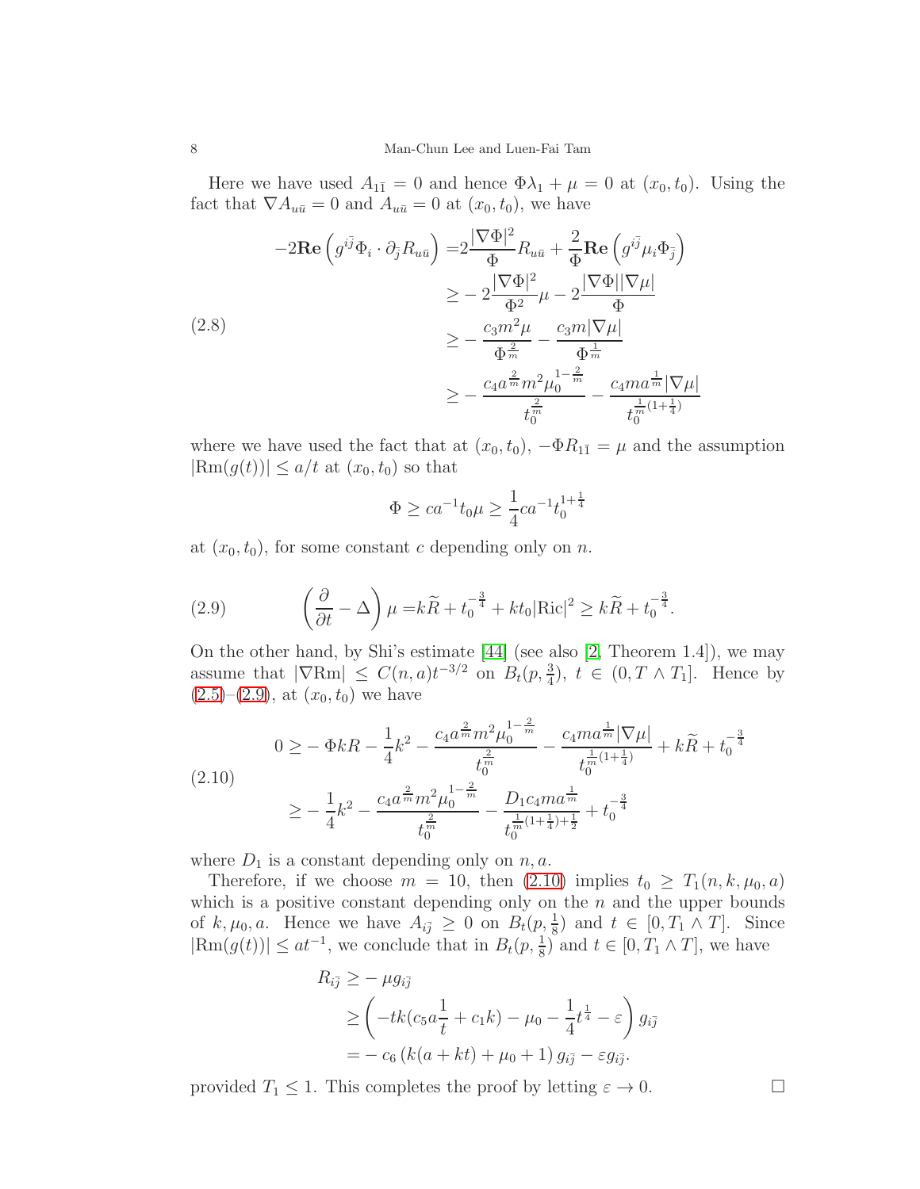Here we have used $A_{1\bar{1}} = 0$ and hence $\Phi\lambda_1 + \mu = 0$ at $(x_0, t_0)$. Using the fact that $\nabla A_{u\bar{u}} = 0$ and $A_{u\bar{u}} = 0$ at $(x_0, t_0)$, we have

$$
\begin{aligned}
-2\mathbf{Re}\left(g^{i\bar{j}}\Phi_i \cdot \partial_{\bar{j}} R_{u\bar{u}}\right) =& 2\frac{|\nabla\Phi|^2}{\Phi} R_{u\bar{u}} + \frac{2}{\Phi}\mathbf{Re}\left(g^{i\bar{j}}\mu_i \Phi_{\bar{j}}\right) \\
\geq& -2\frac{|\nabla\Phi|^2}{\Phi^2}\mu - 2\frac{|\nabla\Phi||\nabla\mu|}{\Phi} \\
\geq& -\frac{c_3 m^2 \mu}{\Phi^{\frac{2}{m}}} - \frac{c_3 m |\nabla\mu|}{\Phi^{\frac{1}{m}}} \\
\geq& -\frac{c_4 a^{\frac{2}{m}} m^2 \mu_0^{1-\frac{2}{m}}}{t_0^{\frac{2}{m}}} - \frac{c_4 m a^{\frac{1}{m}} |\nabla\mu|}{t_0^{\frac{1}{m}(1+\frac{1}{4})}}
\end{aligned} \tag{2.8}
$$

where we have used the fact that at $(x_0, t_0)$, $-\Phi R_{1\bar{1}} = \mu$ and the assumption $|\mathrm{Rm}(g(t))| \leq a/t$ at $(x_0, t_0)$ so that

$$
\Phi \geq c a^{-1} t_0 \mu \geq \frac{1}{4} c a^{-1} t_0^{1+\frac{1}{4}}
$$

at $(x_0, t_0)$, for some constant $c$ depending only on $n$.

$$
\left(\frac{\partial}{\partial t} - \Delta\right)\mu = k\widetilde{R} + t_0^{-\frac{3}{4}} + k t_0 |\mathrm{Ric}|^2 \geq k\widetilde{R} + t_0^{-\frac{3}{4}}. \tag{2.9}
$$

On the other hand, by Shi's estimate [44] (see also [2, Theorem 1.4]), we may assume that $|\nabla \mathrm{Rm}| \leq C(n, a) t^{-3/2}$ on $B_t(p, \frac{3}{4})$, $t \in (0, T \wedge T_1]$. Hence by (2.5)–(2.9), at $(x_0, t_0)$ we have

$$
\begin{aligned}
0 \geq& -\Phi k R - \frac{1}{4}k^2 - \frac{c_4 a^{\frac{2}{m}} m^2 \mu_0^{1-\frac{2}{m}}}{t_0^{\frac{2}{m}}} - \frac{c_4 m a^{\frac{1}{m}} |\nabla\mu|}{t_0^{\frac{1}{m}(1+\frac{1}{4})}} + k\widetilde{R} + t_0^{-\frac{3}{4}} \\
\geq& -\frac{1}{4}k^2 - \frac{c_4 a^{\frac{2}{m}} m^2 \mu_0^{1-\frac{2}{m}}}{t_0^{\frac{2}{m}}} - \frac{D_1 c_4 m a^{\frac{1}{m}}}{t_0^{\frac{1}{m}(1+\frac{1}{4})+\frac{1}{2}}} + t_0^{-\frac{3}{4}}
\end{aligned} \tag{2.10}
$$

where $D_1$ is a constant depending only on $n, a$.

Therefore, if we choose $m = 10$, then (2.10) implies $t_0 \geq T_1(n, k, \mu_0, a)$ which is a positive constant depending only on the $n$ and the upper bounds of $k, \mu_0, a$. Hence we have $A_{i\bar{j}} \geq 0$ on $B_t(p, \frac{1}{8})$ and $t \in [0, T_1 \wedge T]$. Since $|\mathrm{Rm}(g(t))| \leq a t^{-1}$, we conclude that in $B_t(p, \frac{1}{8})$ and $t \in [0, T_1 \wedge T]$, we have

$$
\begin{aligned}
R_{i\bar{j}} \geq& -\mu g_{i\bar{j}} \\
\geq& \left(-tk(c_5 a \frac{1}{t} + c_1 k) - \mu_0 - \frac{1}{4}t^{\frac{1}{4}} - \varepsilon\right) g_{i\bar{j}} \\
=& -c_6\left(k(a + kt) + \mu_0 + 1\right) g_{i\bar{j}} - \varepsilon g_{i\bar{j}}.
\end{aligned}
$$

provided $T_1 \leq 1$. This completes the proof by letting $\varepsilon \to 0$. $\square$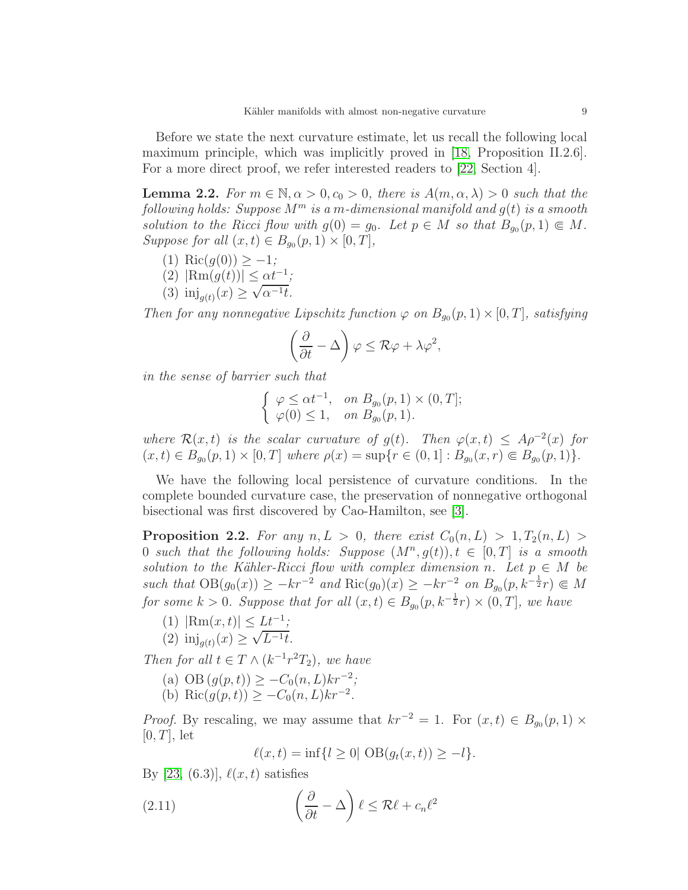Before we state the next curvature estimate, let us recall the following local maximum principle, which was implicitly proved in [18, Proposition II.2.6]. For a more direct proof, we refer interested readers to [22, Section 4].

**Lemma 2.2.** *For $m \in \mathbb{N}, \alpha > 0, c_0 > 0$, there is $A(m, \alpha, \lambda) > 0$ such that the following holds: Suppose $M^m$ is a $m$-dimensional manifold and $g(t)$ is a smooth solution to the Ricci flow with $g(0) = g_0$. Let $p \in M$ so that $B_{g_0}(p, 1) \Subset M$. Suppose for all $(x,t) \in B_{g_0}(p, 1) \times [0, T]$,*

1. $\mathrm{Ric}(g(0)) \geq -1$*;*
2. $|\mathrm{Rm}(g(t))| \leq \alpha t^{-1}$*;*
3. $\mathrm{inj}_{g(t)}(x) \geq \sqrt{\alpha^{-1} t}$.

*Then for any nonnegative Lipschitz function $\varphi$ on $B_{g_0}(p, 1) \times [0, T]$, satisfying*

$$\left(\frac{\partial}{\partial t} - \Delta\right)\varphi \leq \mathcal{R}\varphi + \lambda \varphi^2,$$

*in the sense of barrier such that*

$$\begin{cases} \varphi \leq \alpha t^{-1}, & \text{on } B_{g_0}(p,1) \times (0, T]; \\ \varphi(0) \leq 1, & \text{on } B_{g_0}(p, 1). \end{cases}$$

*where $\mathcal{R}(x,t)$ is the scalar curvature of $g(t)$. Then $\varphi(x,t) \leq A\rho^{-2}(x)$ for $(x,t) \in B_{g_0}(p,1) \times [0,T]$ where $\rho(x) = \sup\{r \in (0,1] : B_{g_0}(x,r) \Subset B_{g_0}(p,1)\}$.*

We have the following local persistence of curvature conditions. In the complete bounded curvature case, the preservation of nonnegative orthogonal bisectional was first discovered by Cao-Hamilton, see [3].

**Proposition 2.2.** *For any $n, L > 0$, there exist $C_0(n, L) > 1, T_2(n, L) > 0$ such that the following holds: Suppose $(M^n, g(t)), t \in [0, T]$ is a smooth solution to the Kähler-Ricci flow with complex dimension $n$. Let $p \in M$ be such that $\mathrm{OB}(g_0(x)) \geq -kr^{-2}$ and $\mathrm{Ric}(g_0)(x) \geq -kr^{-2}$ on $B_{g_0}(p, k^{-\frac{1}{2}} r) \Subset M$ for some $k > 0$. Suppose that for all $(x,t) \in B_{g_0}(p, k^{-\frac{1}{2}} r) \times (0, T]$, we have*

1. $|\mathrm{Rm}(x,t)| \leq L t^{-1}$*;*
2. $\mathrm{inj}_{g(t)}(x) \geq \sqrt{L^{-1} t}$.

*Then for all $t \in T \wedge (k^{-1} r^2 T_2)$, we have*

(a) $\mathrm{OB}\left(g(p,t)\right) \geq -C_0(n, L) k r^{-2}$*;*
(b) $\mathrm{Ric}(g(p,t)) \geq -C_0(n, L) k r^{-2}$.

*Proof.* By rescaling, we may assume that $kr^{-2} = 1$. For $(x,t) \in B_{g_0}(p, 1) \times [0, T]$, let

$$\ell(x,t) = \inf\{l \geq 0 | \ \mathrm{OB}(g_t(x,t)) \geq -l\}.$$

By [23, (6.3)], $\ell(x,t)$ satisfies

$$\left(\frac{\partial}{\partial t} - \Delta\right)\ell \leq \mathcal{R}\ell + c_n \ell^2 \tag{2.11}$$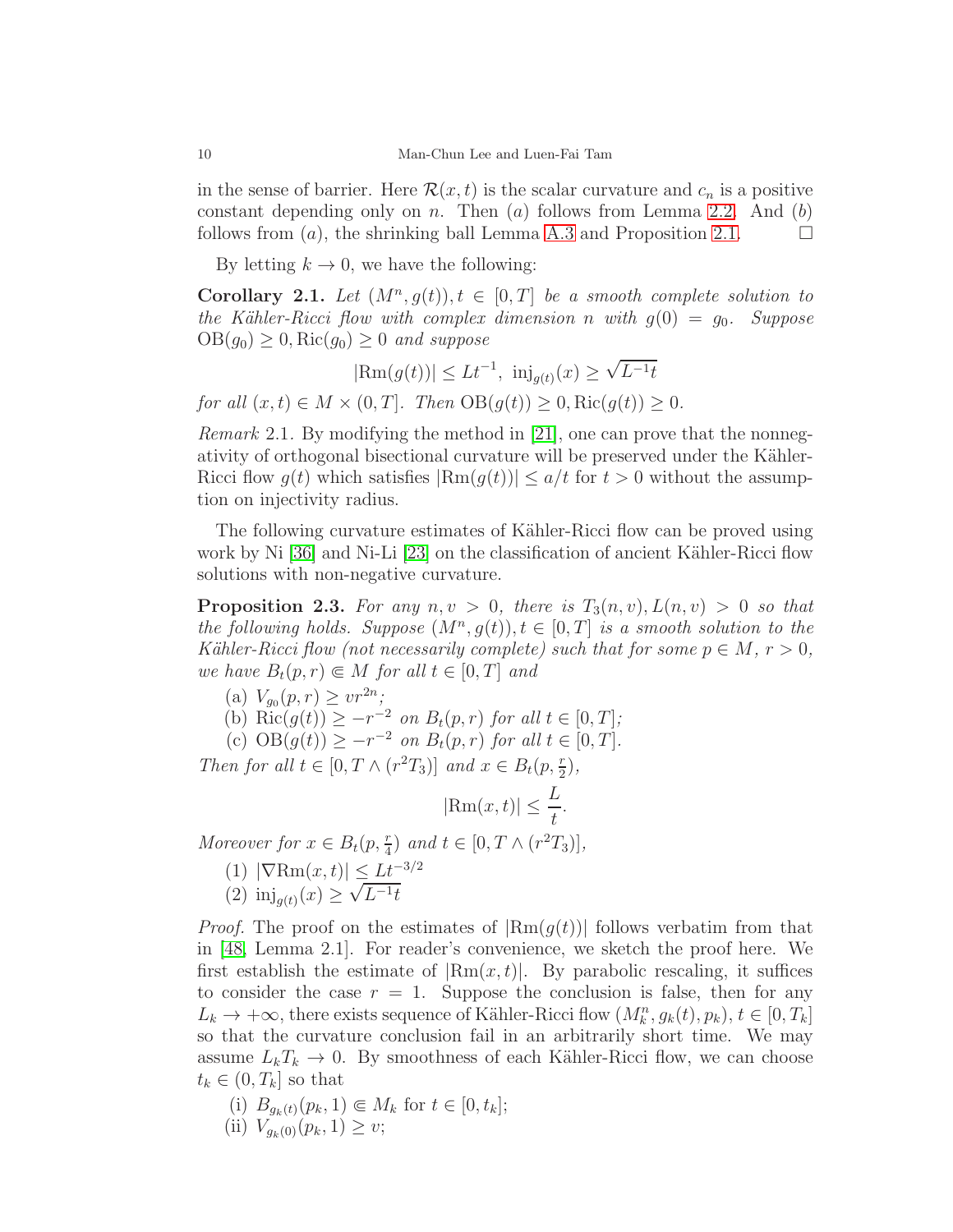in the sense of barrier. Here $\mathcal{R}(x,t)$ is the scalar curvature and $c_n$ is a positive constant depending only on $n$. Then $(a)$ follows from Lemma 2.2. And $(b)$ follows from $(a)$, the shrinking ball Lemma A.3 and Proposition 2.1. $\square$

By letting $k \to 0$, we have the following:

**Corollary 2.1.** *Let $(M^n, g(t)), t \in [0,T]$ be a smooth complete solution to the Kähler-Ricci flow with complex dimension $n$ with $g(0) = g_0$. Suppose $\mathrm{OB}(g_0) \geq 0, \mathrm{Ric}(g_0) \geq 0$ and suppose*

$$|\mathrm{Rm}(g(t))| \leq Lt^{-1},\ \mathrm{inj}_{g(t)}(x) \geq \sqrt{L^{-1}t}$$

*for all $(x,t) \in M \times (0,T]$. Then $\mathrm{OB}(g(t)) \geq 0, \mathrm{Ric}(g(t)) \geq 0$.*

*Remark* 2.1. By modifying the method in [21], one can prove that the nonnegativity of orthogonal bisectional curvature will be preserved under the Kähler-Ricci flow $g(t)$ which satisfies $|\mathrm{Rm}(g(t))| \leq a/t$ for $t > 0$ without the assumption on injectivity radius.

The following curvature estimates of Kähler-Ricci flow can be proved using work by Ni [36] and Ni-Li [23] on the classification of ancient Kähler-Ricci flow solutions with non-negative curvature.

**Proposition 2.3.** *For any $n, v > 0$, there is $T_3(n,v), L(n,v) > 0$ so that the following holds. Suppose $(M^n, g(t)), t \in [0,T]$ is a smooth solution to the Kähler-Ricci flow (not necessarily complete) such that for some $p \in M$, $r > 0$, we have $B_t(p,r) \Subset M$ for all $t \in [0,T]$ and*

(a) *$V_{g_0}(p,r) \geq vr^{2n}$;*
(b) *$\mathrm{Ric}(g(t)) \geq -r^{-2}$ on $B_t(p,r)$ for all $t \in [0,T]$;*
(c) *$\mathrm{OB}(g(t)) \geq -r^{-2}$ on $B_t(p,r)$ for all $t \in [0,T]$.*

*Then for all $t \in [0, T \wedge (r^2T_3)]$ and $x \in B_t(p, \frac{r}{2})$,*

$$|\mathrm{Rm}(x,t)| \leq \frac{L}{t}.$$

*Moreover for $x \in B_t(p, \frac{r}{4})$ and $t \in [0, T \wedge (r^2T_3)]$,*

(1) *$|\nabla \mathrm{Rm}(x,t)| \leq Lt^{-3/2}$*
(2) *$\mathrm{inj}_{g(t)}(x) \geq \sqrt{L^{-1}t}$*

*Proof.* The proof on the estimates of $|\mathrm{Rm}(g(t))|$ follows verbatim from that in [48, Lemma 2.1]. For reader's convenience, we sketch the proof here. We first establish the estimate of $|\mathrm{Rm}(x,t)|$. By parabolic rescaling, it suffices to consider the case $r = 1$. Suppose the conclusion is false, then for any $L_k \to +\infty$, there exists sequence of Kähler-Ricci flow $(M_k^n, g_k(t), p_k), t \in [0, T_k]$ so that the curvature conclusion fail in an arbitrarily short time. We may assume $L_kT_k \to 0$. By smoothness of each Kähler-Ricci flow, we can choose $t_k \in (0, T_k]$ so that

(i) $B_{g_k(t)}(p_k, 1) \Subset M_k$ for $t \in [0, t_k]$;
(ii) $V_{g_k(0)}(p_k, 1) \geq v$;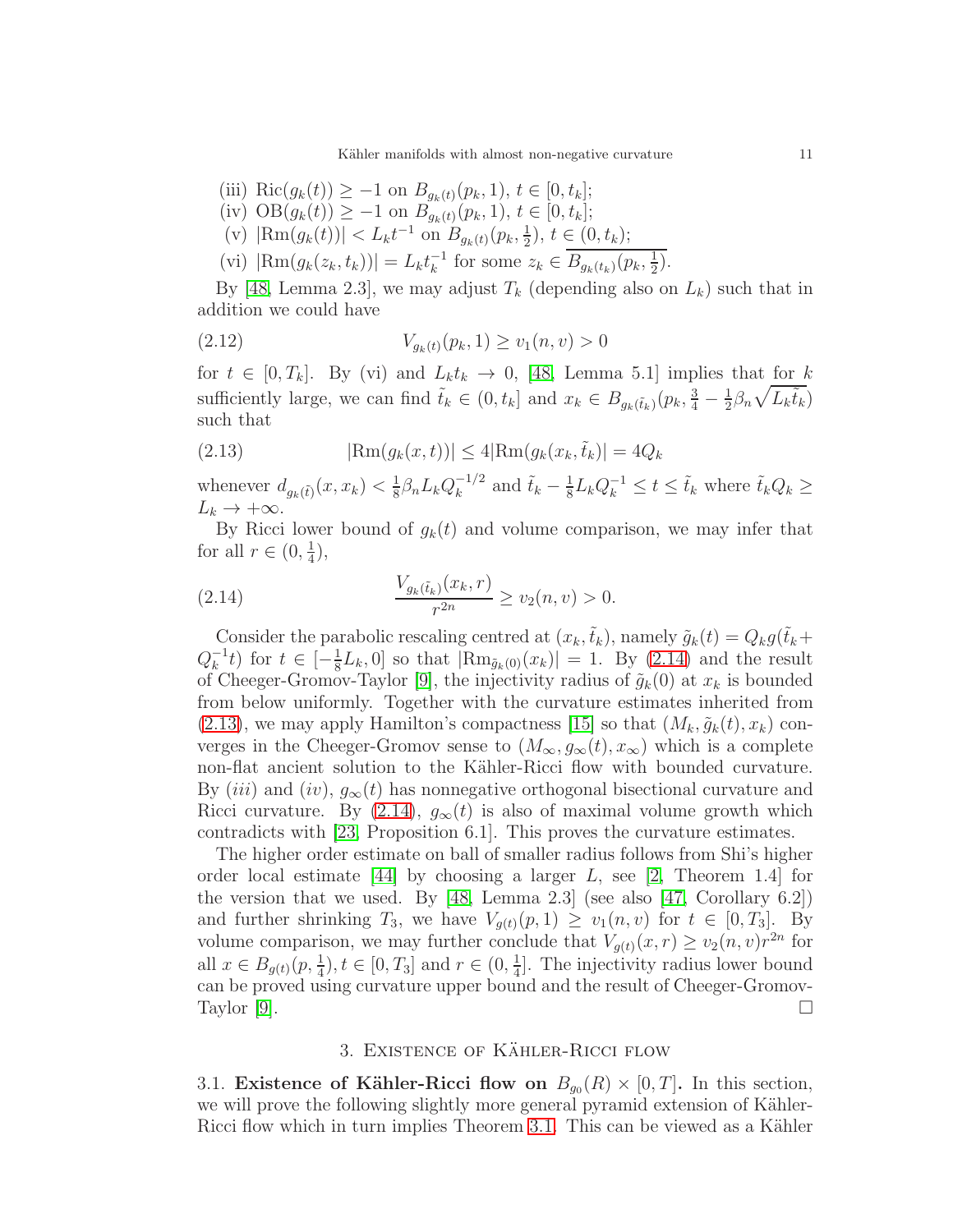(iii) $\text{Ric}(g_k(t)) \geq -1$ on $B_{g_k(t)}(p_k, 1)$, $t \in [0, t_k]$;

(iv) $\text{OB}(g_k(t)) \geq -1$ on $B_{g_k(t)}(p_k, 1)$, $t \in [0, t_k]$;

(v) $|\text{Rm}(g_k(t))| < L_k t^{-1}$ on $B_{g_k(t)}(p_k, \frac{1}{2})$, $t \in (0, t_k)$;

(vi) $|\text{Rm}(g_k(z_k, t_k))| = L_k t_k^{-1}$ for some $z_k \in \overline{B_{g_k(t_k)}(p_k, \frac{1}{2})}$.

By [48, Lemma 2.3], we may adjust $T_k$ (depending also on $L_k$) such that in addition we could have

$$V_{g_k(t)}(p_k, 1) \geq v_1(n, v) > 0 \tag{2.12}$$

for $t \in [0, T_k]$. By (vi) and $L_k t_k \to 0$, [48, Lemma 5.1] implies that for $k$ sufficiently large, we can find $\tilde{t}_k \in (0, t_k]$ and $x_k \in B_{g_k(\tilde{t}_k)}(p_k, \frac{3}{4} - \frac{1}{2}\beta_n \sqrt{L_k \tilde{t}_k})$ such that

$$|\text{Rm}(g_k(x, t))| \leq 4|\text{Rm}(g_k(x_k, \tilde{t}_k)| = 4Q_k \tag{2.13}$$

whenever $d_{g_k(\tilde{t})}(x, x_k) < \frac{1}{8}\beta_n L_k Q_k^{-1/2}$ and $\tilde{t}_k - \frac{1}{8}L_k Q_k^{-1} \leq t \leq \tilde{t}_k$ where $\tilde{t}_k Q_k \geq L_k \to +\infty$.

By Ricci lower bound of $g_k(t)$ and volume comparison, we may infer that for all $r \in (0, \frac{1}{4})$,

$$\frac{V_{g_k(\tilde{t}_k)}(x_k, r)}{r^{2n}} \geq v_2(n, v) > 0. \tag{2.14}$$

Consider the parabolic rescaling centred at $(x_k, \tilde{t}_k)$, namely $\tilde{g}_k(t) = Q_k g(\tilde{t}_k + Q_k^{-1} t)$ for $t \in [-\frac{1}{8}L_k, 0]$ so that $|\text{Rm}_{\tilde{g}_k(0)}(x_k)| = 1$. By (2.14) and the result of Cheeger-Gromov-Taylor [9], the injectivity radius of $\tilde{g}_k(0)$ at $x_k$ is bounded from below uniformly. Together with the curvature estimates inherited from (2.13), we may apply Hamilton's compactness [15] so that $(M_k, \tilde{g}_k(t), x_k)$ converges in the Cheeger-Gromov sense to $(M_\infty, g_\infty(t), x_\infty)$ which is a complete non-flat ancient solution to the Kähler-Ricci flow with bounded curvature. By *(iii)* and *(iv)*, $g_\infty(t)$ has nonnegative orthogonal bisectional curvature and Ricci curvature. By (2.14), $g_\infty(t)$ is also of maximal volume growth which contradicts with [23, Proposition 6.1]. This proves the curvature estimates.

The higher order estimate on ball of smaller radius follows from Shi's higher order local estimate [44] by choosing a larger $L$, see [2, Theorem 1.4] for the version that we used. By [48, Lemma 2.3] (see also [47, Corollary 6.2]) and further shrinking $T_3$, we have $V_{g(t)}(p, 1) \geq v_1(n, v)$ for $t \in [0, T_3]$. By volume comparison, we may further conclude that $V_{g(t)}(x, r) \geq v_2(n, v) r^{2n}$ for all $x \in B_{g(t)}(p, \frac{1}{4}), t \in [0, T_3]$ and $r \in (0, \frac{1}{4}]$. The injectivity radius lower bound can be proved using curvature upper bound and the result of Cheeger-Gromov-Taylor [9]. $\square$

## 3. Existence of Kähler-Ricci flow

**3.1. Existence of Kähler-Ricci flow on $B_{g_0}(R) \times [0, T]$.** In this section, we will prove the following slightly more general pyramid extension of Kähler-Ricci flow which in turn implies Theorem 3.1. This can be viewed as a Kähler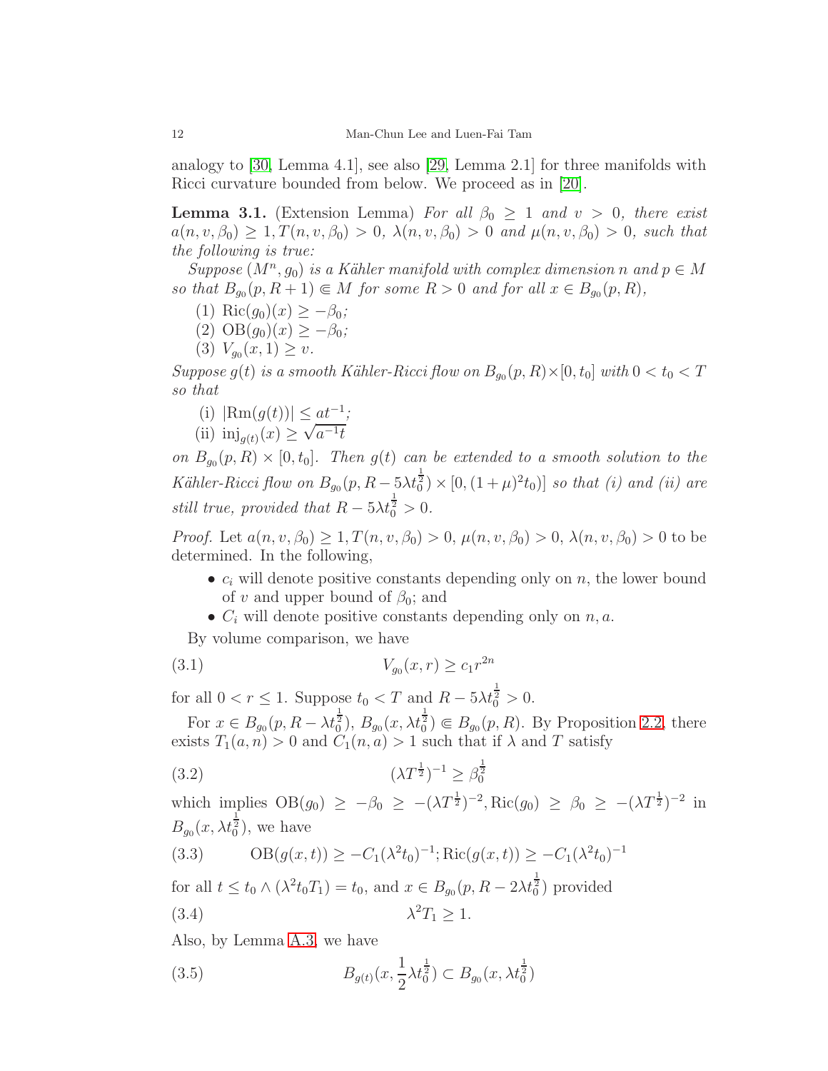analogy to [30, Lemma 4.1], see also [29, Lemma 2.1] for three manifolds with Ricci curvature bounded from below. We proceed as in [20].

**Lemma 3.1.** (Extension Lemma) *For all $\beta_0 \geq 1$ and $v > 0$, there exist $a(n, v, \beta_0) \geq 1, T(n, v, \beta_0) > 0$, $\lambda(n, v, \beta_0) > 0$ and $\mu(n, v, \beta_0) > 0$, such that the following is true:*

*Suppose $(M^n, g_0)$ is a Kähler manifold with complex dimension $n$ and $p \in M$ so that $B_{g_0}(p, R+1) \Subset M$ for some $R > 0$ and for all $x \in B_{g_0}(p, R)$,*

1. $\mathrm{Ric}(g_0)(x) \geq -\beta_0$;
2. $\mathrm{OB}(g_0)(x) \geq -\beta_0$;
3. $V_{g_0}(x, 1) \geq v$.

*Suppose $g(t)$ is a smooth Kähler-Ricci flow on $B_{g_0}(p, R) \times [0, t_0]$ with $0 < t_0 < T$ so that*

- (i) $|\mathrm{Rm}(g(t))| \leq at^{-1}$;
- (ii) $\mathrm{inj}_{g(t)}(x) \geq \sqrt{a^{-1}t}$

*on $B_{g_0}(p, R) \times [0, t_0]$. Then $g(t)$ can be extended to a smooth solution to the Kähler-Ricci flow on $B_{g_0}(p, R - 5\lambda t_0^{\frac{1}{2}}) \times [0, (1+\mu)^2 t_0)]$ so that (i) and (ii) are still true, provided that $R - 5\lambda t_0^{\frac{1}{2}} > 0$.*

*Proof.* Let $a(n, v, \beta_0) \geq 1, T(n, v, \beta_0) > 0$, $\mu(n, v, \beta_0) > 0$, $\lambda(n, v, \beta_0) > 0$ to be determined. In the following,

- $c_i$ will denote positive constants depending only on $n$, the lower bound of $v$ and upper bound of $\beta_0$; and
- $C_i$ will denote positive constants depending only on $n, a$.

By volume comparison, we have

$$V_{g_0}(x, r) \geq c_1 r^{2n} \tag{3.1}$$

for all $0 < r \leq 1$. Suppose $t_0 < T$ and $R - 5\lambda t_0^{\frac{1}{2}} > 0$.

For $x \in B_{g_0}(p, R - \lambda t_0^{\frac{1}{2}})$, $B_{g_0}(x, \lambda t_0^{\frac{1}{2}}) \Subset B_{g_0}(p, R)$. By Proposition 2.2, there exists $T_1(a, n) > 0$ and $C_1(n, a) > 1$ such that if $\lambda$ and $T$ satisfy

$$(\lambda T^{\frac{1}{2}})^{-1} \geq \beta_0^{\frac{1}{2}} \tag{3.2}$$

which implies $\mathrm{OB}(g_0) \geq -\beta_0 \geq -(\lambda T^{\frac{1}{2}})^{-2}, \mathrm{Ric}(g_0) \geq \beta_0 \geq -(\lambda T^{\frac{1}{2}})^{-2}$ in $B_{g_0}(x, \lambda t_0^{\frac{1}{2}})$, we have

$$\mathrm{OB}(g(x,t)) \geq -C_1(\lambda^2 t_0)^{-1}; \mathrm{Ric}(g(x,t)) \geq -C_1(\lambda^2 t_0)^{-1} \tag{3.3}$$

for all $t \leq t_0 \wedge (\lambda^2 t_0 T_1) = t_0$, and $x \in B_{g_0}(p, R - 2\lambda t_0^{\frac{1}{2}})$ provided

$$\lambda^2 T_1 \geq 1. \tag{3.4}$$

Also, by Lemma A.3, we have

$$B_{g(t)}(x, \frac{1}{2}\lambda t_0^{\frac{1}{2}}) \subset B_{g_0}(x, \lambda t_0^{\frac{1}{2}}) \tag{3.5}$$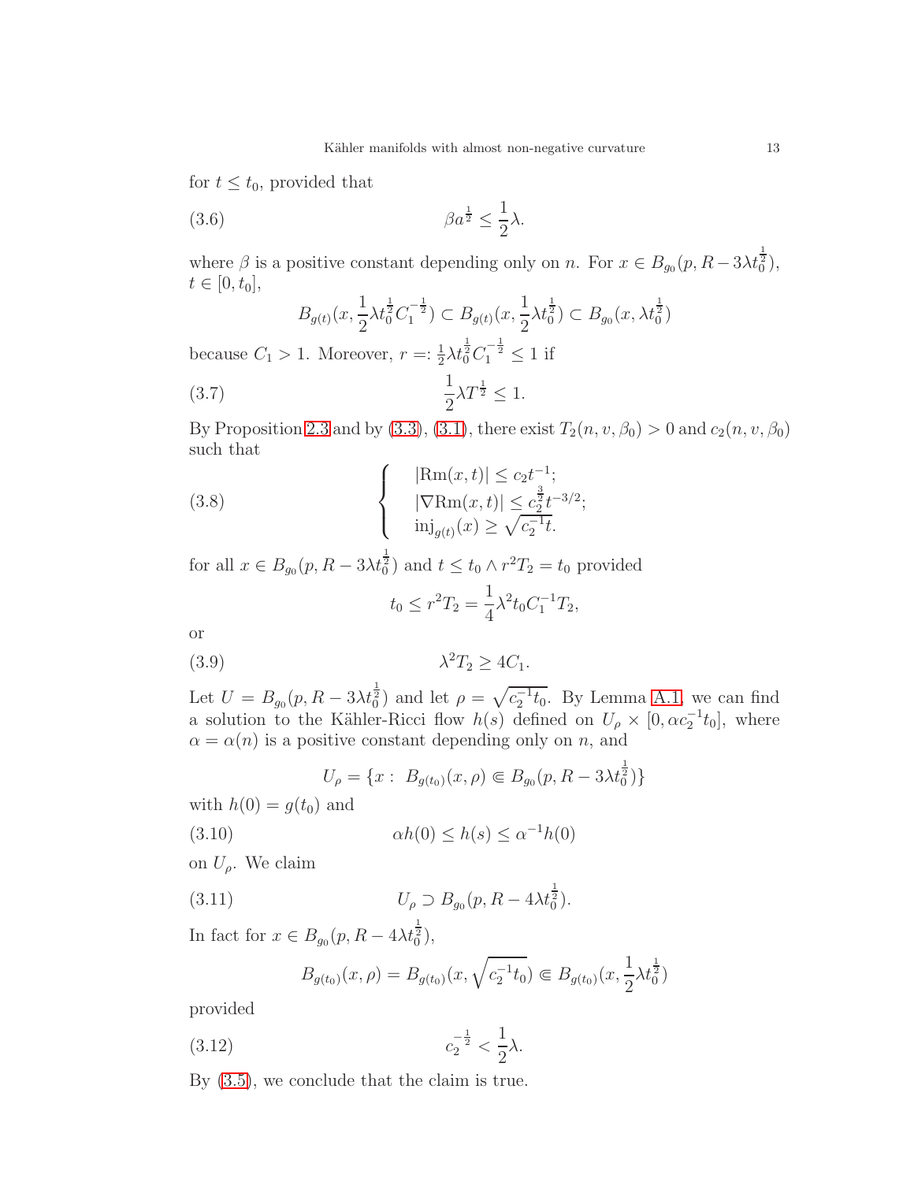for $t \le t_0$, provided that

$$\beta a^{\frac{1}{2}} \le \frac{1}{2}\lambda. \tag{3.6}$$

where $\beta$ is a positive constant depending only on $n$. For $x \in B_{g_0}(p, R-3\lambda t_0^{\frac{1}{2}})$, $t \in [0, t_0]$,

$$B_{g(t)}(x, \frac{1}{2}\lambda t_0^{\frac{1}{2}} C_1^{-\frac{1}{2}}) \subset B_{g(t)}(x, \frac{1}{2}\lambda t_0^{\frac{1}{2}}) \subset B_{g_0}(x, \lambda t_0^{\frac{1}{2}})$$

because $C_1 > 1$. Moreover, $r =: \frac{1}{2}\lambda t_0^{\frac{1}{2}} C_1^{-\frac{1}{2}} \le 1$ if

$$\frac{1}{2}\lambda T^{\frac{1}{2}} \le 1. \tag{3.7}$$

By Proposition 2.3 and by (3.3), (3.1), there exist $T_2(n, v, \beta_0) > 0$ and $c_2(n, v, \beta_0)$ such that

$$\begin{cases} |\mathrm{Rm}(x,t)| \le c_2 t^{-1}; \\ |\nabla \mathrm{Rm}(x,t)| \le c_2^{\frac{3}{2}} t^{-3/2}; \\ \mathrm{inj}_{g(t)}(x) \ge \sqrt{c_2^{-1} t}. \end{cases} \tag{3.8}$$

for all $x \in B_{g_0}(p, R-3\lambda t_0^{\frac{1}{2}})$ and $t \le t_0 \wedge r^2 T_2 = t_0$ provided

$$t_0 \le r^2 T_2 = \frac{1}{4}\lambda^2 t_0 C_1^{-1} T_2,$$

or

$$\lambda^2 T_2 \ge 4C_1. \tag{3.9}$$

Let $U = B_{g_0}(p, R-3\lambda t_0^{\frac{1}{2}})$ and let $\rho = \sqrt{c_2^{-1} t_0}$. By Lemma A.1, we can find a solution to the Kähler-Ricci flow $h(s)$ defined on $U_\rho \times [0, \alpha c_2^{-1} t_0]$, where $\alpha = \alpha(n)$ is a positive constant depending only on $n$, and

$$U_\rho = \{x : \ B_{g(t_0)}(x, \rho) \Subset B_{g_0}(p, R-3\lambda t_0^{\frac{1}{2}})\}$$

with $h(0) = g(t_0)$ and

$$\alpha h(0) \le h(s) \le \alpha^{-1} h(0) \tag{3.10}$$

on $U_\rho$. We claim

$$U_\rho \supset B_{g_0}(p, R-4\lambda t_0^{\frac{1}{2}}). \tag{3.11}$$

In fact for $x \in B_{g_0}(p, R-4\lambda t_0^{\frac{1}{2}})$,

$$B_{g(t_0)}(x, \rho) = B_{g(t_0)}(x, \sqrt{c_2^{-1} t_0}) \Subset B_{g(t_0)}(x, \frac{1}{2}\lambda t_0^{\frac{1}{2}})$$

provided

$$c_2^{-\frac{1}{2}} < \frac{1}{2}\lambda. \tag{3.12}$$

By (3.5), we conclude that the claim is true.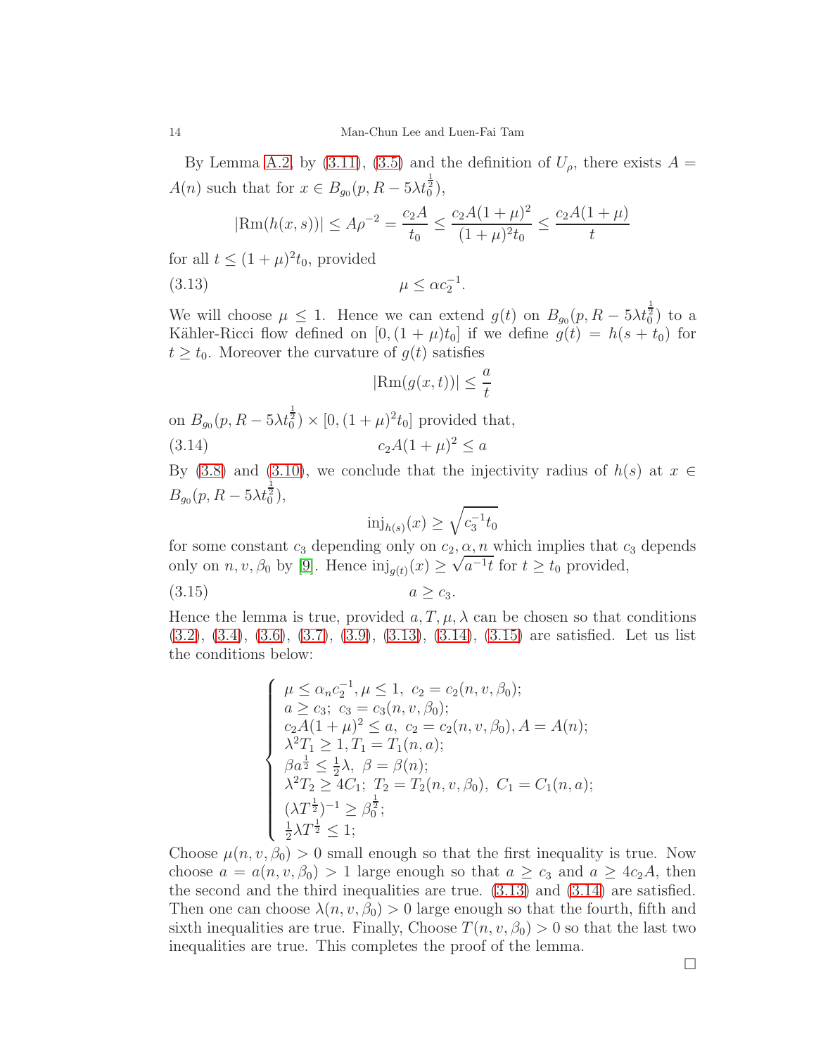By Lemma A.2, by (3.11), (3.5) and the definition of $U_\rho$, there exists $A = A(n)$ such that for $x \in B_{g_0}(p, R - 5\lambda t_0^{\frac{1}{2}})$,

$$|\text{Rm}(h(x,s))| \le A\rho^{-2} = \frac{c_2 A}{t_0} \le \frac{c_2 A(1+\mu)^2}{(1+\mu)^2 t_0} \le \frac{c_2 A(1+\mu)}{t}$$

for all $t \le (1+\mu)^2 t_0$, provided

$$\mu \le \alpha c_2^{-1}. \tag{3.13}$$

We will choose $\mu \le 1$. Hence we can extend $g(t)$ on $B_{g_0}(p, R - 5\lambda t_0^{\frac{1}{2}})$ to a Kähler-Ricci flow defined on $[0, (1+\mu)t_0]$ if we define $g(t) = h(s + t_0)$ for $t \ge t_0$. Moreover the curvature of $g(t)$ satisfies

$$|\text{Rm}(g(x,t))| \le \frac{a}{t}$$

on $B_{g_0}(p, R - 5\lambda t_0^{\frac{1}{2}}) \times [0, (1+\mu)^2 t_0]$ provided that,

$$c_2 A(1+\mu)^2 \le a \tag{3.14}$$

By (3.8) and (3.10), we conclude that the injectivity radius of $h(s)$ at $x \in B_{g_0}(p, R - 5\lambda t_0^{\frac{1}{2}})$,

$$\text{inj}_{h(s)}(x) \ge \sqrt{c_3^{-1} t_0}$$

for some constant $c_3$ depending only on $c_2, \alpha, n$ which implies that $c_3$ depends only on $n, v, \beta_0$ by [9]. Hence $\text{inj}_{g(t)}(x) \ge \sqrt{a^{-1} t}$ for $t \ge t_0$ provided,

$$a \ge c_3. \tag{3.15}$$

Hence the lemma is true, provided $a, T, \mu, \lambda$ can be chosen so that conditions (3.2), (3.4), (3.6), (3.7), (3.9), (3.13), (3.14), (3.15) are satisfied. Let us list the conditions below:

$$\begin{cases} \mu \le \alpha_n c_2^{-1}, \mu \le 1, \ c_2 = c_2(n, v, \beta_0); \\ a \ge c_3; \ c_3 = c_3(n, v, \beta_0); \\ c_2 A(1+\mu)^2 \le a, \ c_2 = c_2(n, v, \beta_0), A = A(n); \\ \lambda^2 T_1 \ge 1, T_1 = T_1(n, a); \\ \beta a^{\frac{1}{2}} \le \frac{1}{2}\lambda, \ \beta = \beta(n); \\ \lambda^2 T_2 \ge 4C_1; \ T_2 = T_2(n, v, \beta_0), \ C_1 = C_1(n, a); \\ (\lambda T^{\frac{1}{2}})^{-1} \ge \beta_0^{\frac{1}{2}}; \\ \frac{1}{2}\lambda T^{\frac{1}{2}} \le 1; \end{cases}$$

Choose $\mu(n, v, \beta_0) > 0$ small enough so that the first inequality is true. Now choose $a = a(n, v, \beta_0) > 1$ large enough so that $a \ge c_3$ and $a \ge 4c_2 A$, then the second and the third inequalities are true. (3.13) and (3.14) are satisfied. Then one can choose $\lambda(n, v, \beta_0) > 0$ large enough so that the fourth, fifth and sixth inequalities are true. Finally, Choose $T(n, v, \beta_0) > 0$ so that the last two inequalities are true. This completes the proof of the lemma.

□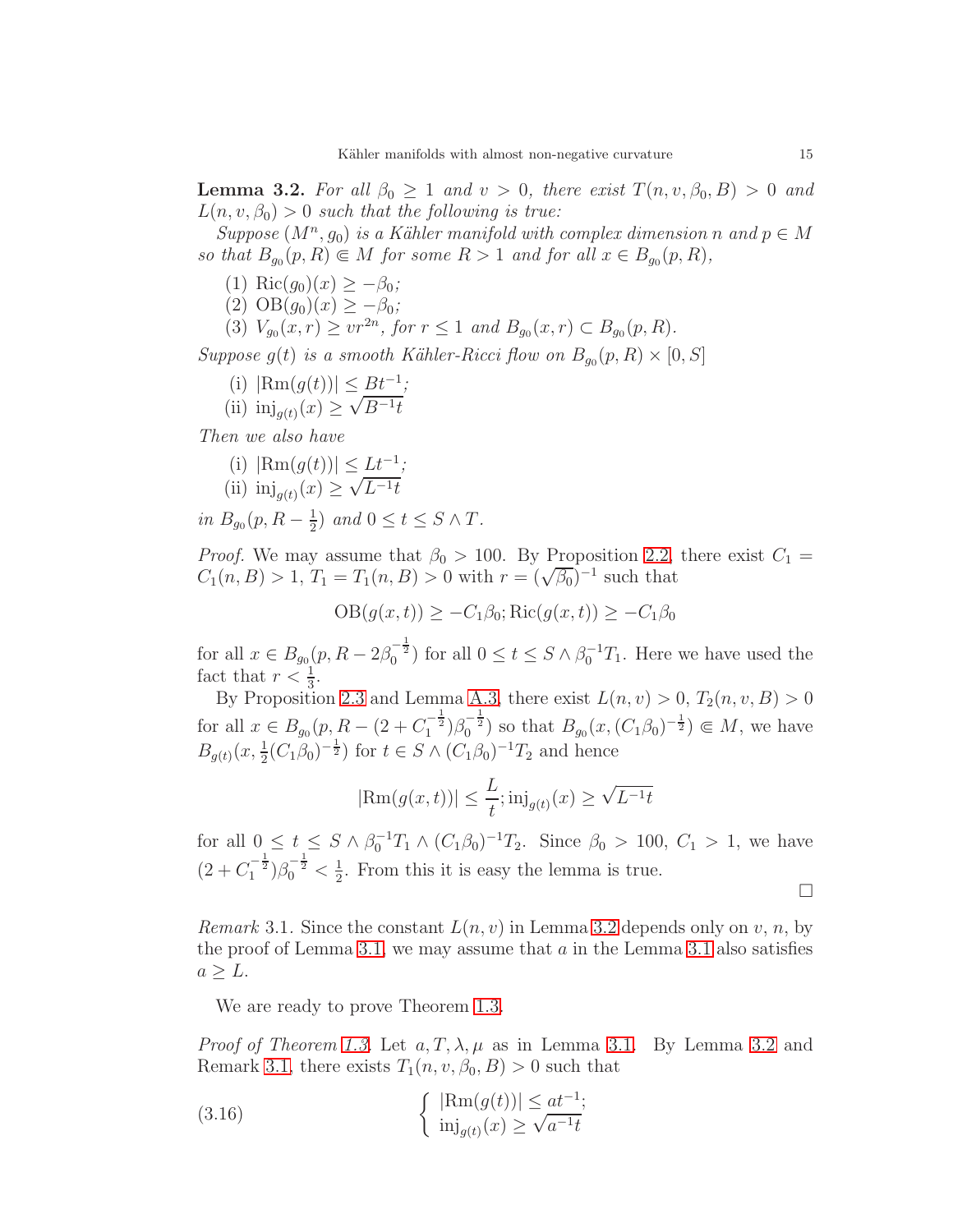**Lemma 3.2.** *For all $\beta_0 \geq 1$ and $v > 0$, there exist $T(n, v, \beta_0, B) > 0$ and $L(n, v, \beta_0) > 0$ such that the following is true:*

*Suppose $(M^n, g_0)$ is a Kähler manifold with complex dimension $n$ and $p \in M$ so that $B_{g_0}(p, R) \Subset M$ for some $R > 1$ and for all $x \in B_{g_0}(p, R)$,*

1. $\mathrm{Ric}(g_0)(x) \geq -\beta_0$;
2. $\mathrm{OB}(g_0)(x) \geq -\beta_0$;
3. $V_{g_0}(x, r) \geq vr^{2n}$, *for $r \leq 1$ and $B_{g_0}(x, r) \subset B_{g_0}(p, R)$.*

*Suppose $g(t)$ is a smooth Kähler-Ricci flow on $B_{g_0}(p, R) \times [0, S]$*

(i) $|\mathrm{Rm}(g(t))| \leq Bt^{-1}$;
(ii) $\mathrm{inj}_{g(t)}(x) \geq \sqrt{B^{-1}t}$

*Then we also have*

(i) $|\mathrm{Rm}(g(t))| \leq Lt^{-1}$;
(ii) $\mathrm{inj}_{g(t)}(x) \geq \sqrt{L^{-1}t}$

*in $B_{g_0}(p, R - \frac{1}{2})$ and $0 \leq t \leq S \wedge T$.*

*Proof.* We may assume that $\beta_0 > 100$. By Proposition 2.2, there exist $C_1 = C_1(n, B) > 1$, $T_1 = T_1(n, B) > 0$ with $r = (\sqrt{\beta_0})^{-1}$ such that

$$\mathrm{OB}(g(x,t)) \geq -C_1\beta_0; \mathrm{Ric}(g(x,t)) \geq -C_1\beta_0$$

for all $x \in B_{g_0}(p, R - 2\beta_0^{-\frac{1}{2}})$ for all $0 \leq t \leq S \wedge \beta_0^{-1}T_1$. Here we have used the fact that $r < \frac{1}{3}$.

By Proposition 2.3 and Lemma A.3, there exist $L(n, v) > 0$, $T_2(n, v, B) > 0$ for all $x \in B_{g_0}(p, R - (2 + C_1^{-\frac{1}{2}})\beta_0^{-\frac{1}{2}})$ so that $B_{g_0}(x, (C_1\beta_0)^{-\frac{1}{2}}) \Subset M$, we have $B_{g(t)}(x, \frac{1}{2}(C_1\beta_0)^{-\frac{1}{2}})$ for $t \in S \wedge (C_1\beta_0)^{-1}T_2$ and hence

$$|\mathrm{Rm}(g(x,t))| \leq \frac{L}{t}; \mathrm{inj}_{g(t)}(x) \geq \sqrt{L^{-1}t}$$

for all $0 \leq t \leq S \wedge \beta_0^{-1}T_1 \wedge (C_1\beta_0)^{-1}T_2$. Since $\beta_0 > 100$, $C_1 > 1$, we have $(2 + C_1^{-\frac{1}{2}})\beta_0^{-\frac{1}{2}} < \frac{1}{2}$. From this it is easy the lemma is true.

□

*Remark* 3.1. Since the constant $L(n, v)$ in Lemma 3.2 depends only on $v$, $n$, by the proof of Lemma 3.1, we may assume that $a$ in the Lemma 3.1 also satisfies $a \geq L$.

We are ready to prove Theorem 1.3.

*Proof of Theorem 1.3.* Let $a, T, \lambda, \mu$ as in Lemma 3.1. By Lemma 3.2 and Remark 3.1, there exists $T_1(n, v, \beta_0, B) > 0$ such that

$$\begin{cases} |\mathrm{Rm}(g(t))| \leq at^{-1}; \\ \mathrm{inj}_{g(t)}(x) \geq \sqrt{a^{-1}t} \end{cases} \tag{3.16}$$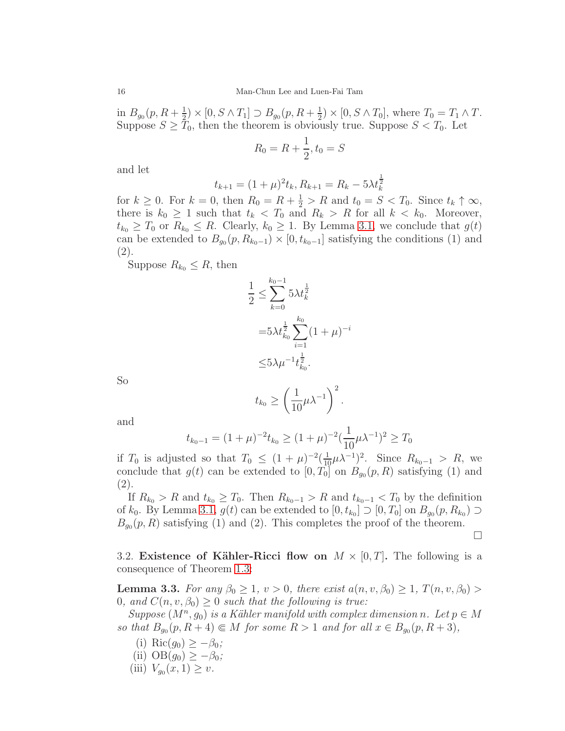in $B_{g_0}(p, R+\frac{1}{2}) \times [0, S \wedge T_1] \supset B_{g_0}(p, R+\frac{1}{2}) \times [0, S \wedge T_0]$, where $T_0 = T_1 \wedge T$. Suppose $S \geq T_0$, then the theorem is obviously true. Suppose $S < T_0$. Let

$$R_0 = R + \frac{1}{2}, t_0 = S$$

and let

$$t_{k+1} = (1+\mu)^2 t_k, R_{k+1} = R_k - 5\lambda t_k^{\frac{1}{2}}$$

for $k \geq 0$. For $k = 0$, then $R_0 = R + \frac{1}{2} > R$ and $t_0 = S < T_0$. Since $t_k \uparrow \infty$, there is $k_0 \geq 1$ such that $t_k < T_0$ and $R_k > R$ for all $k < k_0$. Moreover, $t_{k_0} \geq T_0$ or $R_{k_0} \leq R$. Clearly, $k_0 \geq 1$. By Lemma 3.1, we conclude that $g(t)$ can be extended to $B_{g_0}(p, R_{k_0-1}) \times [0, t_{k_0-1}]$ satisfying the conditions (1) and (2).

Suppose $R_{k_0} \leq R$, then

$$\begin{aligned}
\frac{1}{2} \leq & \sum_{k=0}^{k_0-1} 5\lambda t_k^{\frac{1}{2}} \\
=& 5\lambda t_{k_0}^{\frac{1}{2}} \sum_{i=1}^{k_0} (1+\mu)^{-i} \\
\leq & 5\lambda\mu^{-1} t_{k_0}^{\frac{1}{2}}.
\end{aligned}$$

So

$$t_{k_0} \geq \left(\frac{1}{10}\mu\lambda^{-1}\right)^2.$$

and

$$t_{k_0-1} = (1+\mu)^{-2} t_{k_0} \geq (1+\mu)^{-2}(\frac{1}{10}\mu\lambda^{-1})^2 \geq T_0$$

if $T_0$ is adjusted so that $T_0 \leq (1+\mu)^{-2}(\frac{1}{10}\mu\lambda^{-1})^2$. Since $R_{k_0-1} > R$, we conclude that $g(t)$ can be extended to $[0, T_0]$ on $B_{g_0}(p, R)$ satisfying (1) and (2).

If $R_{k_0} > R$ and $t_{k_0} \geq T_0$. Then $R_{k_0-1} > R$ and $t_{k_0-1} < T_0$ by the definition of $k_0$. By Lemma 3.1, $g(t)$ can be extended to $[0, t_{k_0}] \supset [0, T_0]$ on $B_{g_0}(p, R_{k_0}) \supset B_{g_0}(p, R)$ satisfying (1) and (2). This completes the proof of the theorem. □

3.2. **Existence of Kähler-Ricci flow on $M \times [0, T]$.** The following is a consequence of Theorem 1.3:

**Lemma 3.3.** *For any $\beta_0 \geq 1$, $v > 0$, there exist $a(n, v, \beta_0) \geq 1$, $T(n, v, \beta_0) > 0$, and $C(n, v, \beta_0) \geq 0$ such that the following is true:*

*Suppose $(M^n, g_0)$ is a Kähler manifold with complex dimension $n$. Let $p \in M$ so that $B_{g_0}(p, R+4) \Subset M$ for some $R > 1$ and for all $x \in B_{g_0}(p, R+3)$,*

(i) $\mathrm{Ric}(g_0) \geq -\beta_0$;
(ii) $\mathrm{OB}(g_0) \geq -\beta_0$;
(iii) $V_{g_0}(x, 1) \geq v$.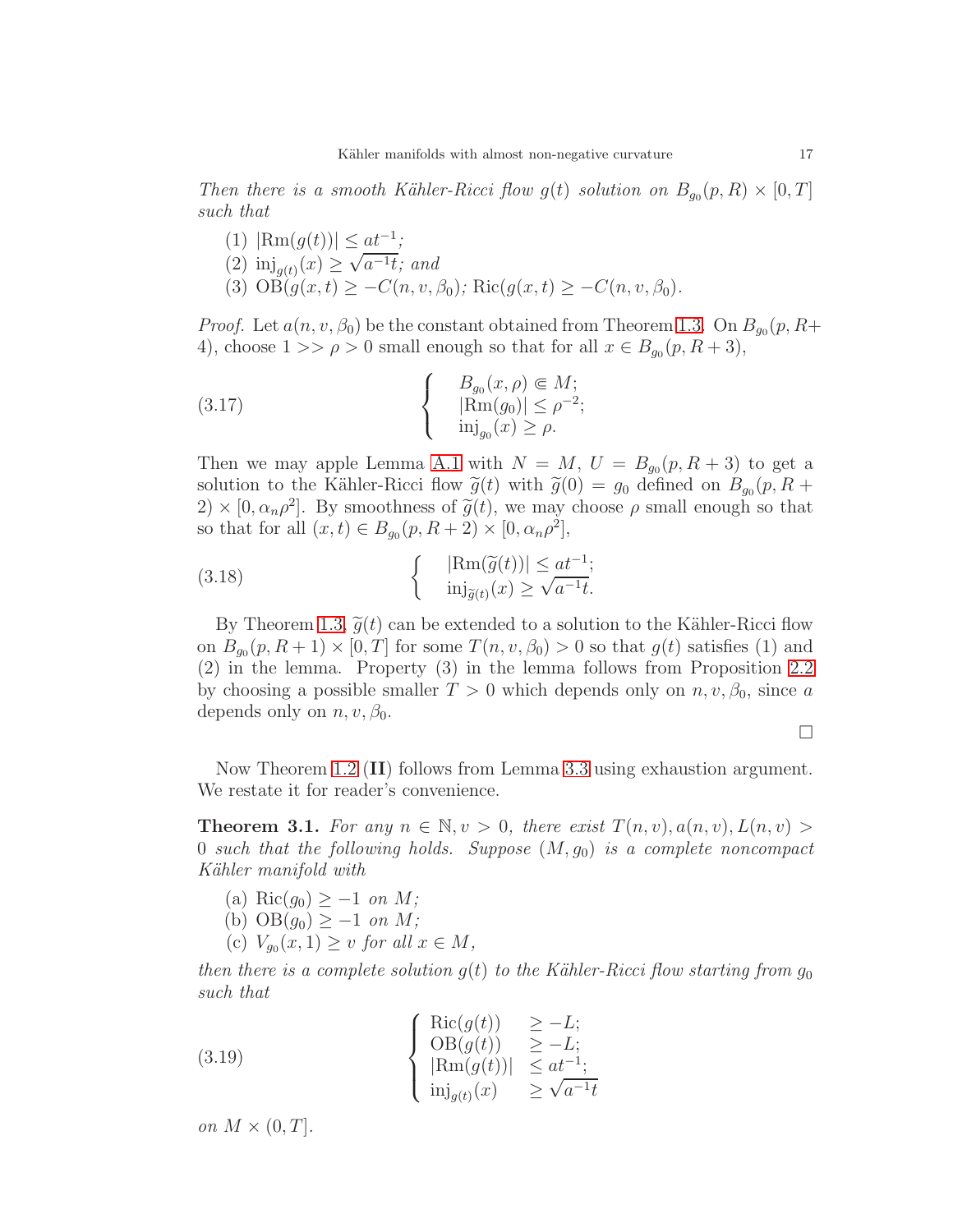*Then there is a smooth Kähler-Ricci flow $g(t)$ solution on $B_{g_0}(p, R) \times [0, T]$ such that*

(1) $|\mathrm{Rm}(g(t))| \le at^{-1}$;
(2) $\mathrm{inj}_{g(t)}(x) \ge \sqrt{a^{-1}t}$; and
(3) $\mathrm{OB}(g(x,t) \ge -C(n, v, \beta_0)$; $\mathrm{Ric}(g(x,t) \ge -C(n, v, \beta_0)$.

*Proof.* Let $a(n, v, \beta_0)$ be the constant obtained from Theorem 1.3. On $B_{g_0}(p, R+4)$, choose $1 >> \rho > 0$ small enough so that for all $x \in B_{g_0}(p, R+3)$,

$$
\left\{
\begin{array}{l}
B_{g_0}(x, \rho) \Subset M; \\
|\mathrm{Rm}(g_0)| \le \rho^{-2}; \\
\mathrm{inj}_{g_0}(x) \ge \rho.
\end{array}
\right.
\tag{3.17}
$$

Then we may apple Lemma A.1 with $N = M$, $U = B_{g_0}(p, R+3)$ to get a solution to the Kähler-Ricci flow $\widetilde{g}(t)$ with $\widetilde{g}(0) = g_0$ defined on $B_{g_0}(p, R+2) \times [0, \alpha_n \rho^2]$. By smoothness of $\widetilde{g}(t)$, we may choose $\rho$ small enough so that so that for all $(x, t) \in B_{g_0}(p, R+2) \times [0, \alpha_n \rho^2]$,

$$
\left\{
\begin{array}{l}
|\mathrm{Rm}(\widetilde{g}(t))| \le at^{-1}; \\
\mathrm{inj}_{\widetilde{g}(t)}(x) \ge \sqrt{a^{-1}t}.
\end{array}
\right.
\tag{3.18}
$$

By Theorem 1.3, $\widetilde{g}(t)$ can be extended to a solution to the Kähler-Ricci flow on $B_{g_0}(p, R+1) \times [0, T]$ for some $T(n, v, \beta_0) > 0$ so that $g(t)$ satisfies (1) and (2) in the lemma. Property (3) in the lemma follows from Proposition 2.2 by choosing a possible smaller $T > 0$ which depends only on $n, v, \beta_0$, since $a$ depends only on $n, v, \beta_0$.

□

Now Theorem 1.2 (**II**) follows from Lemma 3.3 using exhaustion argument. We restate it for reader's convenience.

**Theorem 3.1.** *For any $n \in \mathbb{N}, v > 0$, there exist $T(n, v), a(n, v), L(n, v) > 0$ such that the following holds. Suppose $(M, g_0)$ is a complete noncompact Kähler manifold with*

(a) $\mathrm{Ric}(g_0) \ge -1$ *on* $M$;
(b) $\mathrm{OB}(g_0) \ge -1$ *on* $M$;
(c) $V_{g_0}(x, 1) \ge v$ *for all* $x \in M$,

*then there is a complete solution $g(t)$ to the Kähler-Ricci flow starting from $g_0$ such that*

$$
\left\{
\begin{array}{ll}
\mathrm{Ric}(g(t)) & \ge -L; \\
\mathrm{OB}(g(t)) & \ge -L; \\
|\mathrm{Rm}(g(t))| & \le at^{-1}; \\
\mathrm{inj}_{g(t)}(x) & \ge \sqrt{a^{-1}t}
\end{array}
\right.
\tag{3.19}
$$

*on $M \times (0, T]$.*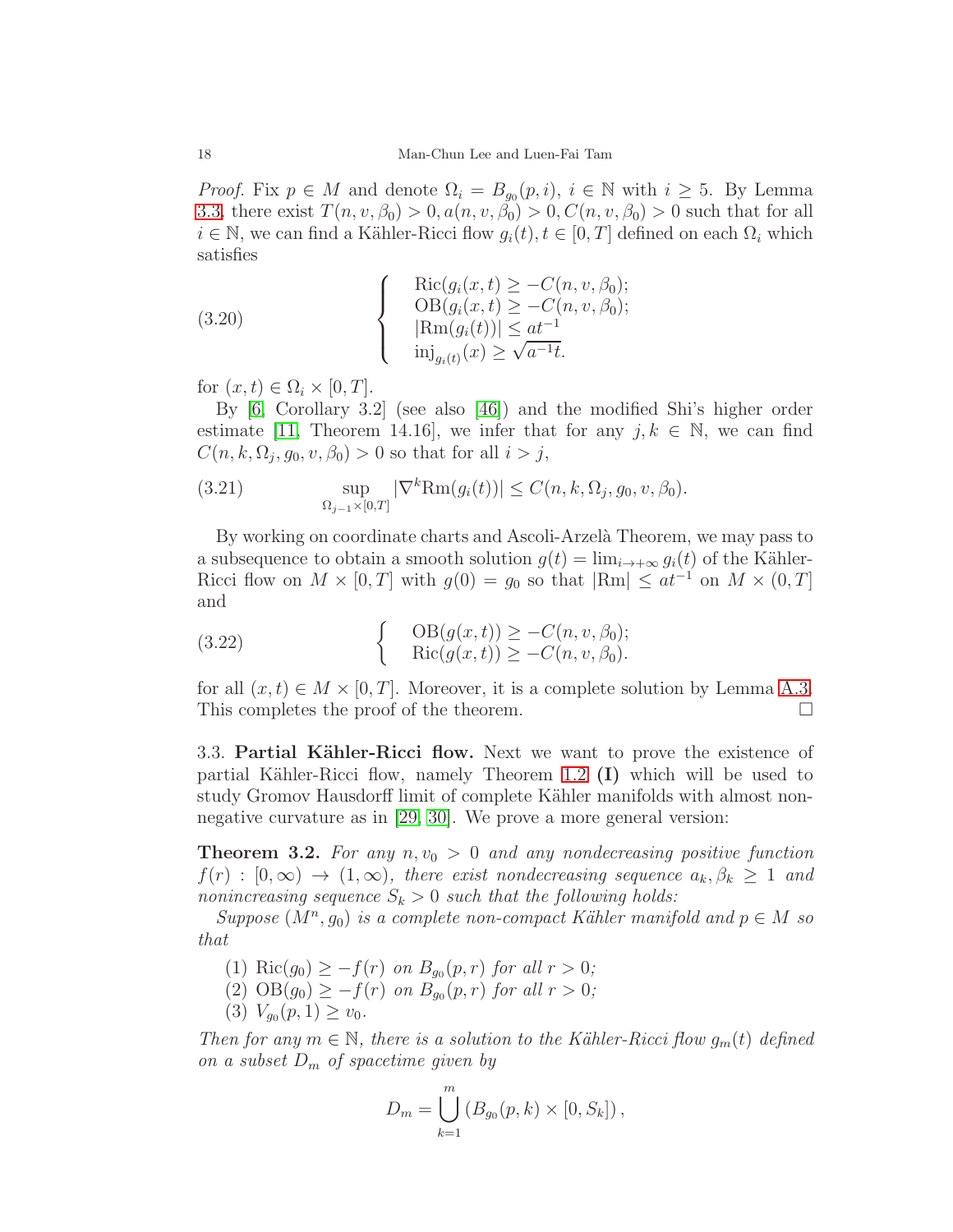*Proof.* Fix $p \in M$ and denote $\Omega_i = B_{g_0}(p, i)$, $i \in \mathbb{N}$ with $i \geq 5$. By Lemma 3.3, there exist $T(n, v, \beta_0) > 0, a(n, v, \beta_0) > 0, C(n, v, \beta_0) > 0$ such that for all $i \in \mathbb{N}$, we can find a Kähler-Ricci flow $g_i(t), t \in [0, T]$ defined on each $\Omega_i$ which satisfies

$$
\left\{
\begin{array}{l}
\mathrm{Ric}(g_i(x,t) \geq -C(n, v, \beta_0); \\
\mathrm{OB}(g_i(x,t) \geq -C(n, v, \beta_0); \\
|\mathrm{Rm}(g_i(t))| \leq at^{-1} \\
\mathrm{inj}_{g_i(t)}(x) \geq \sqrt{a^{-1}t}.
\end{array}
\right.
\tag{3.20}
$$

for $(x, t) \in \Omega_i \times [0, T]$.

By [6, Corollary 3.2] (see also [46]) and the modified Shi's higher order estimate [11, Theorem 14.16], we infer that for any $j, k \in \mathbb{N}$, we can find $C(n, k, \Omega_j, g_0, v, \beta_0) > 0$ so that for all $i > j$,

$$
\sup_{\Omega_{j-1} \times [0,T]} |\nabla^k \mathrm{Rm}(g_i(t))| \leq C(n, k, \Omega_j, g_0, v, \beta_0).
\tag{3.21}
$$

By working on coordinate charts and Ascoli-Arzelà Theorem, we may pass to a subsequence to obtain a smooth solution $g(t) = \lim_{i \to +\infty} g_i(t)$ of the Kähler-Ricci flow on $M \times [0, T]$ with $g(0) = g_0$ so that $|\mathrm{Rm}| \leq at^{-1}$ on $M \times (0, T]$ and

$$
\left\{
\begin{array}{l}
\mathrm{OB}(g(x,t)) \geq -C(n, v, \beta_0); \\
\mathrm{Ric}(g(x,t)) \geq -C(n, v, \beta_0).
\end{array}
\right.
\tag{3.22}
$$

for all $(x, t) \in M \times [0, T]$. Moreover, it is a complete solution by Lemma A.3. This completes the proof of the theorem. $\square$

3.3. **Partial Kähler-Ricci flow.** Next we want to prove the existence of partial Kähler-Ricci flow, namely Theorem 1.2 **(I)** which will be used to study Gromov Hausdorff limit of complete Kähler manifolds with almost non-negative curvature as in [29, 30]. We prove a more general version:

**Theorem 3.2.** *For any $n, v_0 > 0$ and any nondecreasing positive function $f(r) : [0, \infty) \to (1, \infty)$, there exist nondecreasing sequence $a_k, \beta_k \geq 1$ and nonincreasing sequence $S_k > 0$ such that the following holds:*

*Suppose $(M^n, g_0)$ is a complete non-compact Kähler manifold and $p \in M$ so that*

1. $\mathrm{Ric}(g_0) \geq -f(r)$ *on* $B_{g_0}(p, r)$ *for all* $r > 0$*;*
2. $\mathrm{OB}(g_0) \geq -f(r)$ *on* $B_{g_0}(p, r)$ *for all* $r > 0$*;*
3. $V_{g_0}(p, 1) \geq v_0$.

*Then for any $m \in \mathbb{N}$, there is a solution to the Kähler-Ricci flow $g_m(t)$ defined on a subset $D_m$ of spacetime given by*

$$
D_m = \bigcup_{k=1}^{m} \left( B_{g_0}(p, k) \times [0, S_k] \right),
$$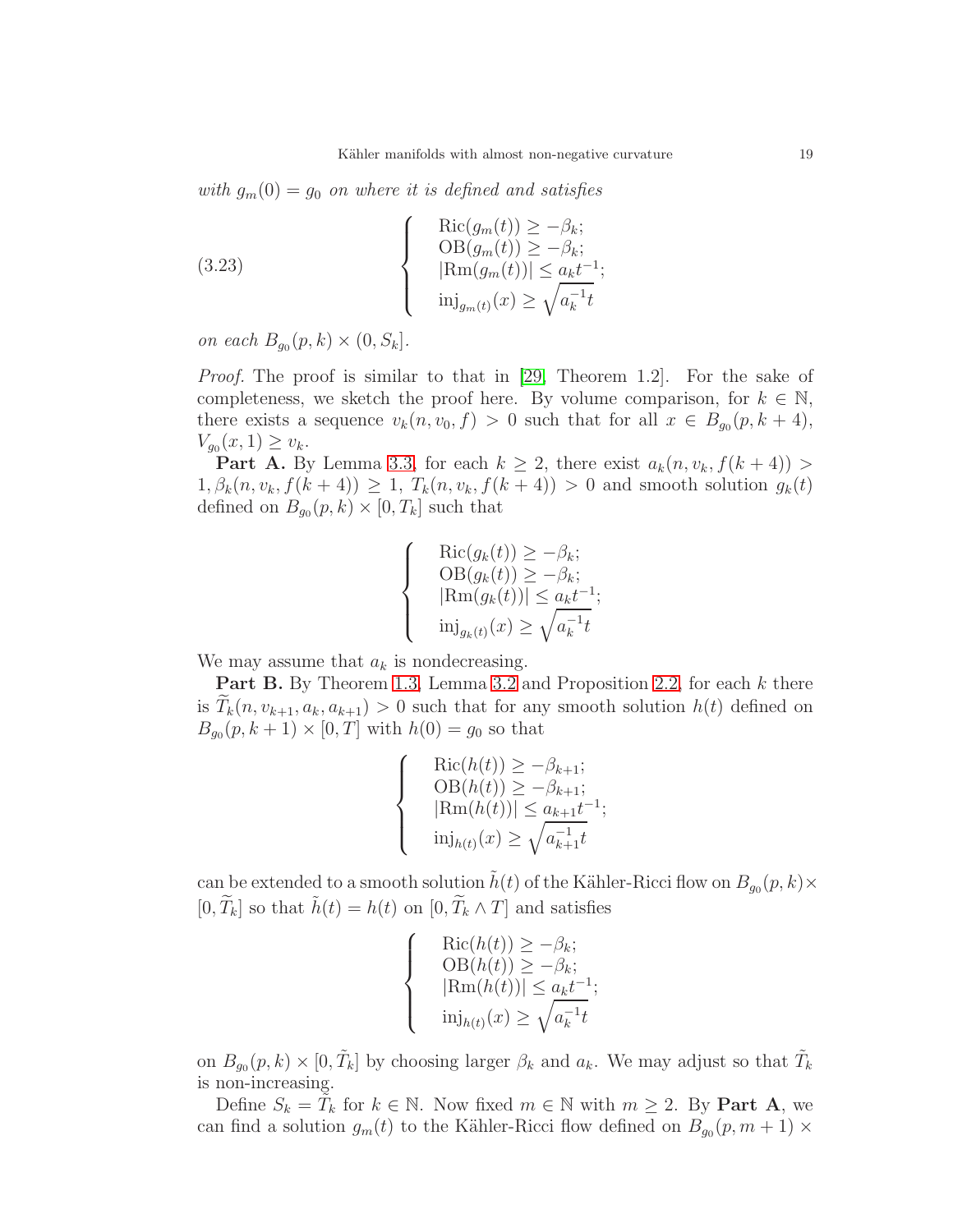*with $g_m(0) = g_0$ on where it is defined and satisfies*

$$
\left\{
\begin{array}{l}
\mathrm{Ric}(g_m(t)) \geq -\beta_k; \\
\mathrm{OB}(g_m(t)) \geq -\beta_k; \\
|\mathrm{Rm}(g_m(t))| \leq a_k t^{-1}; \\
\mathrm{inj}_{g_m(t)}(x) \geq \sqrt{a_k^{-1} t}
\end{array}
\right.
\tag{3.23}
$$

*on each $B_{g_0}(p,k) \times (0, S_k]$.*

*Proof.* The proof is similar to that in [29, Theorem 1.2]. For the sake of completeness, we sketch the proof here. By volume comparison, for $k \in \mathbb{N}$, there exists a sequence $v_k(n, v_0, f) > 0$ such that for all $x \in B_{g_0}(p, k+4)$, $V_{g_0}(x, 1) \geq v_k$.

**Part A.** By Lemma 3.3, for each $k \geq 2$, there exist $a_k(n, v_k, f(k+4)) > 1, \beta_k(n, v_k, f(k+4)) \geq 1$, $T_k(n, v_k, f(k+4)) > 0$ and smooth solution $g_k(t)$ defined on $B_{g_0}(p,k) \times [0, T_k]$ such that

$$
\left\{
\begin{array}{l}
\mathrm{Ric}(g_k(t)) \geq -\beta_k; \\
\mathrm{OB}(g_k(t)) \geq -\beta_k; \\
|\mathrm{Rm}(g_k(t))| \leq a_k t^{-1}; \\
\mathrm{inj}_{g_k(t)}(x) \geq \sqrt{a_k^{-1} t}
\end{array}
\right.
$$

We may assume that $a_k$ is nondecreasing.

**Part B.** By Theorem 1.3, Lemma 3.2 and Proposition 2.2, for each $k$ there is $\widetilde{T}_k(n, v_{k+1}, a_k, a_{k+1}) > 0$ such that for any smooth solution $h(t)$ defined on $B_{g_0}(p, k+1) \times [0, T]$ with $h(0) = g_0$ so that

$$
\left\{
\begin{array}{l}
\mathrm{Ric}(h(t)) \geq -\beta_{k+1}; \\
\mathrm{OB}(h(t)) \geq -\beta_{k+1}; \\
|\mathrm{Rm}(h(t))| \leq a_{k+1} t^{-1}; \\
\mathrm{inj}_{h(t)}(x) \geq \sqrt{a_{k+1}^{-1} t}
\end{array}
\right.
$$

can be extended to a smooth solution $\tilde{h}(t)$ of the Kähler-Ricci flow on $B_{g_0}(p,k) \times [0, \widetilde{T}_k]$ so that $\tilde{h}(t) = h(t)$ on $[0, \widetilde{T}_k \wedge T]$ and satisfies

$$
\left\{
\begin{array}{l}
\mathrm{Ric}(h(t)) \geq -\beta_k; \\
\mathrm{OB}(h(t)) \geq -\beta_k; \\
|\mathrm{Rm}(h(t))| \leq a_k t^{-1}; \\
\mathrm{inj}_{h(t)}(x) \geq \sqrt{a_k^{-1} t}
\end{array}
\right.
$$

on $B_{g_0}(p,k) \times [0, \tilde{T}_k]$ by choosing larger $\beta_k$ and $a_k$. We may adjust so that $\tilde{T}_k$ is non-increasing.

Define $S_k = \tilde{T}_k$ for $k \in \mathbb{N}$. Now fixed $m \in \mathbb{N}$ with $m \geq 2$. By **Part A**, we can find a solution $g_m(t)$ to the Kähler-Ricci flow defined on $B_{g_0}(p, m+1) \times$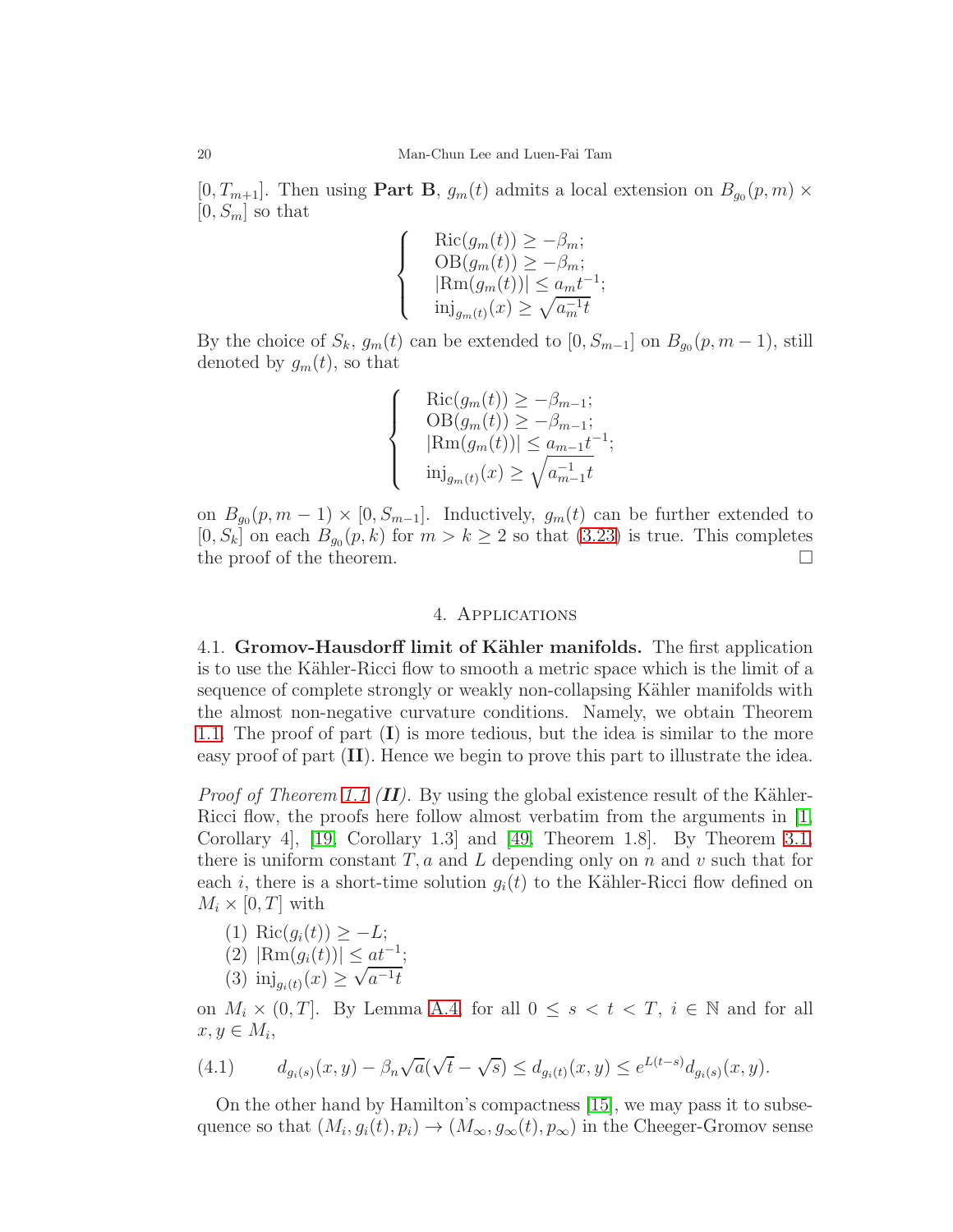$[0, T_{m+1}]$. Then using **Part B**, $g_m(t)$ admits a local extension on $B_{g_0}(p, m) \times [0, S_m]$ so that

$$
\begin{cases}
\mathrm{Ric}(g_m(t)) \geq -\beta_m; \\
\mathrm{OB}(g_m(t)) \geq -\beta_m; \\
|\mathrm{Rm}(g_m(t))| \leq a_m t^{-1}; \\
\mathrm{inj}_{g_m(t)}(x) \geq \sqrt{a_m^{-1} t}
\end{cases}
$$

By the choice of $S_k$, $g_m(t)$ can be extended to $[0, S_{m-1}]$ on $B_{g_0}(p, m-1)$, still denoted by $g_m(t)$, so that

$$
\begin{cases}
\mathrm{Ric}(g_m(t)) \geq -\beta_{m-1}; \\
\mathrm{OB}(g_m(t)) \geq -\beta_{m-1}; \\
|\mathrm{Rm}(g_m(t))| \leq a_{m-1} t^{-1}; \\
\mathrm{inj}_{g_m(t)}(x) \geq \sqrt{a_{m-1}^{-1} t}
\end{cases}
$$

on $B_{g_0}(p, m-1) \times [0, S_{m-1}]$. Inductively, $g_m(t)$ can be further extended to $[0, S_k]$ on each $B_{g_0}(p, k)$ for $m > k \geq 2$ so that (3.23) is true. This completes the proof of the theorem. $\square$

## 4. Applications

**4.1. Gromov-Hausdorff limit of Kähler manifolds.** The first application is to use the Kähler-Ricci flow to smooth a metric space which is the limit of a sequence of complete strongly or weakly non-collapsing Kähler manifolds with the almost non-negative curvature conditions. Namely, we obtain Theorem 1.1. The proof of part (**I**) is more tedious, but the idea is similar to the more easy proof of part (**II**). Hence we begin to prove this part to illustrate the idea.

*Proof of Theorem 1.1 (**II**).* By using the global existence result of the Kähler-Ricci flow, the proofs here follow almost verbatim from the arguments in [1, Corollary 4], [19, Corollary 1.3] and [49, Theorem 1.8]. By Theorem 3.1, there is uniform constant $T, a$ and $L$ depending only on $n$ and $v$ such that for each $i$, there is a short-time solution $g_i(t)$ to the Kähler-Ricci flow defined on $M_i \times [0, T]$ with

(1) $\mathrm{Ric}(g_i(t)) \geq -L$;
(2) $|\mathrm{Rm}(g_i(t))| \leq a t^{-1}$;
(3) $\mathrm{inj}_{g_i(t)}(x) \geq \sqrt{a^{-1} t}$

on $M_i \times (0, T]$. By Lemma A.4, for all $0 \leq s < t < T$, $i \in \mathbb{N}$ and for all $x, y \in M_i$,

$$
d_{g_i(s)}(x, y) - \beta_n \sqrt{a}(\sqrt{t} - \sqrt{s}) \leq d_{g_i(t)}(x, y) \leq e^{L(t-s)} d_{g_i(s)}(x, y). \tag{4.1}
$$

On the other hand by Hamilton's compactness [15], we may pass it to subsequence so that $(M_i, g_i(t), p_i) \to (M_\infty, g_\infty(t), p_\infty)$ in the Cheeger-Gromov sense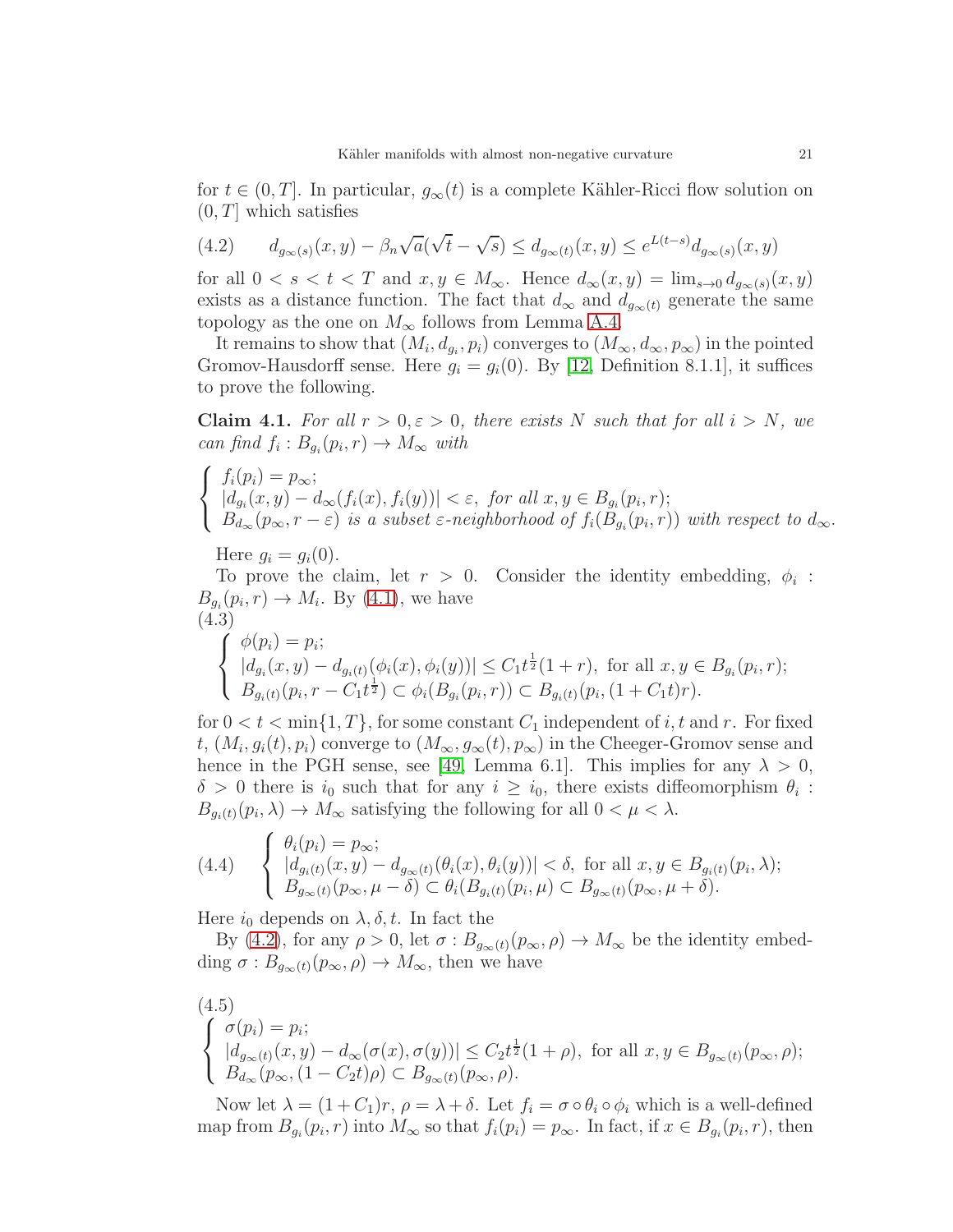for $t \in (0, T]$. In particular, $g_\infty(t)$ is a complete Kähler-Ricci flow solution on $(0, T]$ which satisfies

$$
d_{g_\infty(s)}(x, y) - \beta_n \sqrt{a}(\sqrt{t} - \sqrt{s}) \le d_{g_\infty(t)}(x, y) \le e^{L(t-s)} d_{g_\infty(s)}(x, y) \tag{4.2}
$$

for all $0 < s < t < T$ and $x, y \in M_\infty$. Hence $d_\infty(x, y) = \lim_{s \to 0} d_{g_\infty(s)}(x, y)$ exists as a distance function. The fact that $d_\infty$ and $d_{g_\infty(t)}$ generate the same topology as the one on $M_\infty$ follows from Lemma A.4.

It remains to show that $(M_i, d_{g_i}, p_i)$ converges to $(M_\infty, d_\infty, p_\infty)$ in the pointed Gromov-Hausdorff sense. Here $g_i = g_i(0)$. By [12, Definition 8.1.1], it suffices to prove the following.

**Claim 4.1.** *For all $r > 0, \varepsilon > 0$, there exists $N$ such that for all $i > N$, we can find $f_i : B_{g_i}(p_i, r) \to M_\infty$ with*

$$
\begin{cases}
f_i(p_i) = p_\infty; \\
|d_{g_i}(x, y) - d_\infty(f_i(x), f_i(y))| < \varepsilon, \text{ for all } x, y \in B_{g_i}(p_i, r); \\
B_{d_\infty}(p_\infty, r - \varepsilon) \text{ is a subset } \varepsilon\text{-neighborhood of } f_i(B_{g_i}(p_i, r)) \text{ with respect to } d_\infty.
\end{cases}
$$

Here $g_i = g_i(0)$.

To prove the claim, let $r > 0$. Consider the identity embedding, $\phi_i : B_{g_i}(p_i, r) \to M_i$. By (4.1), we have

$$
\begin{cases}
\phi(p_i) = p_i; \\
|d_{g_i}(x, y) - d_{g_i(t)}(\phi_i(x), \phi_i(y))| \le C_1 t^{\frac{1}{2}}(1 + r), \text{ for all } x, y \in B_{g_i}(p_i, r); \\
B_{g_i(t)}(p_i, r - C_1 t^{\frac{1}{2}}) \subset \phi_i(B_{g_i}(p_i, r)) \subset B_{g_i(t)}(p_i, (1 + C_1 t)r).
\end{cases} \tag{4.3}
$$

for $0 < t < \min\{1, T\}$, for some constant $C_1$ independent of $i, t$ and $r$. For fixed $t$, $(M_i, g_i(t), p_i)$ converge to $(M_\infty, g_\infty(t), p_\infty)$ in the Cheeger-Gromov sense and hence in the PGH sense, see [49, Lemma 6.1]. This implies for any $\lambda > 0$, $\delta > 0$ there is $i_0$ such that for any $i \ge i_0$, there exists diffeomorphism $\theta_i : B_{g_i(t)}(p_i, \lambda) \to M_\infty$ satisfying the following for all $0 < \mu < \lambda$.

$$
\begin{cases}
\theta_i(p_i) = p_\infty; \\
|d_{g_i(t)}(x, y) - d_{g_\infty(t)}(\theta_i(x), \theta_i(y))| < \delta, \text{ for all } x, y \in B_{g_i(t)}(p_i, \lambda); \\
B_{g_\infty(t)}(p_\infty, \mu - \delta) \subset \theta_i(B_{g_i(t)}(p_i, \mu)) \subset B_{g_\infty(t)}(p_\infty, \mu + \delta).
\end{cases} \tag{4.4}
$$

Here $i_0$ depends on $\lambda, \delta, t$. In fact the

By (4.2), for any $\rho > 0$, let $\sigma : B_{g_\infty(t)}(p_\infty, \rho) \to M_\infty$ be the identity embedding $\sigma : B_{g_\infty(t)}(p_\infty, \rho) \to M_\infty$, then we have

$$
\begin{cases}
\sigma(p_i) = p_i; \\
|d_{g_\infty(t)}(x, y) - d_\infty(\sigma(x), \sigma(y))| \le C_2 t^{\frac{1}{2}}(1 + \rho), \text{ for all } x, y \in B_{g_\infty(t)}(p_\infty, \rho); \\
B_{d_\infty}(p_\infty, (1 - C_2 t)\rho) \subset B_{g_\infty(t)}(p_\infty, \rho).
\end{cases} \tag{4.5}
$$

Now let $\lambda = (1 + C_1)r$, $\rho = \lambda + \delta$. Let $f_i = \sigma \circ \theta_i \circ \phi_i$ which is a well-defined map from $B_{g_i}(p_i, r)$ into $M_\infty$ so that $f_i(p_i) = p_\infty$. In fact, if $x \in B_{g_i}(p_i, r)$, then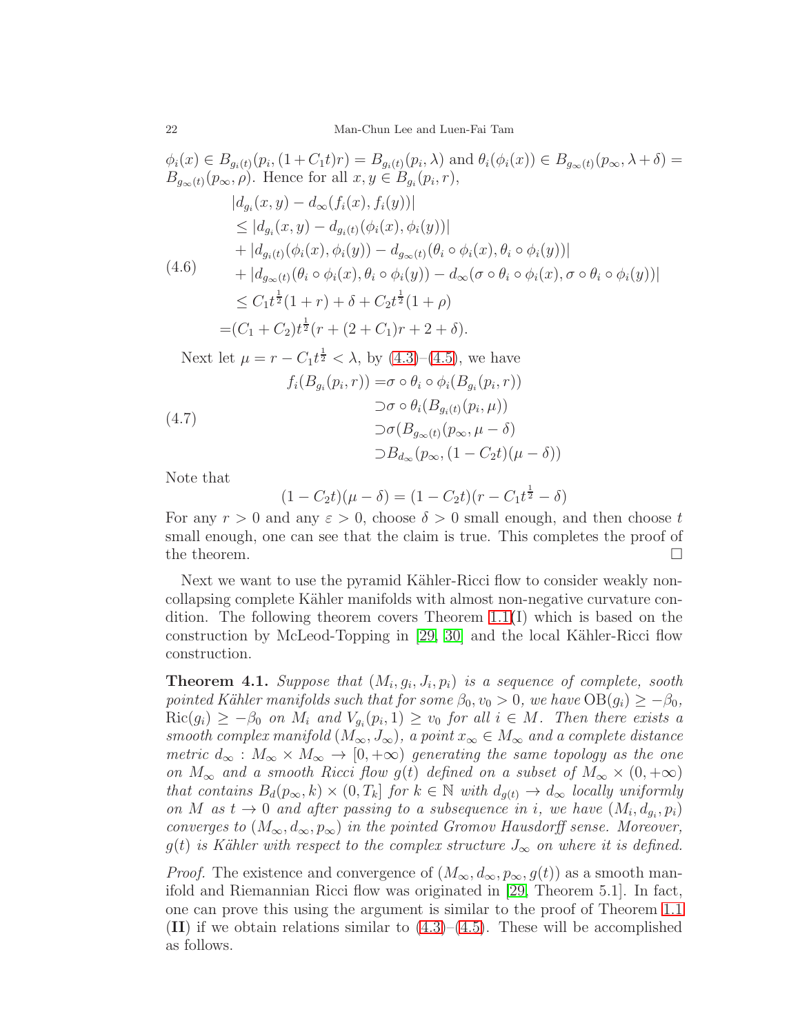$\phi_i(x) \in B_{g_i(t)}(p_i, (1+C_1 t)r) = B_{g_i(t)}(p_i, \lambda)$ and $\theta_i(\phi_i(x)) \in B_{g_\infty(t)}(p_\infty, \lambda+\delta) = B_{g_\infty(t)}(p_\infty, \rho)$. Hence for all $x, y \in B_{g_i}(p_i, r)$,

$$
\begin{aligned}
&|d_{g_i}(x,y) - d_\infty(f_i(x), f_i(y))| \\
&\le |d_{g_i}(x,y) - d_{g_i(t)}(\phi_i(x), \phi_i(y))| \\
&+ |d_{g_i(t)}(\phi_i(x), \phi_i(y)) - d_{g_\infty(t)}(\theta_i \circ \phi_i(x), \theta_i \circ \phi_i(y))| \\
&+ |d_{g_\infty(t)}(\theta_i \circ \phi_i(x), \theta_i \circ \phi_i(y)) - d_\infty(\sigma \circ \theta_i \circ \phi_i(x), \sigma \circ \theta_i \circ \phi_i(y))| \\
&\le C_1 t^{\frac{1}{2}}(1+r) + \delta + C_2 t^{\frac{1}{2}}(1+\rho) \\
=&(C_1+C_2) t^{\frac{1}{2}}(r + (2+C_1)r + 2 + \delta).
\end{aligned} \tag{4.6}
$$

Next let $\mu = r - C_1 t^{\frac{1}{2}} < \lambda$, by (4.3)–(4.5), we have

$$
\begin{aligned}
f_i(B_{g_i}(p_i, r)) =& \sigma \circ \theta_i \circ \phi_i(B_{g_i}(p_i, r)) \\
\supset& \sigma \circ \theta_i (B_{g_i(t)}(p_i, \mu)) \\
\supset& \sigma (B_{g_\infty(t)}(p_\infty, \mu - \delta)) \\
\supset& B_{d_\infty}(p_\infty, (1 - C_2 t)(\mu - \delta))
\end{aligned} \tag{4.7}
$$

Note that

$$
(1 - C_2 t)(\mu - \delta) = (1 - C_2 t)(r - C_1 t^{\frac{1}{2}} - \delta)
$$

For any $r > 0$ and any $\varepsilon > 0$, choose $\delta > 0$ small enough, and then choose $t$ small enough, one can see that the claim is true. This completes the proof of the theorem. $\square$

Next we want to use the pyramid Kähler-Ricci flow to consider weakly non-collapsing complete Kähler manifolds with almost non-negative curvature condition. The following theorem covers Theorem 1.1(I) which is based on the construction by McLeod-Topping in [29, 30] and the local Kähler-Ricci flow construction.

**Theorem 4.1.** *Suppose that $(M_i, g_i, J_i, p_i)$ is a sequence of complete, sooth pointed Kähler manifolds such that for some $\beta_0, v_0 > 0$, we have $\mathrm{OB}(g_i) \ge -\beta_0$, $\mathrm{Ric}(g_i) \ge -\beta_0$ on $M_i$ and $V_{g_i}(p_i, 1) \ge v_0$ for all $i \in M$. Then there exists a smooth complex manifold $(M_\infty, J_\infty)$, a point $x_\infty \in M_\infty$ and a complete distance metric $d_\infty : M_\infty \times M_\infty \to [0, +\infty)$ generating the same topology as the one on $M_\infty$ and a smooth Ricci flow $g(t)$ defined on a subset of $M_\infty \times (0, +\infty)$ that contains $B_d(p_\infty, k) \times (0, T_k]$ for $k \in \mathbb{N}$ with $d_{g(t)} \to d_\infty$ locally uniformly on $M$ as $t \to 0$ and after passing to a subsequence in $i$, we have $(M_i, d_{g_i}, p_i)$ converges to $(M_\infty, d_\infty, p_\infty)$ in the pointed Gromov Hausdorff sense. Moreover, $g(t)$ is Kähler with respect to the complex structure $J_\infty$ on where it is defined.*

*Proof.* The existence and convergence of $(M_\infty, d_\infty, p_\infty, g(t))$ as a smooth manifold and Riemannian Ricci flow was originated in [29, Theorem 5.1]. In fact, one can prove this using the argument is similar to the proof of Theorem 1.1 (**II**) if we obtain relations similar to (4.3)–(4.5). These will be accomplished as follows.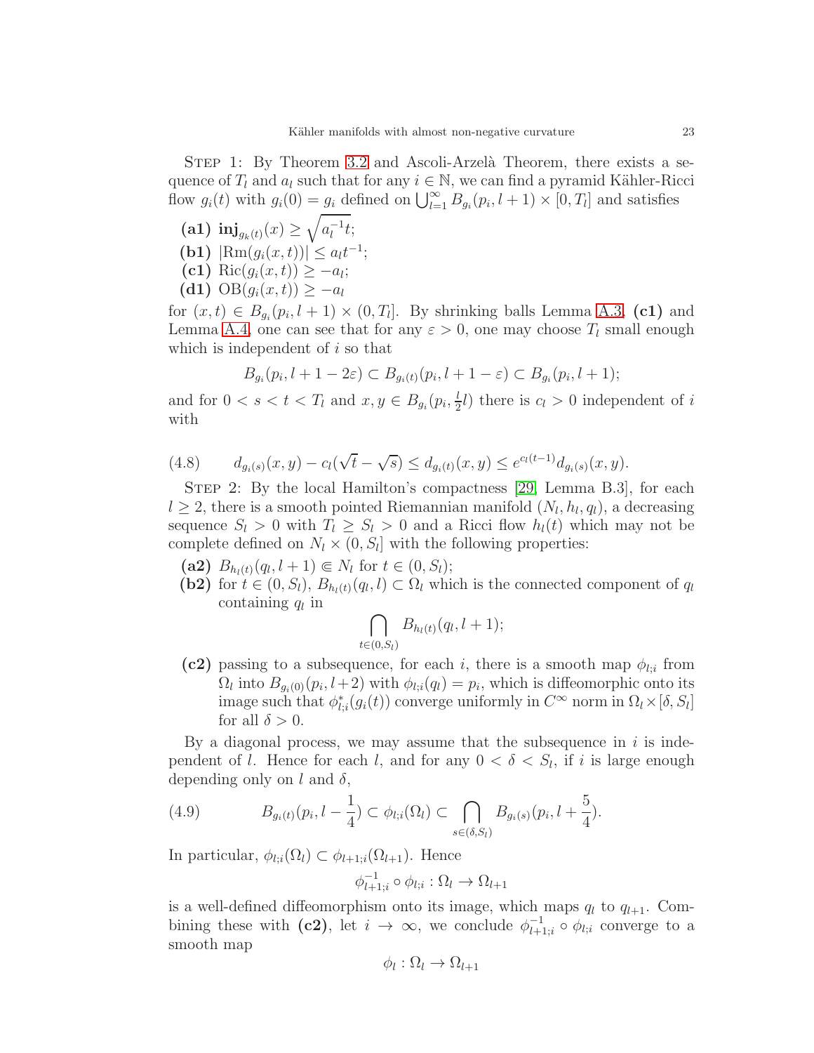Step 1: By Theorem 3.2 and Ascoli-Arzelà Theorem, there exists a sequence of $T_l$ and $a_l$ such that for any $i \in \mathbb{N}$, we can find a pyramid Kähler-Ricci flow $g_i(t)$ with $g_i(0) = g_i$ defined on $\bigcup_{l=1}^\infty B_{g_i}(p_i, l+1) \times [0, T_l]$ and satisfies

- **(a1)** $\mathbf{inj}_{g_k(t)}(x) \geq \sqrt{a_l^{-1} t}$;
- **(b1)** $|\mathrm{Rm}(g_i(x,t))| \leq a_l t^{-1}$;
- **(c1)** $\mathrm{Ric}(g_i(x,t)) \geq -a_l$;
- **(d1)** $\mathrm{OB}(g_i(x,t)) \geq -a_l$

for $(x,t) \in B_{g_i}(p_i, l+1) \times (0, T_l]$. By shrinking balls Lemma A.3, **(c1)** and Lemma A.4, one can see that for any $\varepsilon > 0$, one may choose $T_l$ small enough which is independent of $i$ so that

$$B_{g_i}(p_i, l+1-2\varepsilon) \subset B_{g_i(t)}(p_i, l+1-\varepsilon) \subset B_{g_i}(p_i, l+1);$$

and for $0 < s < t < T_l$ and $x, y \in B_{g_i}(p_i, \frac{l}{2}l)$ there is $c_l > 0$ independent of $i$ with

$$d_{g_i(s)}(x,y) - c_l(\sqrt{t} - \sqrt{s}) \leq d_{g_i(t)}(x,y) \leq e^{c_l(t-1)} d_{g_i(s)}(x,y). \tag{4.8}$$

Step 2: By the local Hamilton's compactness [29, Lemma B.3], for each $l \geq 2$, there is a smooth pointed Riemannian manifold $(N_l, h_l, q_l)$, a decreasing sequence $S_l > 0$ with $T_l \geq S_l > 0$ and a Ricci flow $h_l(t)$ which may not be complete defined on $N_l \times (0, S_l]$ with the following properties:

- **(a2)** $B_{h_l(t)}(q_l, l+1) \Subset N_l$ for $t \in (0, S_l)$;
- **(b2)** for $t \in (0, S_l)$, $B_{h_l(t)}(q_l, l) \subset \Omega_l$ which is the connected component of $q_l$ containing $q_l$ in
$$\bigcap_{t \in (0, S_l)} B_{h_l(t)}(q_l, l+1);$$
- **(c2)** passing to a subsequence, for each $i$, there is a smooth map $\phi_{l;i}$ from $\Omega_l$ into $B_{g_i(0)}(p_i, l+2)$ with $\phi_{l;i}(q_l) = p_i$, which is diffeomorphic onto its image such that $\phi_{l;i}^*(g_i(t))$ converge uniformly in $C^\infty$ norm in $\Omega_l \times [\delta, S_l]$ for all $\delta > 0$.

By a diagonal process, we may assume that the subsequence in $i$ is independent of $l$. Hence for each $l$, and for any $0 < \delta < S_l$, if $i$ is large enough depending only on $l$ and $\delta$,

$$B_{g_i(t)}(p_i, l - \frac{1}{4}) \subset \phi_{l;i}(\Omega_l) \subset \bigcap_{s \in (\delta, S_l)} B_{g_i(s)}(p_i, l + \frac{5}{4}). \tag{4.9}$$

In particular, $\phi_{l;i}(\Omega_l) \subset \phi_{l+1;i}(\Omega_{l+1})$. Hence

$$\phi_{l+1;i}^{-1} \circ \phi_{l;i} : \Omega_l \to \Omega_{l+1}$$

is a well-defined diffeomorphism onto its image, which maps $q_l$ to $q_{l+1}$. Combining these with **(c2)**, let $i \to \infty$, we conclude $\phi_{l+1;i}^{-1} \circ \phi_{l;i}$ converge to a smooth map

$$\phi_l : \Omega_l \to \Omega_{l+1}$$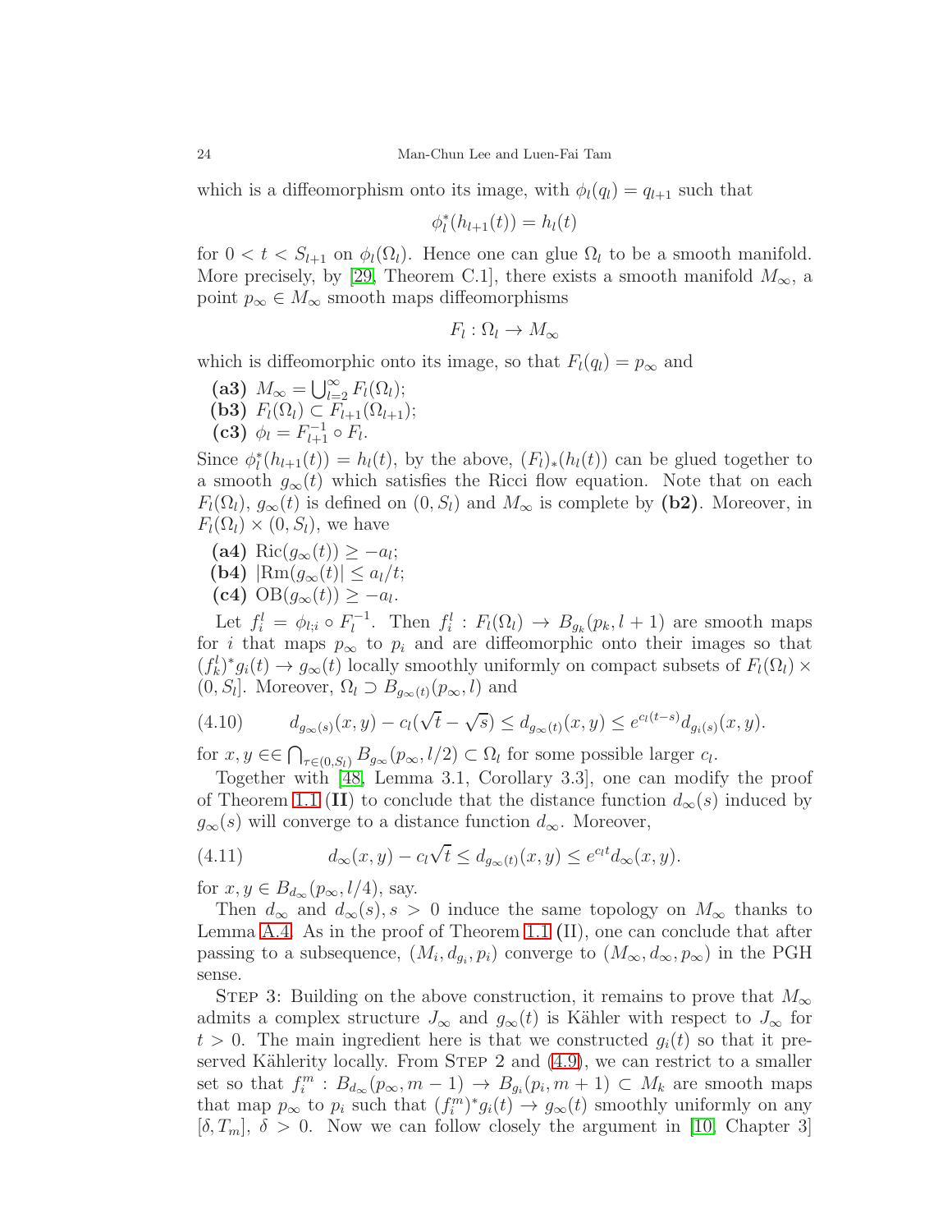which is a diffeomorphism onto its image, with $\phi_l(q_l) = q_{l+1}$ such that

$$\phi_l^*(h_{l+1}(t)) = h_l(t)$$

for $0 < t < S_{l+1}$ on $\phi_l(\Omega_l)$. Hence one can glue $\Omega_l$ to be a smooth manifold. More precisely, by [29, Theorem C.1], there exists a smooth manifold $M_\infty$, a point $p_\infty \in M_\infty$ smooth maps diffeomorphisms

$$F_l : \Omega_l \to M_\infty$$

which is diffeomorphic onto its image, so that $F_l(q_l) = p_\infty$ and

- **(a3)** $M_\infty = \bigcup_{l=2}^\infty F_l(\Omega_l)$;
- **(b3)** $F_l(\Omega_l) \subset F_{l+1}(\Omega_{l+1})$;
- **(c3)** $\phi_l = F_{l+1}^{-1} \circ F_l$.

Since $\phi_l^*(h_{l+1}(t)) = h_l(t)$, by the above, $(F_l)_*(h_l(t))$ can be glued together to a smooth $g_\infty(t)$ which satisfies the Ricci flow equation. Note that on each $F_l(\Omega_l)$, $g_\infty(t)$ is defined on $(0, S_l)$ and $M_\infty$ is complete by **(b2)**. Moreover, in $F_l(\Omega_l) \times (0, S_l)$, we have

- **(a4)** $\mathrm{Ric}(g_\infty(t)) \geq -a_l$;
- **(b4)** $|\mathrm{Rm}(g_\infty(t)| \leq a_l/t$;
- **(c4)** $\mathrm{OB}(g_\infty(t)) \geq -a_l$.

Let $f_i^l = \phi_{l;i} \circ F_l^{-1}$. Then $f_i^l : F_l(\Omega_l) \to B_{g_k}(p_k, l+1)$ are smooth maps for $i$ that maps $p_\infty$ to $p_i$ and are diffeomorphic onto their images so that $(f_k^l)^* g_i(t) \to g_\infty(t)$ locally smoothly uniformly on compact subsets of $F_l(\Omega_l) \times (0, S_l]$. Moreover, $\Omega_l \supset B_{g_\infty(t)}(p_\infty, l)$ and

$$d_{g_\infty(s)}(x, y) - c_l(\sqrt{t} - \sqrt{s}) \leq d_{g_\infty(t)}(x, y) \leq e^{c_l(t-s)} d_{g_i(s)}(x, y). \tag{4.10}$$

for $x, y \in\in \bigcap_{\tau \in (0, S_l)} B_{g_\infty}(p_\infty, l/2) \subset \Omega_l$ for some possible larger $c_l$.

Together with [48, Lemma 3.1, Corollary 3.3], one can modify the proof of Theorem 1.1 **(II)** to conclude that the distance function $d_\infty(s)$ induced by $g_\infty(s)$ will converge to a distance function $d_\infty$. Moreover,

$$d_\infty(x, y) - c_l\sqrt{t} \leq d_{g_\infty(t)}(x, y) \leq e^{c_l t} d_\infty(x, y). \tag{4.11}$$

for $x, y \in B_{d_\infty}(p_\infty, l/4)$, say.

Then $d_\infty$ and $d_\infty(s), s > 0$ induce the same topology on $M_\infty$ thanks to Lemma A.4. As in the proof of Theorem 1.1 (II), one can conclude that after passing to a subsequence, $(M_i, d_{g_i}, p_i)$ converge to $(M_\infty, d_\infty, p_\infty)$ in the PGH sense.

Step 3: Building on the above construction, it remains to prove that $M_\infty$ admits a complex structure $J_\infty$ and $g_\infty(t)$ is Kähler with respect to $J_\infty$ for $t > 0$. The main ingredient here is that we constructed $g_i(t)$ so that it preserved Kählerity locally. From Step 2 and (4.9), we can restrict to a smaller set so that $f_i^m : B_{d_\infty}(p_\infty, m-1) \to B_{g_i}(p_i, m+1) \subset M_k$ are smooth maps that map $p_\infty$ to $p_i$ such that $(f_i^m)^* g_i(t) \to g_\infty(t)$ smoothly uniformly on any $[\delta, T_m]$, $\delta > 0$. Now we can follow closely the argument in [10, Chapter 3]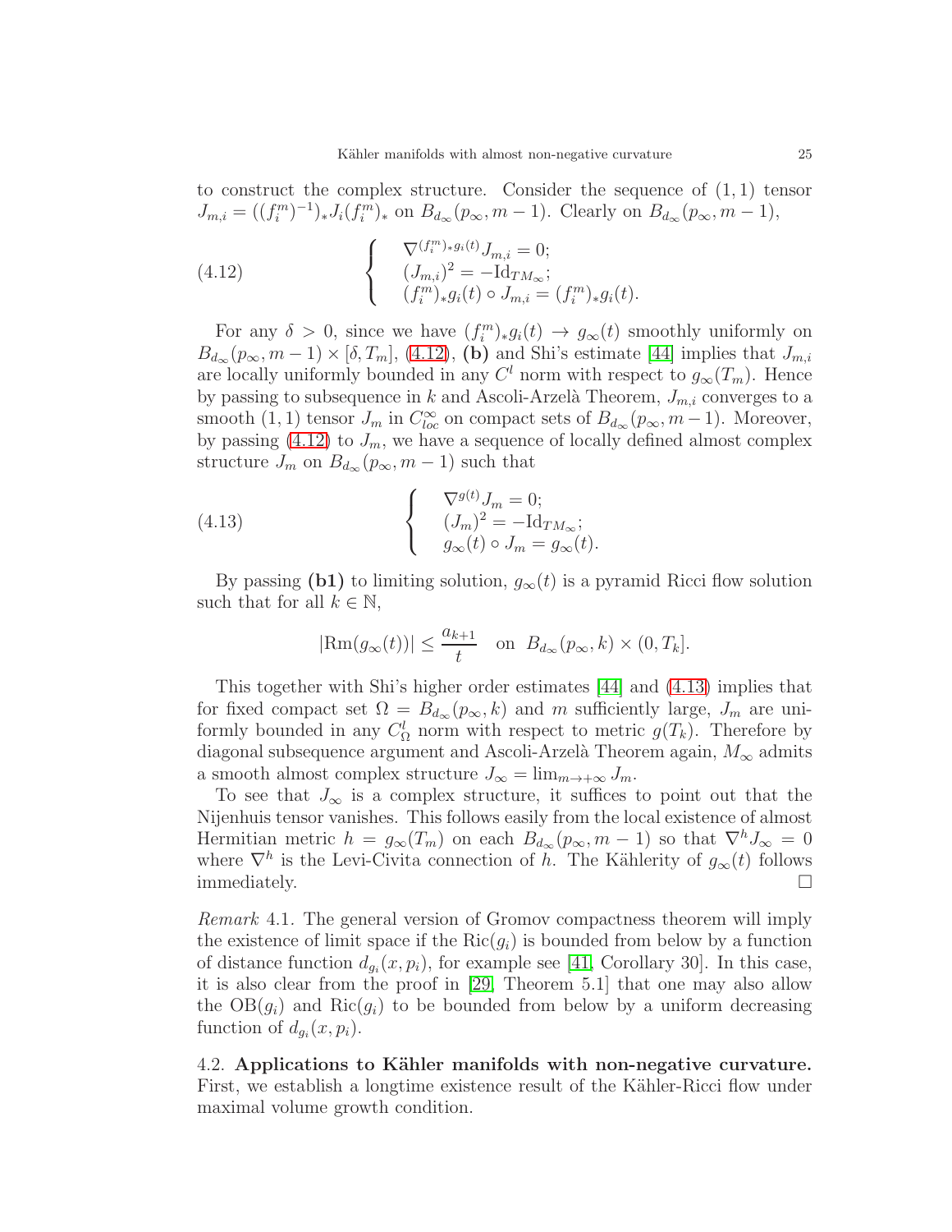to construct the complex structure. Consider the sequence of $(1,1)$ tensor $J_{m,i} = ((f_i^m)^{-1})_* J_i (f_i^m)_*$ on $B_{d_\infty}(p_\infty, m-1)$. Clearly on $B_{d_\infty}(p_\infty, m-1)$,

$$
\left\{
\begin{array}{l}
\nabla^{(f_i^m)_* g_i(t)} J_{m,i} = 0; \\
(J_{m,i})^2 = -\mathrm{Id}_{TM_\infty}; \\
(f_i^m)_* g_i(t) \circ J_{m,i} = (f_i^m)_* g_i(t).
\end{array}
\right.
\tag{4.12}
$$

For any $\delta > 0$, since we have $(f_i^m)_* g_i(t) \to g_\infty(t)$ smoothly uniformly on $B_{d_\infty}(p_\infty, m-1) \times [\delta, T_m]$, (4.12), **(b)** and Shi's estimate [44] implies that $J_{m,i}$ are locally uniformly bounded in any $C^l$ norm with respect to $g_\infty(T_m)$. Hence by passing to subsequence in $k$ and Ascoli-Arzelà Theorem, $J_{m,i}$ converges to a smooth $(1,1)$ tensor $J_m$ in $C^\infty_{loc}$ on compact sets of $B_{d_\infty}(p_\infty, m-1)$. Moreover, by passing (4.12) to $J_m$, we have a sequence of locally defined almost complex structure $J_m$ on $B_{d_\infty}(p_\infty, m-1)$ such that

$$
\left\{
\begin{array}{l}
\nabla^{g(t)} J_m = 0; \\
(J_m)^2 = -\mathrm{Id}_{TM_\infty}; \\
g_\infty(t) \circ J_m = g_\infty(t).
\end{array}
\right.
\tag{4.13}
$$

By passing **(b1)** to limiting solution, $g_\infty(t)$ is a pyramid Ricci flow solution such that for all $k \in \mathbb{N}$,

$$
|\mathrm{Rm}(g_\infty(t))| \leq \frac{a_{k+1}}{t} \quad \text{on } B_{d_\infty}(p_\infty, k) \times (0, T_k].
$$

This together with Shi's higher order estimates [44] and (4.13) implies that for fixed compact set $\Omega = B_{d_\infty}(p_\infty, k)$ and $m$ sufficiently large, $J_m$ are uniformly bounded in any $C^l_\Omega$ norm with respect to metric $g(T_k)$. Therefore by diagonal subsequence argument and Ascoli-Arzelà Theorem again, $M_\infty$ admits a smooth almost complex structure $J_\infty = \lim_{m\to+\infty} J_m$.

To see that $J_\infty$ is a complex structure, it suffices to point out that the Nijenhuis tensor vanishes. This follows easily from the local existence of almost Hermitian metric $h = g_\infty(T_m)$ on each $B_{d_\infty}(p_\infty, m-1)$ so that $\nabla^h J_\infty = 0$ where $\nabla^h$ is the Levi-Civita connection of $h$. The Kählerity of $g_\infty(t)$ follows immediately. ∎

*Remark* 4.1. The general version of Gromov compactness theorem will imply the existence of limit space if the $\mathrm{Ric}(g_i)$ is bounded from below by a function of distance function $d_{g_i}(x, p_i)$, for example see [41, Corollary 30]. In this case, it is also clear from the proof in [29, Theorem 5.1] that one may also allow the $\mathrm{OB}(g_i)$ and $\mathrm{Ric}(g_i)$ to be bounded from below by a uniform decreasing function of $d_{g_i}(x, p_i)$.

### 4.2. Applications to Kähler manifolds with non-negative curvature.

First, we establish a longtime existence result of the Kähler-Ricci flow under maximal volume growth condition.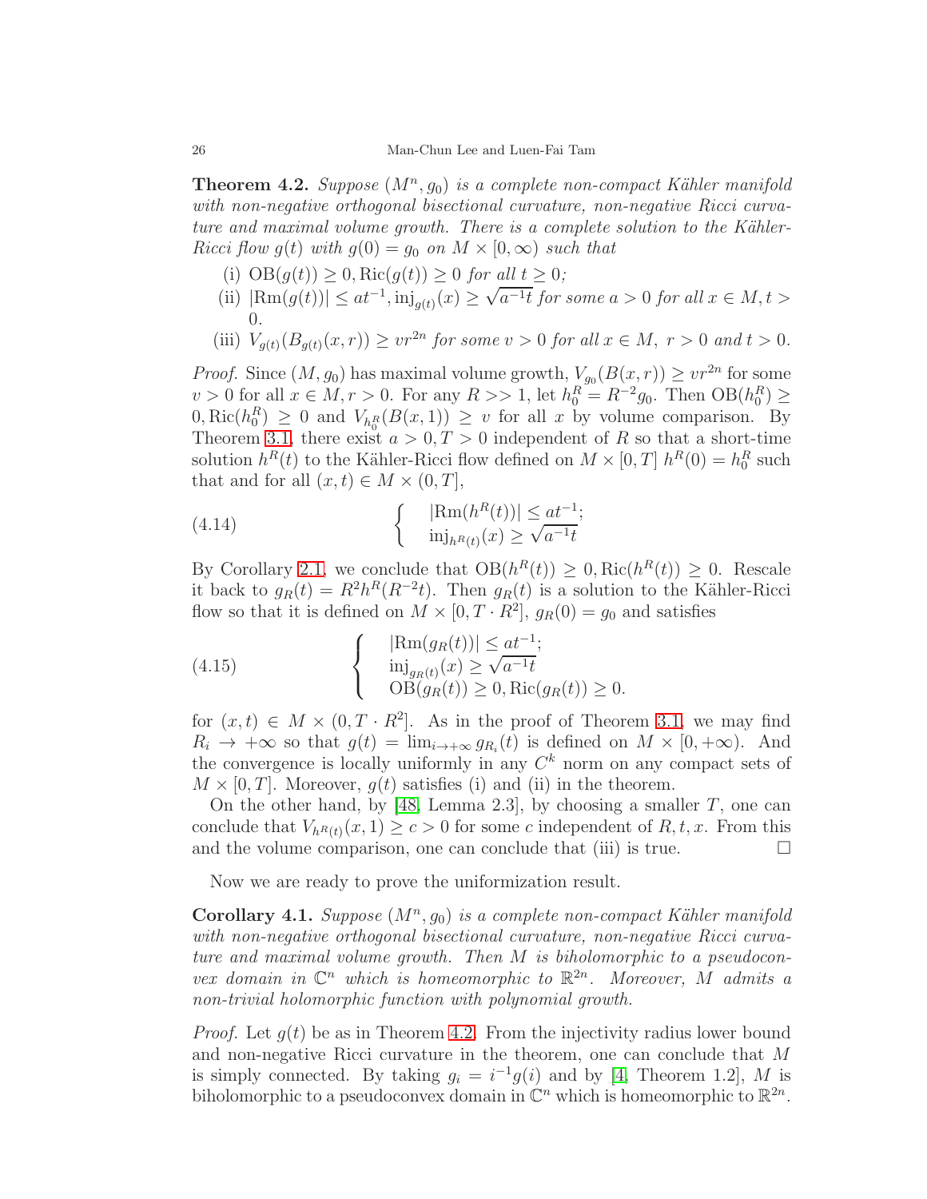**Theorem 4.2.** *Suppose $(M^n, g_0)$ is a complete non-compact Kähler manifold with non-negative orthogonal bisectional curvature, non-negative Ricci curvature and maximal volume growth. There is a complete solution to the Kähler-Ricci flow $g(t)$ with $g(0) = g_0$ on $M \times [0, \infty)$ such that*

1. *(i)* $\mathrm{OB}(g(t)) \geq 0, \mathrm{Ric}(g(t)) \geq 0$ *for all* $t \geq 0$*;*
2. *(ii)* $|\mathrm{Rm}(g(t))| \leq at^{-1}, \mathrm{inj}_{g(t)}(x) \geq \sqrt{a^{-1}t}$ *for some* $a > 0$ *for all* $x \in M, t > 0$.
3. *(iii)* $V_{g(t)}(B_{g(t)}(x, r)) \geq vr^{2n}$ *for some* $v > 0$ *for all* $x \in M$, $r > 0$ *and* $t > 0$.

*Proof.* Since $(M, g_0)$ has maximal volume growth, $V_{g_0}(B(x, r)) \geq vr^{2n}$ for some $v > 0$ for all $x \in M, r > 0$. For any $R >> 1$, let $h_0^R = R^{-2}g_0$. Then $\mathrm{OB}(h_0^R) \geq 0, \mathrm{Ric}(h_0^R) \geq 0$ and $V_{h_0^R}(B(x, 1)) \geq v$ for all $x$ by volume comparison. By Theorem 3.1, there exist $a > 0, T > 0$ independent of $R$ so that a short-time solution $h^R(t)$ to the Kähler-Ricci flow defined on $M \times [0, T]$ $h^R(0) = h_0^R$ such that and for all $(x, t) \in M \times (0, T]$,

$$
\left\{
\begin{array}{l}
|\mathrm{Rm}(h^R(t))| \leq at^{-1}; \\
\mathrm{inj}_{h^R(t)}(x) \geq \sqrt{a^{-1}t}
\end{array}
\right.
\tag{4.14}
$$

By Corollary 2.1, we conclude that $\mathrm{OB}(h^R(t)) \geq 0, \mathrm{Ric}(h^R(t)) \geq 0$. Rescale it back to $g_R(t) = R^2 h^R(R^{-2}t)$. Then $g_R(t)$ is a solution to the Kähler-Ricci flow so that it is defined on $M \times [0, T \cdot R^2]$, $g_R(0) = g_0$ and satisfies

$$
\left\{
\begin{array}{l}
|\mathrm{Rm}(g_R(t))| \leq at^{-1}; \\
\mathrm{inj}_{g_R(t)}(x) \geq \sqrt{a^{-1}t} \\
\mathrm{OB}(g_R(t)) \geq 0, \mathrm{Ric}(g_R(t)) \geq 0.
\end{array}
\right.
\tag{4.15}
$$

for $(x, t) \in M \times (0, T \cdot R^2]$. As in the proof of Theorem 3.1, we may find $R_i \to +\infty$ so that $g(t) = \lim_{i \to +\infty} g_{R_i}(t)$ is defined on $M \times [0, +\infty)$. And the convergence is locally uniformly in any $C^k$ norm on any compact sets of $M \times [0, T]$. Moreover, $g(t)$ satisfies (i) and (ii) in the theorem.

On the other hand, by [48, Lemma 2.3], by choosing a smaller $T$, one can conclude that $V_{h^R(t)}(x, 1) \geq c > 0$ for some $c$ independent of $R, t, x$. From this and the volume comparison, one can conclude that (iii) is true. $\square$

Now we are ready to prove the uniformization result.

**Corollary 4.1.** *Suppose $(M^n, g_0)$ is a complete non-compact Kähler manifold with non-negative orthogonal bisectional curvature, non-negative Ricci curvature and maximal volume growth. Then $M$ is biholomorphic to a pseudoconvex domain in $\mathbb{C}^n$ which is homeomorphic to $\mathbb{R}^{2n}$. Moreover, $M$ admits a non-trivial holomorphic function with polynomial growth.*

*Proof.* Let $g(t)$ be as in Theorem 4.2. From the injectivity radius lower bound and non-negative Ricci curvature in the theorem, one can conclude that $M$ is simply connected. By taking $g_i = i^{-1}g(i)$ and by [4, Theorem 1.2], $M$ is biholomorphic to a pseudoconvex domain in $\mathbb{C}^n$ which is homeomorphic to $\mathbb{R}^{2n}$.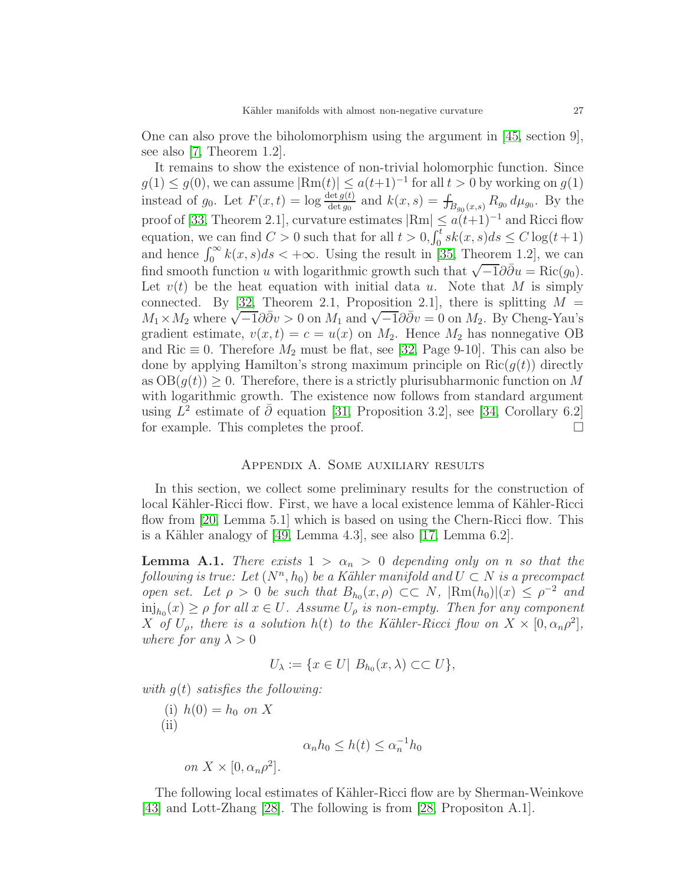One can also prove the biholomorphism using the argument in [45, section 9], see also [7, Theorem 1.2].

It remains to show the existence of non-trivial holomorphic function. Since $g(1) \leq g(0)$, we can assume $|\mathrm{Rm}(t)| \leq a(t+1)^{-1}$ for all $t > 0$ by working on $g(1)$ instead of $g_0$. Let $F(x,t) = \log \frac{\det g(t)}{\det g_0}$ and $k(x,s) = ⨍_{B_{g_0}(x,s)} R_{g_0}\, d\mu_{g_0}$. By the proof of [33, Theorem 2.1], curvature estimates $|\mathrm{Rm}| \leq a(t+1)^{-1}$ and Ricci flow equation, we can find $C > 0$ such that for all $t > 0, \int_0^t s k(x,s) ds \leq C \log(t+1)$ and hence $\int_0^\infty k(x,s)ds < +\infty$. Using the result in [35, Theorem 1.2], we can find smooth function $u$ with logarithmic growth such that $\sqrt{-1}\partial\bar\partial u = \mathrm{Ric}(g_0)$. Let $v(t)$ be the heat equation with initial data $u$. Note that $M$ is simply connected. By [32, Theorem 2.1, Proposition 2.1], there is splitting $M = M_1 \times M_2$ where $\sqrt{-1}\partial\bar\partial v > 0$ on $M_1$ and $\sqrt{-1}\partial\bar\partial v = 0$ on $M_2$. By Cheng-Yau's gradient estimate, $v(x,t) = c = u(x)$ on $M_2$. Hence $M_2$ has nonnegative OB and $\mathrm{Ric} \equiv 0$. Therefore $M_2$ must be flat, see [32, Page 9-10]. This can also be done by applying Hamilton's strong maximum principle on $\mathrm{Ric}(g(t))$ directly as $\mathrm{OB}(g(t)) \geq 0$. Therefore, there is a strictly plurisubharmonic function on $M$ with logarithmic growth. The existence now follows from standard argument using $L^2$ estimate of $\bar\partial$ equation [31, Proposition 3.2], see [34, Corollary 6.2] for example. This completes the proof. □

## Appendix A. Some auxiliary results

In this section, we collect some preliminary results for the construction of local Kähler-Ricci flow. First, we have a local existence lemma of Kähler-Ricci flow from [20, Lemma 5.1] which is based on using the Chern-Ricci flow. This is a Kähler analogy of [49, Lemma 4.3], see also [17, Lemma 6.2].

**Lemma A.1.** *There exists $1 > \alpha_n > 0$ depending only on $n$ so that the following is true: Let $(N^n, h_0)$ be a Kähler manifold and $U \subset N$ is a precompact open set. Let $\rho > 0$ be such that $B_{h_0}(x,\rho) \subset\subset N$, $|\mathrm{Rm}(h_0)|(x) \leq \rho^{-2}$ and $\mathrm{inj}_{h_0}(x) \geq \rho$ for all $x \in U$. Assume $U_\rho$ is non-empty. Then for any component $X$ of $U_\rho$, there is a solution $h(t)$ to the Kähler-Ricci flow on $X \times [0, \alpha_n \rho^2]$, where for any $\lambda > 0$*

$$U_\lambda := \{x \in U \mid B_{h_0}(x,\lambda) \subset\subset U\},$$

*with $g(t)$ satisfies the following:*

(i) *$h(0) = h_0$ on $X$*

(ii)

$$\alpha_n h_0 \leq h(t) \leq \alpha_n^{-1} h_0$$

*on $X \times [0, \alpha_n \rho^2]$.*

The following local estimates of Kähler-Ricci flow are by Sherman-Weinkove [43] and Lott-Zhang [28]. The following is from [28, Propositon A.1].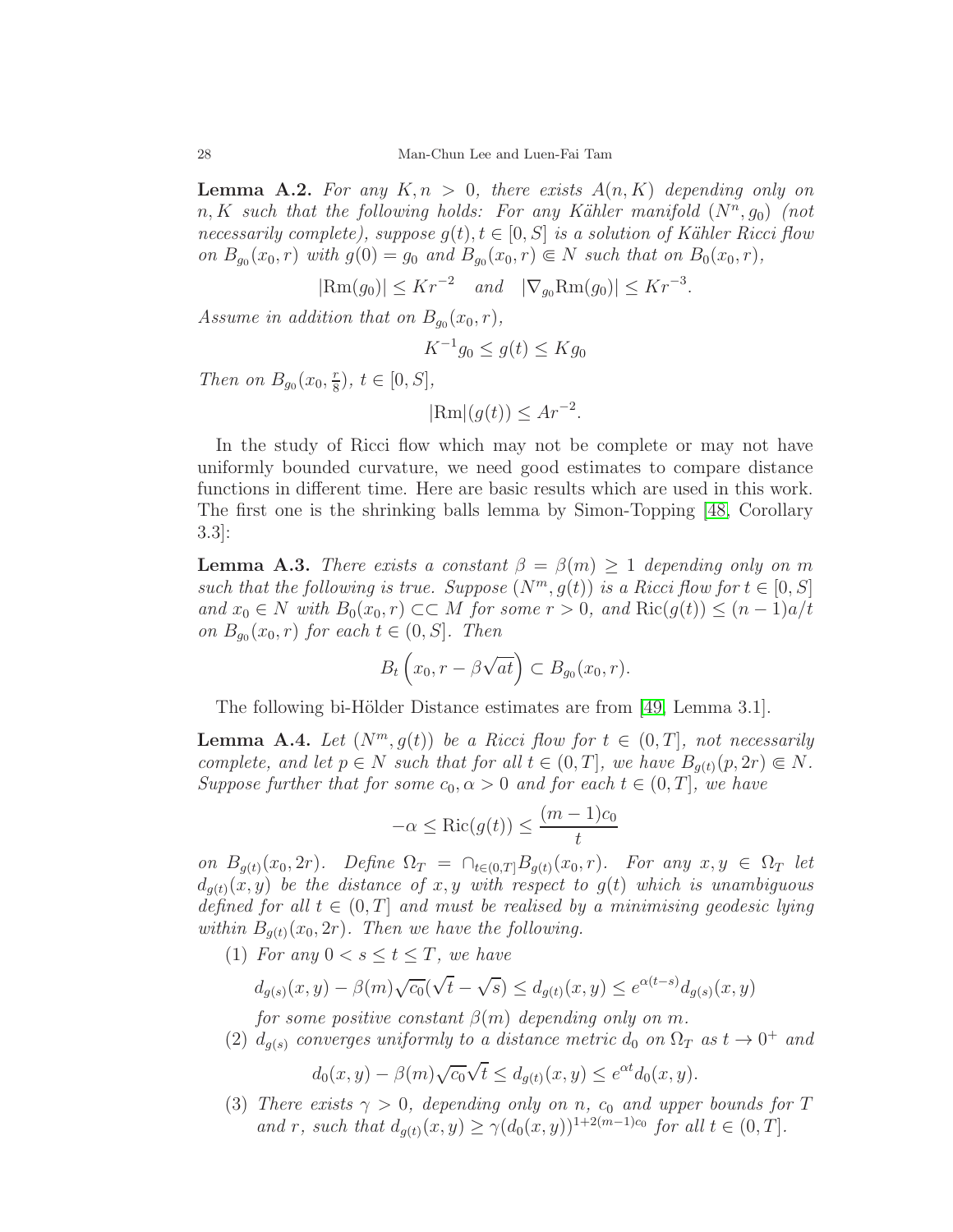**Lemma A.2.** *For any $K, n > 0$, there exists $A(n, K)$ depending only on $n, K$ such that the following holds: For any Kähler manifold $(N^n, g_0)$ (not necessarily complete), suppose $g(t), t \in [0, S]$ is a solution of Kähler Ricci flow on $B_{g_0}(x_0, r)$ with $g(0) = g_0$ and $B_{g_0}(x_0, r) \Subset N$ such that on $B_0(x_0, r)$,*

$$|\mathrm{Rm}(g_0)| \leq Kr^{-2} \quad \text{and} \quad |\nabla_{g_0}\mathrm{Rm}(g_0)| \leq Kr^{-3}.$$

*Assume in addition that on $B_{g_0}(x_0, r)$,*

$$K^{-1}g_0 \leq g(t) \leq Kg_0$$

*Then on $B_{g_0}(x_0, \frac{r}{8})$, $t \in [0, S]$,*

$$|\mathrm{Rm}|(g(t)) \leq Ar^{-2}.$$

In the study of Ricci flow which may not be complete or may not have uniformly bounded curvature, we need good estimates to compare distance functions in different time. Here are basic results which are used in this work. The first one is the shrinking balls lemma by Simon-Topping [48, Corollary 3.3]:

**Lemma A.3.** *There exists a constant $\beta = \beta(m) \geq 1$ depending only on $m$ such that the following is true. Suppose $(N^m, g(t))$ is a Ricci flow for $t \in [0, S]$ and $x_0 \in N$ with $B_0(x_0, r) \subset\subset M$ for some $r > 0$, and $\mathrm{Ric}(g(t)) \leq (n-1)a/t$ on $B_{g_0}(x_0, r)$ for each $t \in (0, S]$. Then*

$$B_t\left(x_0, r - \beta\sqrt{at}\right) \subset B_{g_0}(x_0, r).$$

The following bi-Hölder Distance estimates are from [49, Lemma 3.1].

**Lemma A.4.** *Let $(N^m, g(t))$ be a Ricci flow for $t \in (0, T]$, not necessarily complete, and let $p \in N$ such that for all $t \in (0, T]$, we have $B_{g(t)}(p, 2r) \Subset N$. Suppose further that for some $c_0, \alpha > 0$ and for each $t \in (0, T]$, we have*

$$-\alpha \leq \mathrm{Ric}(g(t)) \leq \frac{(m-1)c_0}{t}$$

*on $B_{g(t)}(x_0, 2r)$. Define $\Omega_T = \cap_{t \in (0,T]} B_{g(t)}(x_0, r)$. For any $x, y \in \Omega_T$ let $d_{g(t)}(x, y)$ be the distance of $x, y$ with respect to $g(t)$ which is unambiguous defined for all $t \in (0, T]$ and must be realised by a minimising geodesic lying within $B_{g(t)}(x_0, 2r)$. Then we have the following.*

1. *For any $0 < s \leq t \leq T$, we have*
$$d_{g(s)}(x, y) - \beta(m)\sqrt{c_0}(\sqrt{t} - \sqrt{s}) \leq d_{g(t)}(x, y) \leq e^{\alpha(t-s)} d_{g(s)}(x, y)$$
*for some positive constant $\beta(m)$ depending only on $m$.*
2. *$d_{g(s)}$ converges uniformly to a distance metric $d_0$ on $\Omega_T$ as $t \to 0^+$ and*
$$d_0(x, y) - \beta(m)\sqrt{c_0}\sqrt{t} \leq d_{g(t)}(x, y) \leq e^{\alpha t} d_0(x, y).$$
3. *There exists $\gamma > 0$, depending only on $n$, $c_0$ and upper bounds for $T$ and $r$, such that $d_{g(t)}(x, y) \geq \gamma(d_0(x, y))^{1+2(m-1)c_0}$ for all $t \in (0, T]$.*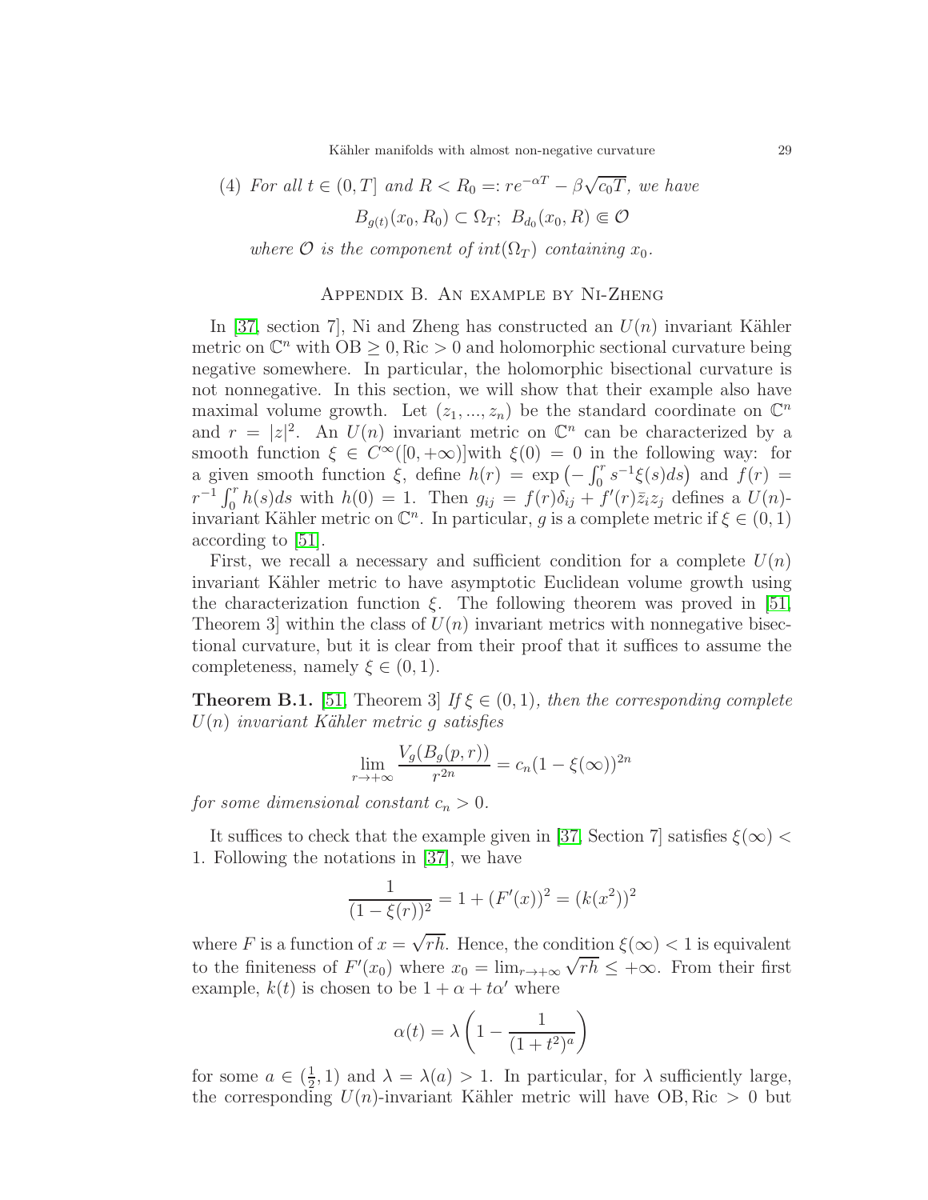(4) *For all $t \in (0, T]$ and $R < R_0 =: re^{-\alpha T} - \beta\sqrt{c_0 T}$, we have*

$$B_{g(t)}(x_0, R_0) \subset \Omega_T; \; B_{d_0}(x_0, R) \Subset \mathcal{O}$$

*where $\mathcal{O}$ is the component of $int(\Omega_T)$ containing $x_0$.*

## Appendix B. An example by Ni-Zheng

In [37, section 7], Ni and Zheng has constructed an $U(n)$ invariant Kähler metric on $\mathbb{C}^n$ with $\mathrm{OB} \geq 0, \mathrm{Ric} > 0$ and holomorphic sectional curvature being negative somewhere. In particular, the holomorphic bisectional curvature is not nonnegative. In this section, we will show that their example also have maximal volume growth. Let $(z_1, ..., z_n)$ be the standard coordinate on $\mathbb{C}^n$ and $r = |z|^2$. An $U(n)$ invariant metric on $\mathbb{C}^n$ can be characterized by a smooth function $\xi \in C^\infty([0, +\infty))$with $\xi(0) = 0$ in the following way: for a given smooth function $\xi$, define $h(r) = \exp\left(-\int_0^r s^{-1}\xi(s)ds\right)$ and $f(r) = r^{-1}\int_0^r h(s)ds$ with $h(0) = 1$. Then $g_{i\bar{j}} = f(r)\delta_{ij} + f'(r)\bar{z}_i z_j$ defines a $U(n)$-invariant Kähler metric on $\mathbb{C}^n$. In particular, $g$ is a complete metric if $\xi \in (0, 1)$ according to [51].

First, we recall a necessary and sufficient condition for a complete $U(n)$ invariant Kähler metric to have asymptotic Euclidean volume growth using the characterization function $\xi$. The following theorem was proved in [51, Theorem 3] within the class of $U(n)$ invariant metrics with nonnegative bisectional curvature, but it is clear from their proof that it suffices to assume the completeness, namely $\xi \in (0, 1)$.

**Theorem B.1.** [51, Theorem 3] *If $\xi \in (0, 1)$, then the corresponding complete $U(n)$ invariant Kähler metric $g$ satisfies*

$$\lim_{r \to +\infty} \frac{V_g(B_g(p, r))}{r^{2n}} = c_n(1 - \xi(\infty))^{2n}$$

*for some dimensional constant $c_n > 0$.*

It suffices to check that the example given in [37, Section 7] satisfies $\xi(\infty) < 1$. Following the notations in [37], we have

$$\frac{1}{(1 - \xi(r))^2} = 1 + (F'(x))^2 = (k(x^2))^2$$

where $F$ is a function of $x = \sqrt{rh}$. Hence, the condition $\xi(\infty) < 1$ is equivalent to the finiteness of $F'(x_0)$ where $x_0 = \lim_{r \to +\infty} \sqrt{rh} \leq +\infty$. From their first example, $k(t)$ is chosen to be $1 + \alpha + t\alpha'$ where

$$\alpha(t) = \lambda\left(1 - \frac{1}{(1 + t^2)^a}\right)$$

for some $a \in (\frac{1}{2}, 1)$ and $\lambda = \lambda(a) > 1$. In particular, for $\lambda$ sufficiently large, the corresponding $U(n)$-invariant Kähler metric will have $\mathrm{OB}, \mathrm{Ric} > 0$ but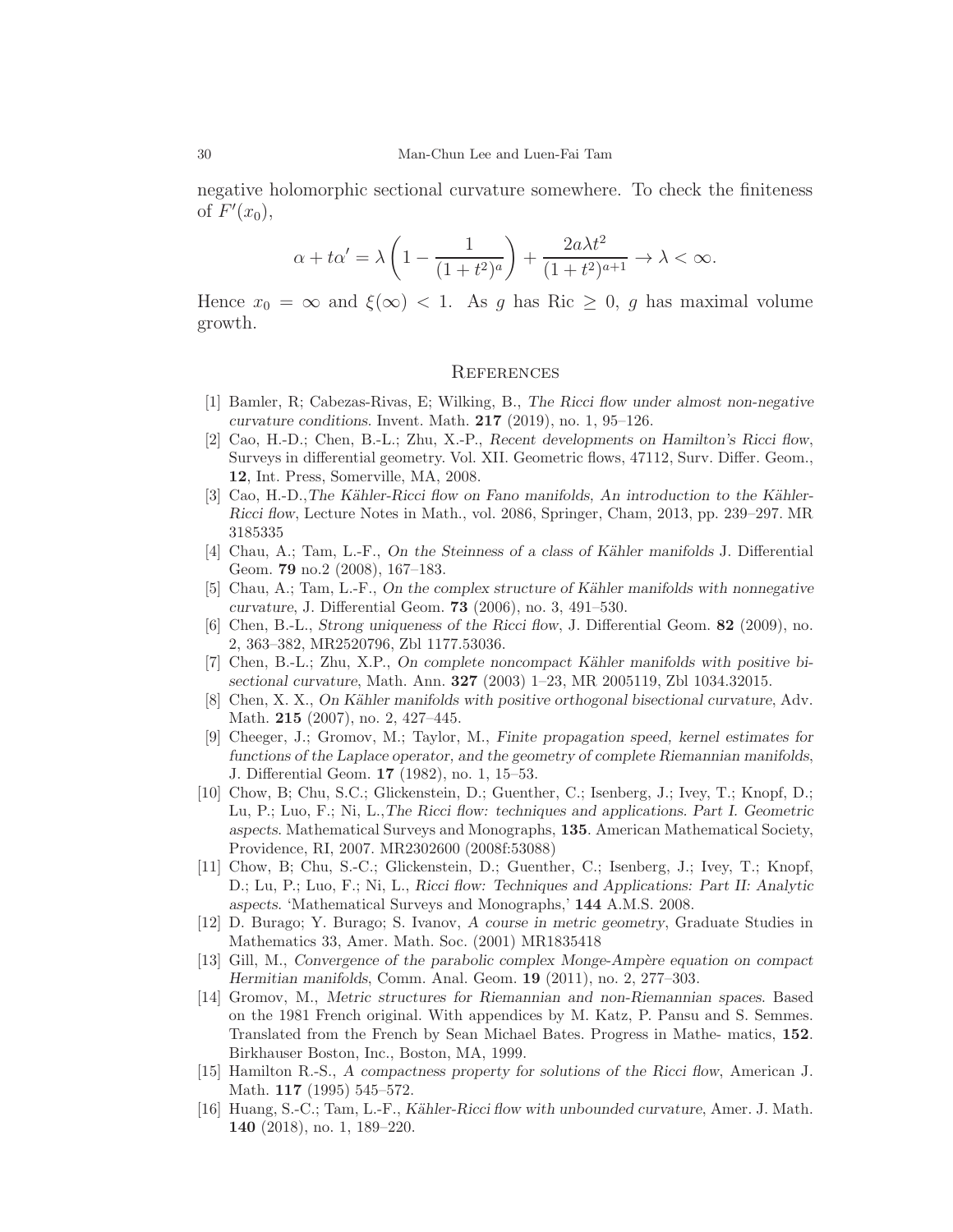negative holomorphic sectional curvature somewhere. To check the finiteness of $F'(x_0)$,

$$\alpha + t\alpha' = \lambda\left(1 - \frac{1}{(1+t^2)^a}\right) + \frac{2a\lambda t^2}{(1+t^2)^{a+1}} \to \lambda < \infty.$$

Hence $x_0 = \infty$ and $\xi(\infty) < 1$. As $g$ has $\mathrm{Ric} \geq 0$, $g$ has maximal volume growth.

## References

[1] Bamler, R; Cabezas-Rivas, E; Wilking, B., *The Ricci flow under almost non-negative curvature conditions*. Invent. Math. **217** (2019), no. 1, 95–126.

[2] Cao, H.-D.; Chen, B.-L.; Zhu, X.-P., *Recent developments on Hamilton's Ricci flow*, Surveys in differential geometry. Vol. XII. Geometric flows, 47112, Surv. Differ. Geom., **12**, Int. Press, Somerville, MA, 2008.

[3] Cao, H.-D.,*The Kähler-Ricci flow on Fano manifolds, An introduction to the Kähler-Ricci flow*, Lecture Notes in Math., vol. 2086, Springer, Cham, 2013, pp. 239–297. MR 3185335

[4] Chau, A.; Tam, L.-F., *On the Steinness of a class of Kähler manifolds* J. Differential Geom. **79** no.2 (2008), 167–183.

[5] Chau, A.; Tam, L.-F., *On the complex structure of Kähler manifolds with nonnegative curvature*, J. Differential Geom. **73** (2006), no. 3, 491–530.

[6] Chen, B.-L., *Strong uniqueness of the Ricci flow*, J. Differential Geom. **82** (2009), no. 2, 363–382, MR2520796, Zbl 1177.53036.

[7] Chen, B.-L.; Zhu, X.P., *On complete noncompact Kähler manifolds with positive bisectional curvature*, Math. Ann. **327** (2003) 1–23, MR 2005119, Zbl 1034.32015.

[8] Chen, X. X., *On Kähler manifolds with positive orthogonal bisectional curvature*, Adv. Math. **215** (2007), no. 2, 427–445.

[9] Cheeger, J.; Gromov, M.; Taylor, M., *Finite propagation speed, kernel estimates for functions of the Laplace operator, and the geometry of complete Riemannian manifolds*, J. Differential Geom. **17** (1982), no. 1, 15–53.

[10] Chow, B; Chu, S.C.; Glickenstein, D.; Guenther, C.; Isenberg, J.; Ivey, T.; Knopf, D.; Lu, P.; Luo, F.; Ni, L.,*The Ricci flow: techniques and applications. Part I. Geometric aspects*. Mathematical Surveys and Monographs, **135**. American Mathematical Society, Providence, RI, 2007. MR2302600 (2008f:53088)

[11] Chow, B; Chu, S.-C.; Glickenstein, D.; Guenther, C.; Isenberg, J.; Ivey, T.; Knopf, D.; Lu, P.; Luo, F.; Ni, L., *Ricci flow: Techniques and Applications: Part II: Analytic aspects*. 'Mathematical Surveys and Monographs,' **144** A.M.S. 2008.

[12] D. Burago; Y. Burago; S. Ivanov, *A course in metric geometry*, Graduate Studies in Mathematics 33, Amer. Math. Soc. (2001) MR1835418

[13] Gill, M., *Convergence of the parabolic complex Monge-Ampère equation on compact Hermitian manifolds*, Comm. Anal. Geom. **19** (2011), no. 2, 277–303.

[14] Gromov, M., *Metric structures for Riemannian and non-Riemannian spaces*. Based on the 1981 French original. With appendices by M. Katz, P. Pansu and S. Semmes. Translated from the French by Sean Michael Bates. Progress in Mathe- matics, **152**. Birkhauser Boston, Inc., Boston, MA, 1999.

[15] Hamilton R.-S., *A compactness property for solutions of the Ricci flow*, American J. Math. **117** (1995) 545–572.

[16] Huang, S.-C.; Tam, L.-F., *Kähler-Ricci flow with unbounded curvature*, Amer. J. Math. **140** (2018), no. 1, 189–220.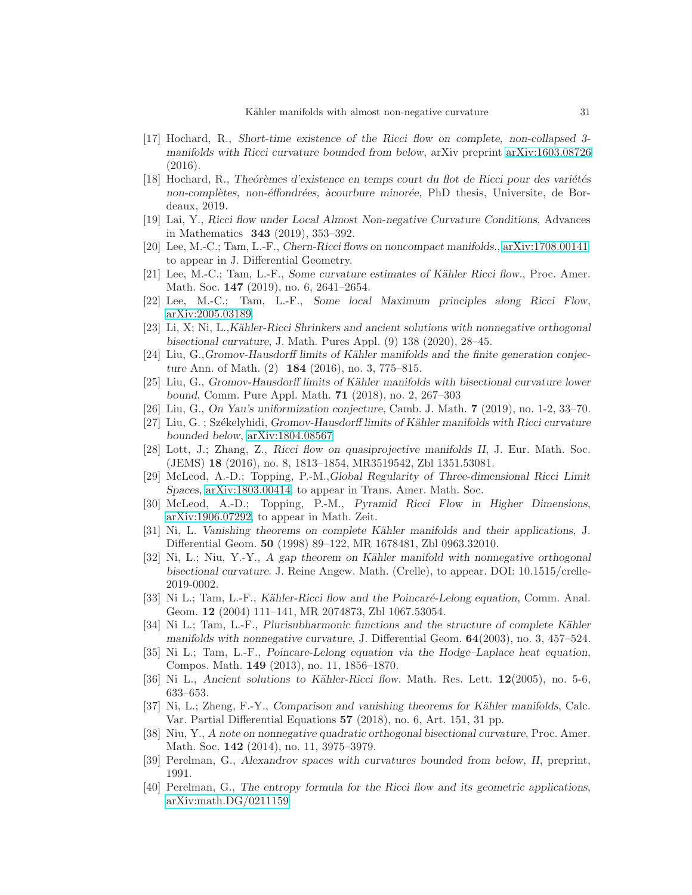[17] Hochard, R., *Short-time existence of the Ricci flow on complete, non-collapsed 3-manifolds with Ricci curvature bounded from below*, arXiv preprint arXiv:1603.08726 (2016).

[18] Hochard, R., *Theórèmes d'existence en temps court du flot de Ricci pour des variétés non-complètes, non-éffondrées, àcourbure minorée*, PhD thesis, Universite, de Bordeaux, 2019.

[19] Lai, Y., *Ricci flow under Local Almost Non-negative Curvature Conditions*, Advances in Mathematics **343** (2019), 353–392.

[20] Lee, M.-C.; Tam, L.-F., *Chern-Ricci flows on noncompact manifolds.*, arXiv:1708.00141 to appear in J. Differential Geometry.

[21] Lee, M.-C.; Tam, L.-F., *Some curvature estimates of Kähler Ricci flow.*, Proc. Amer. Math. Soc. **147** (2019), no. 6, 2641–2654.

[22] Lee, M.-C.; Tam, L.-F., *Some local Maximum principles along Ricci Flow*, arXiv:2005.03189

[23] Li, X; Ni, L.,*Kähler-Ricci Shrinkers and ancient solutions with nonnegative orthogonal bisectional curvature*, J. Math. Pures Appl. (9) 138 (2020), 28–45.

[24] Liu, G.,*Gromov-Hausdorff limits of Kähler manifolds and the finite generation conjecture* Ann. of Math. (2) **184** (2016), no. 3, 775–815.

[25] Liu, G., *Gromov-Hausdorff limits of Kähler manifolds with bisectional curvature lower bound*, Comm. Pure Appl. Math. **71** (2018), no. 2, 267–303

[26] Liu, G., *On Yau's uniformization conjecture*, Camb. J. Math. **7** (2019), no. 1-2, 33–70.

[27] Liu, G. ; Székelyhidi, *Gromov-Hausdorff limits of Kähler manifolds with Ricci curvature bounded below*, arXiv:1804.08567

[28] Lott, J.; Zhang, Z., *Ricci flow on quasiprojective manifolds II*, J. Eur. Math. Soc. (JEMS) **18** (2016), no. 8, 1813–1854, MR3519542, Zbl 1351.53081.

[29] McLeod, A.-D.; Topping, P.-M.,*Global Regularity of Three-dimensional Ricci Limit Spaces*, arXiv:1803.00414, to appear in Trans. Amer. Math. Soc.

[30] McLeod, A.-D.; Topping, P.-M., *Pyramid Ricci Flow in Higher Dimensions*, arXiv:1906.07292, to appear in Math. Zeit.

[31] Ni, L. *Vanishing theorems on complete Kähler manifolds and their applications*, J. Differential Geom. **50** (1998) 89–122, MR 1678481, Zbl 0963.32010.

[32] Ni, L.; Niu, Y.-Y., *A gap theorem on Kähler manifold with nonnegative orthogonal bisectional curvature*. J. Reine Angew. Math. (Crelle), to appear. DOI: 10.1515/crelle-2019-0002.

[33] Ni L.; Tam, L.-F., *Kähler-Ricci flow and the Poincaré-Lelong equation*, Comm. Anal. Geom. **12** (2004) 111–141, MR 2074873, Zbl 1067.53054.

[34] Ni L.; Tam, L.-F., *Plurisubharmonic functions and the structure of complete Kähler manifolds with nonnegative curvature*, J. Differential Geom. **64**(2003), no. 3, 457–524.

[35] Ni L.; Tam, L.-F., *Poincare-Lelong equation via the Hodge–Laplace heat equation*, Compos. Math. **149** (2013), no. 11, 1856–1870.

[36] Ni L., *Ancient solutions to Kähler-Ricci flow*. Math. Res. Lett. **12**(2005), no. 5-6, 633–653.

[37] Ni, L.; Zheng, F.-Y., *Comparison and vanishing theorems for Kähler manifolds*, Calc. Var. Partial Differential Equations **57** (2018), no. 6, Art. 151, 31 pp.

[38] Niu, Y., *A note on nonnegative quadratic orthogonal bisectional curvature*, Proc. Amer. Math. Soc. **142** (2014), no. 11, 3975–3979.

[39] Perelman, G., *Alexandrov spaces with curvatures bounded from below, II*, preprint, 1991.

[40] Perelman, G., *The entropy formula for the Ricci flow and its geometric applications*, arXiv:math.DG/0211159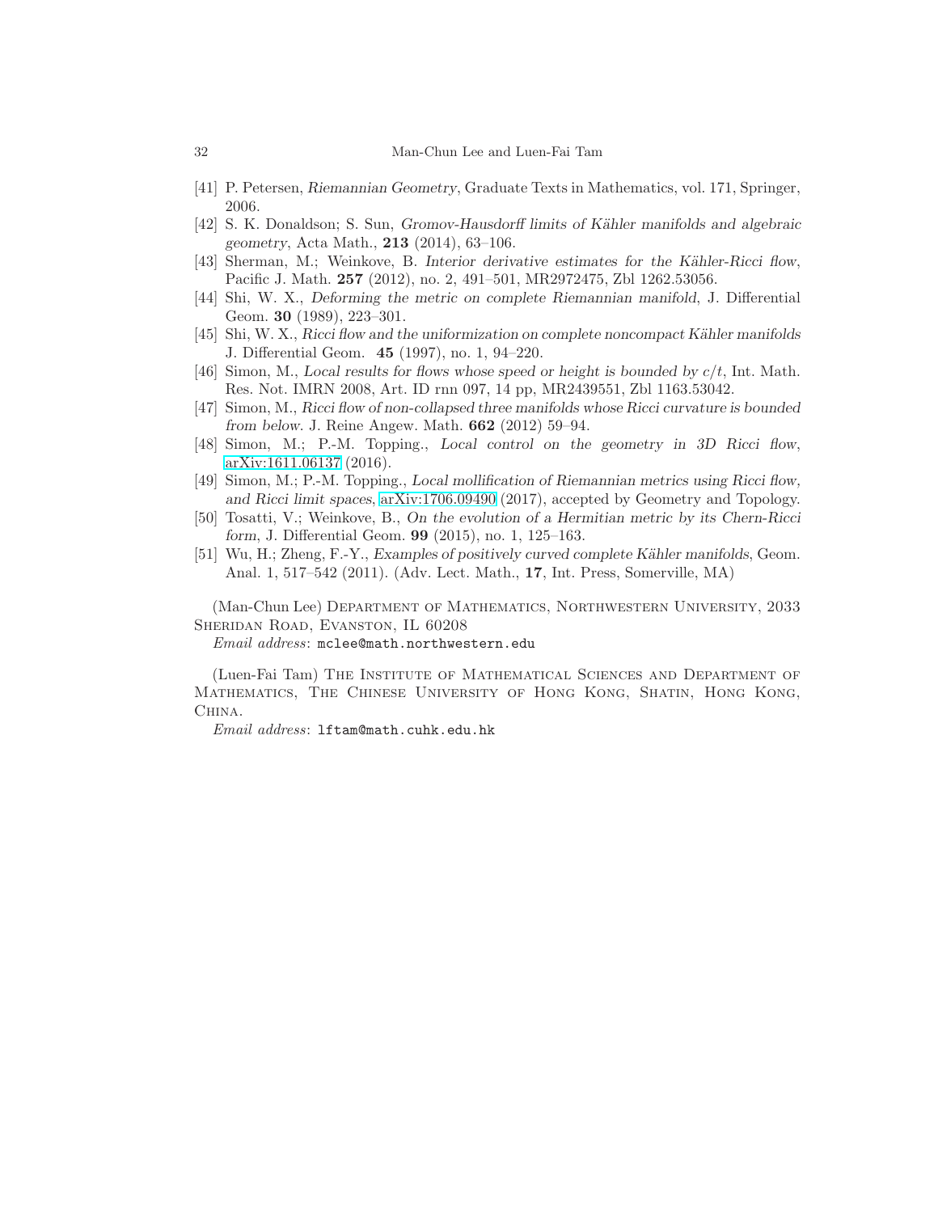- [41] P. Petersen, *Riemannian Geometry*, Graduate Texts in Mathematics, vol. 171, Springer, 2006.
- [42] S. K. Donaldson; S. Sun, *Gromov-Hausdorff limits of Kähler manifolds and algebraic geometry*, Acta Math., **213** (2014), 63–106.
- [43] Sherman, M.; Weinkove, B. *Interior derivative estimates for the Kähler-Ricci flow*, Pacific J. Math. **257** (2012), no. 2, 491–501, MR2972475, Zbl 1262.53056.
- [44] Shi, W. X., *Deforming the metric on complete Riemannian manifold*, J. Differential Geom. **30** (1989), 223–301.
- [45] Shi, W. X., *Ricci flow and the uniformization on complete noncompact Kähler manifolds* J. Differential Geom. **45** (1997), no. 1, 94–220.
- [46] Simon, M., *Local results for flows whose speed or height is bounded by $c/t$*, Int. Math. Res. Not. IMRN 2008, Art. ID rnn 097, 14 pp, MR2439551, Zbl 1163.53042.
- [47] Simon, M., *Ricci flow of non-collapsed three manifolds whose Ricci curvature is bounded from below*. J. Reine Angew. Math. **662** (2012) 59–94.
- [48] Simon, M.; P.-M. Topping., *Local control on the geometry in 3D Ricci flow*, arXiv:1611.06137 (2016).
- [49] Simon, M.; P.-M. Topping., *Local mollification of Riemannian metrics using Ricci flow, and Ricci limit spaces*, arXiv:1706.09490 (2017), accepted by Geometry and Topology.
- [50] Tosatti, V.; Weinkove, B., *On the evolution of a Hermitian metric by its Chern-Ricci form*, J. Differential Geom. **99** (2015), no. 1, 125–163.
- [51] Wu, H.; Zheng, F.-Y., *Examples of positively curved complete Kähler manifolds*, Geom. Anal. 1, 517–542 (2011). (Adv. Lect. Math., **17**, Int. Press, Somerville, MA)

(Man-Chun Lee) Department of Mathematics, Northwestern University, 2033 Sheridan Road, Evanston, IL 60208

*Email address*: `mclee@math.northwestern.edu`

(Luen-Fai Tam) The Institute of Mathematical Sciences and Department of Mathematics, The Chinese University of Hong Kong, Shatin, Hong Kong, China.

*Email address*: `lftam@math.cuhk.edu.hk`